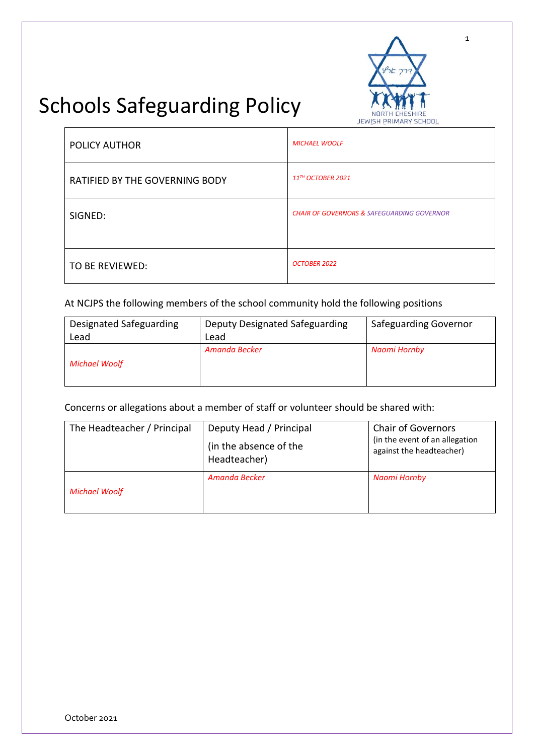# Schools Safeguarding Policy

| | |
|---|---|
| POLICY AUTHOR | *MICHAEL WOOLF* |
| RATIFIED BY THE GOVERNING BODY | *11TH OCTOBER 2021* |
| SIGNED: | *CHAIR OF GOVERNORS & SAFEGUARDING GOVERNOR* |
| TO BE REVIEWED: | *OCTOBER 2022* |

At NCJPS the following members of the school community hold the following positions

| Designated Safeguarding Lead | Deputy Designated Safeguarding Lead | Safeguarding Governor |
|---|---|---|
| *Michael Woolf* | *Amanda Becker* | *Naomi Hornby* |

Concerns or allegations about a member of staff or volunteer should be shared with:

| The Headteacher / Principal | Deputy Head / Principal (in the absence of the Headteacher) | Chair of Governors (in the event of an allegation against the headteacher) |
|---|---|---|
| *Michael Woolf* | *Amanda Becker* | *Naomi Hornby* |

October 2021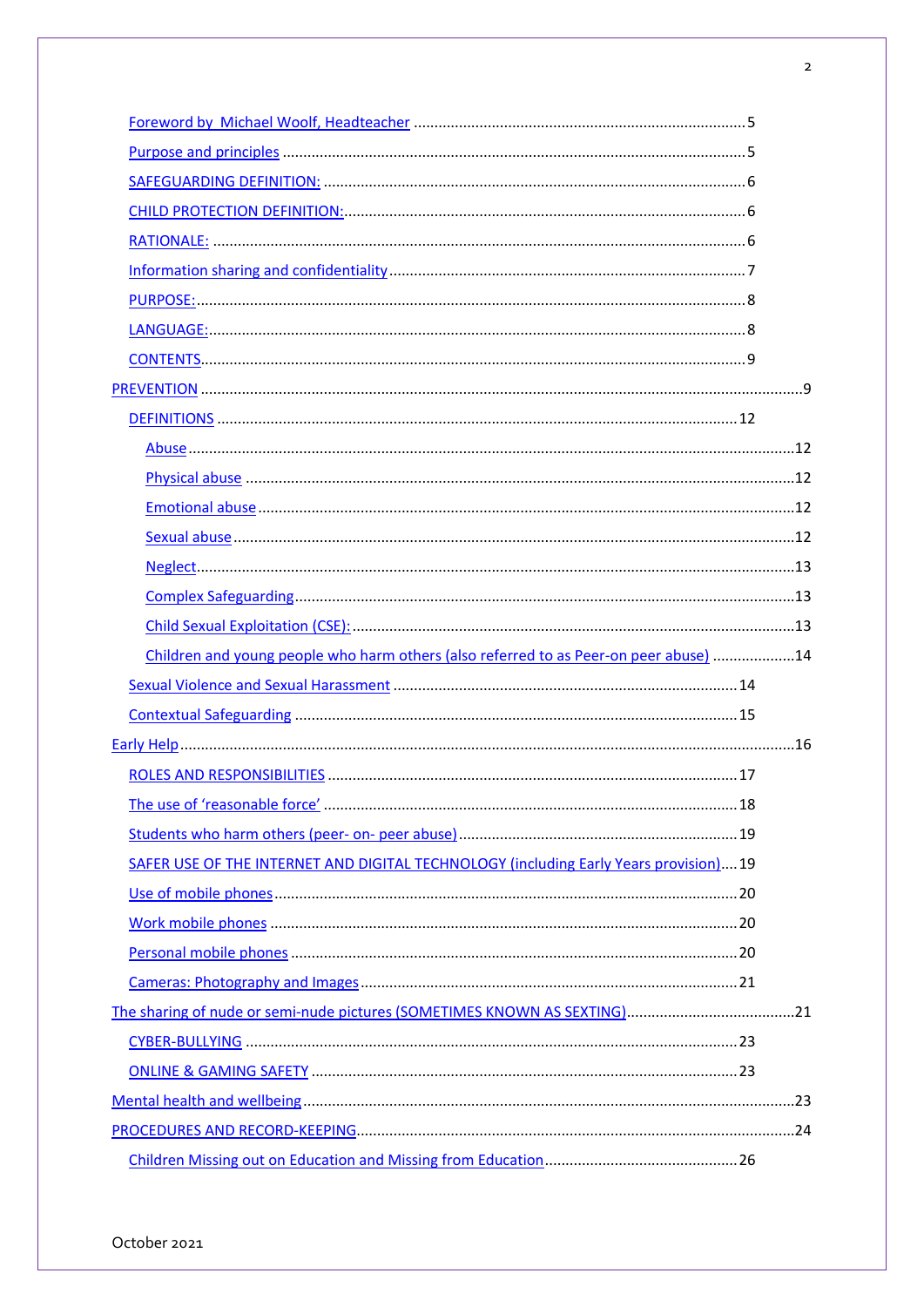- Foreword by Michael Woolf, Headteacher ..... 5
- Purpose and principles ..... 5
- SAFEGUARDING DEFINITION: ..... 6
- CHILD PROTECTION DEFINITION: ..... 6
- RATIONALE: ..... 6
- Information sharing and confidentiality ..... 7
- PURPOSE: ..... 8
- LANGUAGE: ..... 8
- CONTENTS ..... 9

PREVENTION ..... 9

- DEFINITIONS ..... 12
  - Abuse ..... 12
  - Physical abuse ..... 12
  - Emotional abuse ..... 12
  - Sexual abuse ..... 12
  - Neglect ..... 13
  - Complex Safeguarding ..... 13
  - Child Sexual Exploitation (CSE): ..... 13
  - Children and young people who harm others (also referred to as Peer-on peer abuse) ..... 14
- Sexual Violence and Sexual Harassment ..... 14
- Contextual Safeguarding ..... 15

Early Help ..... 16

- ROLES AND RESPONSIBILITIES ..... 17
- The use of 'reasonable force' ..... 18
- Students who harm others (peer- on- peer abuse) ..... 19
- SAFER USE OF THE INTERNET AND DIGITAL TECHNOLOGY (including Early Years provision) ..... 19
- Use of mobile phones ..... 20
- Work mobile phones ..... 20
- Personal mobile phones ..... 20
- Cameras: Photography and Images ..... 21

The sharing of nude or semi-nude pictures (SOMETIMES KNOWN AS SEXTING) ..... 21

- CYBER-BULLYING ..... 23
- ONLINE & GAMING SAFETY ..... 23

Mental health and wellbeing ..... 23

PROCEDURES AND RECORD-KEEPING ..... 24

- Children Missing out on Education and Missing from Education ..... 26

October 2021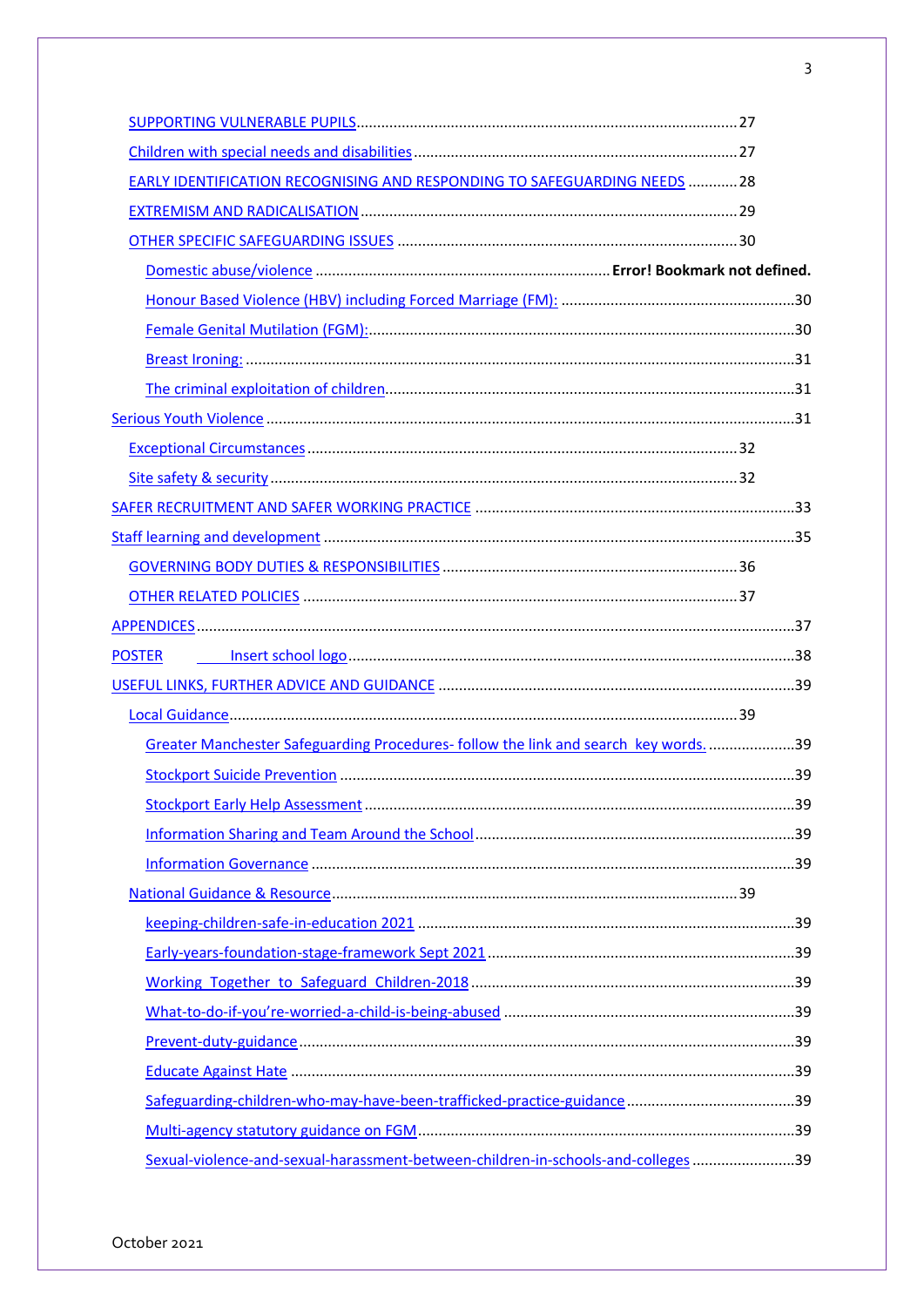SUPPORTING VULNERABLE PUPILS ........................................................................................ 27

Children with special needs and disabilities ............................................................................ 27

EARLY IDENTIFICATION RECOGNISING AND RESPONDING TO SAFEGUARDING NEEDS ........... 28

EXTREMISM AND RADICALISATION ...................................................................................... 29

OTHER SPECIFIC SAFEGUARDING ISSUES ............................................................................. 30

Domestic abuse/violence ...................................................................... **Error! Bookmark not defined.**

Honour Based Violence (HBV) including Forced Marriage (FM): ......................................................... 30

Female Genital Mutilation (FGM): ........................................................................................ 30

Breast Ironing: ....................................................................................................... 31

The criminal exploitation of children ............................................................................... 31

Serious Youth Violence ................................................................................................ 31

Exceptional Circumstances ....................................................................................... 32

Site safety & security ............................................................................................ 32

SAFER RECRUITMENT AND SAFER WORKING PRACTICE ........................................................... 33

Staff learning and development ..................................................................................... 35

GOVERNING BODY DUTIES & RESPONSIBILITIES ................................................................. 36

OTHER RELATED POLICIES ........................................................................................... 37

APPENDICES ........................................................................................................... 37

POSTER Insert school logo ............................................................................................ 38

USEFUL LINKS, FURTHER ADVICE AND GUIDANCE ............................................................... 39

Local Guidance ....................................................................................................... 39

Greater Manchester Safeguarding Procedures- follow the link and search key words. ..................... 39

Stockport Suicide Prevention ....................................................................................... 39

Stockport Early Help Assessment ................................................................................... 39

Information Sharing and Team Around the School ............................................................... 39

Information Governance ............................................................................................. 39

National Guidance & Resource .................................................................................... 39

keeping-children-safe-in-education 2021 ......................................................................... 39

Early-years-foundation-stage-framework Sept 2021 ............................................................. 39

Working Together to Safeguard Children-2018 .................................................................. 39

What-to-do-if-you're-worried-a-child-is-being-abused .......................................................... 39

Prevent-duty-guidance ............................................................................................... 39

Educate Against Hate ................................................................................................ 39

Safeguarding-children-who-may-have-been-trafficked-practice-guidance ...................................... 39

Multi-agency statutory guidance on FGM ......................................................................... 39

Sexual-violence-and-sexual-harassment-between-children-in-schools-and-colleges ......................... 39

October 2021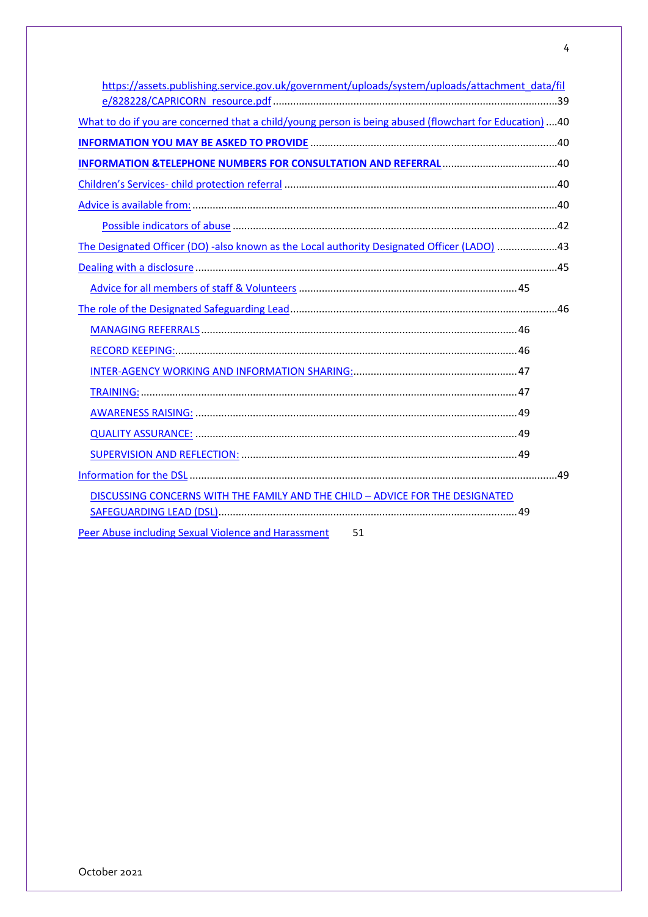[https://assets.publishing.service.gov.uk/government/uploads/system/uploads/attachment_data/file/828228/CAPRICORN_resource.pdf](https://assets.publishing.service.gov.uk/government/uploads/system/uploads/attachment_data/file/828228/CAPRICORN_resource.pdf) ....................39

What to do if you are concerned that a child/young person is being abused (flowchart for Education) ....40

**INFORMATION YOU MAY BE ASKED TO PROVIDE** ....................40

**INFORMATION &TELEPHONE NUMBERS FOR CONSULTATION AND REFERRAL** ....................40

Children's Services- child protection referral ....................40

Advice is available from: ....................40

Possible indicators of abuse ....................42

The Designated Officer (DO) -also known as the Local authority Designated Officer (LADO) ....................43

Dealing with a disclosure ....................45

Advice for all members of staff & Volunteers ....................45

The role of the Designated Safeguarding Lead ....................46

MANAGING REFERRALS ....................46

RECORD KEEPING: ....................46

INTER-AGENCY WORKING AND INFORMATION SHARING: ....................47

TRAINING: ....................47

AWARENESS RAISING: ....................49

QUALITY ASSURANCE: ....................49

SUPERVISION AND REFLECTION: ....................49

Information for the DSL ....................49

DISCUSSING CONCERNS WITH THE FAMILY AND THE CHILD – ADVICE FOR THE DESIGNATED SAFEGUARDING LEAD (DSL) ....................49

Peer Abuse including Sexual Violence and Harassment 51

October 2021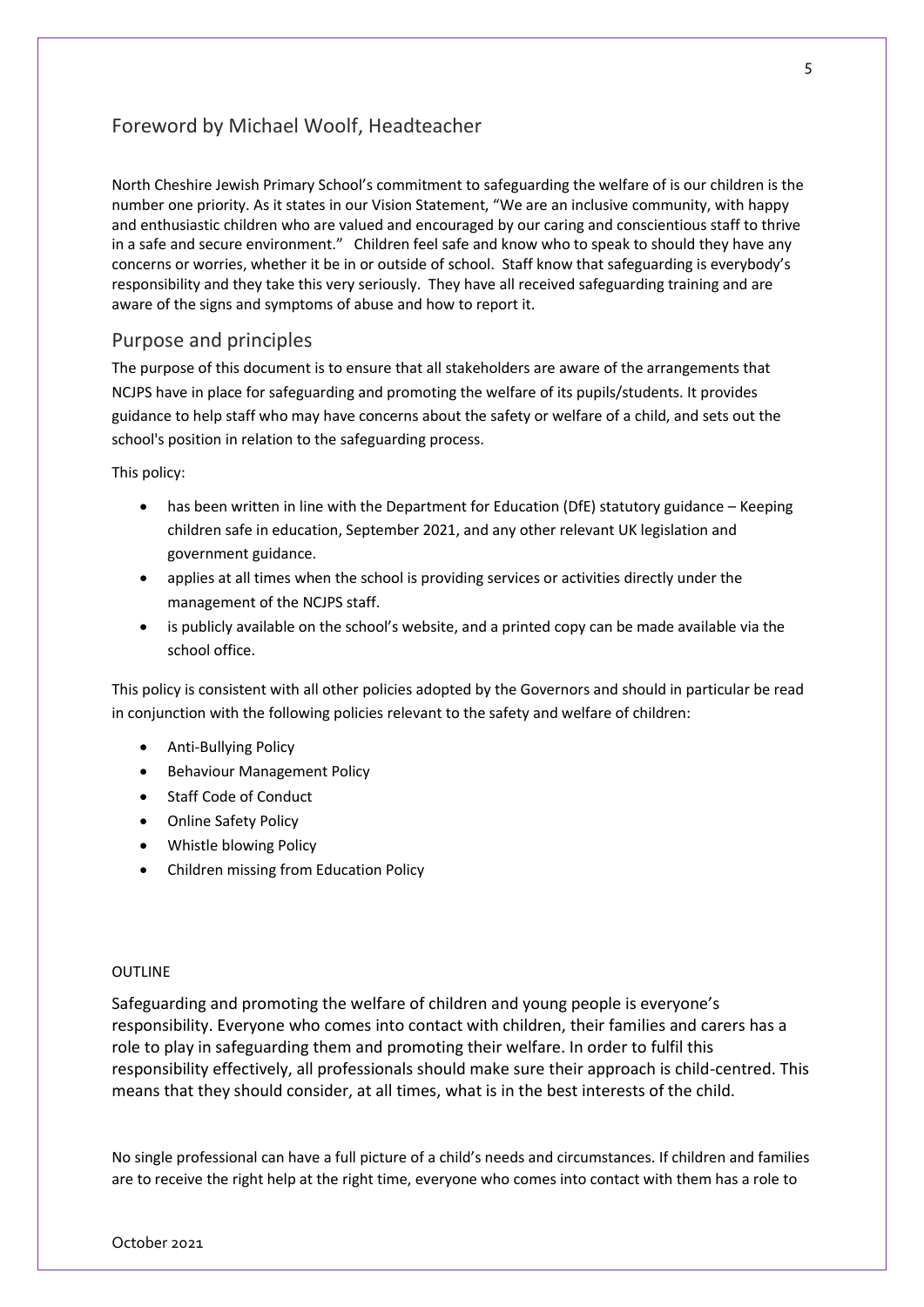## Foreword by Michael Woolf, Headteacher

North Cheshire Jewish Primary School's commitment to safeguarding the welfare of is our children is the number one priority. As it states in our Vision Statement, "We are an inclusive community, with happy and enthusiastic children who are valued and encouraged by our caring and conscientious staff to thrive in a safe and secure environment." Children feel safe and know who to speak to should they have any concerns or worries, whether it be in or outside of school. Staff know that safeguarding is everybody's responsibility and they take this very seriously. They have all received safeguarding training and are aware of the signs and symptoms of abuse and how to report it.

## Purpose and principles

The purpose of this document is to ensure that all stakeholders are aware of the arrangements that NCJPS have in place for safeguarding and promoting the welfare of its pupils/students. It provides guidance to help staff who may have concerns about the safety or welfare of a child, and sets out the school's position in relation to the safeguarding process.

This policy:

- has been written in line with the Department for Education (DfE) statutory guidance – Keeping children safe in education, September 2021, and any other relevant UK legislation and government guidance.
- applies at all times when the school is providing services or activities directly under the management of the NCJPS staff.
- is publicly available on the school's website, and a printed copy can be made available via the school office.

This policy is consistent with all other policies adopted by the Governors and should in particular be read in conjunction with the following policies relevant to the safety and welfare of children:

- Anti-Bullying Policy
- Behaviour Management Policy
- Staff Code of Conduct
- Online Safety Policy
- Whistle blowing Policy
- Children missing from Education Policy

OUTLINE

Safeguarding and promoting the welfare of children and young people is everyone's responsibility. Everyone who comes into contact with children, their families and carers has a role to play in safeguarding them and promoting their welfare. In order to fulfil this responsibility effectively, all professionals should make sure their approach is child-centred. This means that they should consider, at all times, what is in the best interests of the child.

No single professional can have a full picture of a child's needs and circumstances. If children and families are to receive the right help at the right time, everyone who comes into contact with them has a role to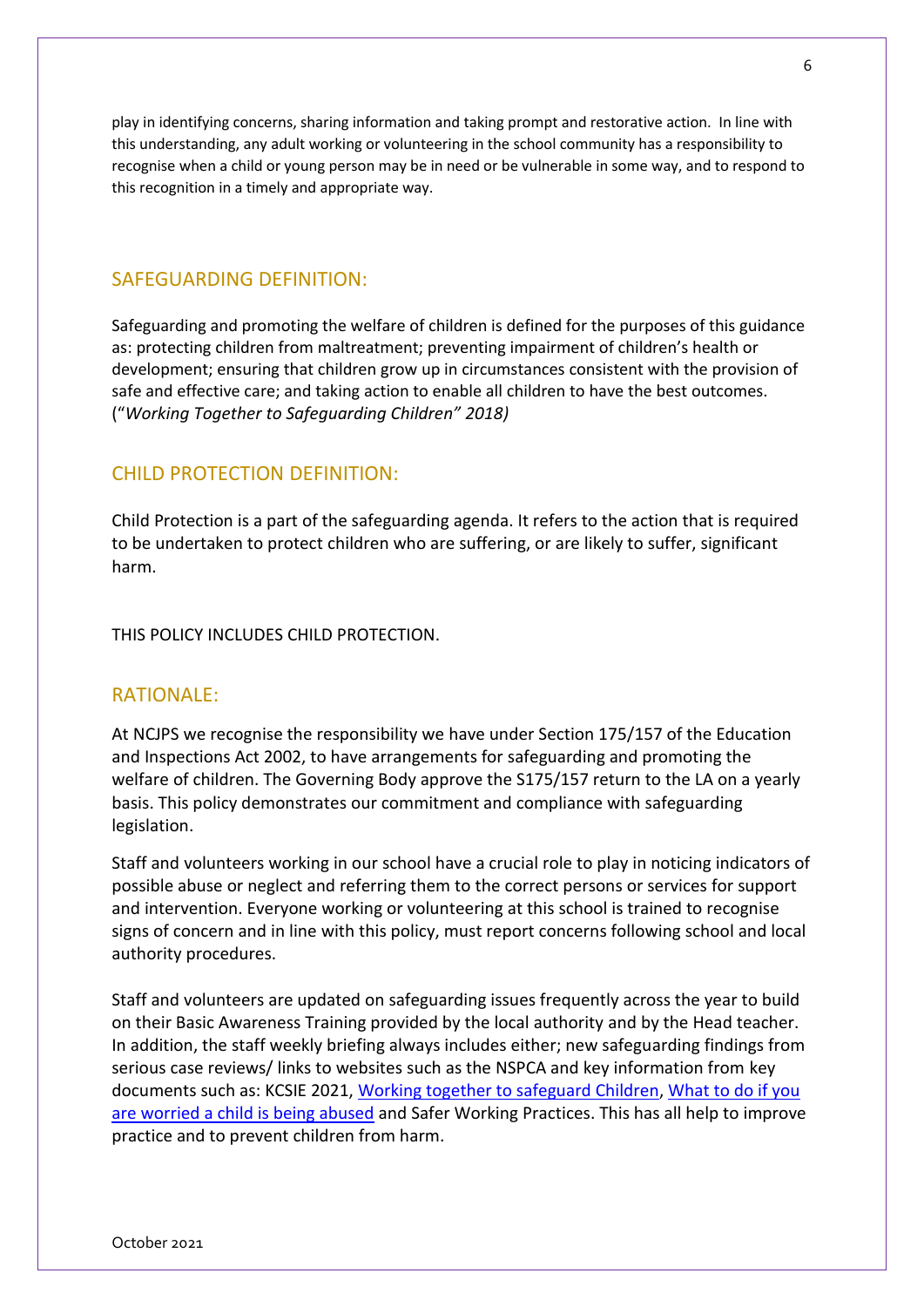play in identifying concerns, sharing information and taking prompt and restorative action. In line with this understanding, any adult working or volunteering in the school community has a responsibility to recognise when a child or young person may be in need or be vulnerable in some way, and to respond to this recognition in a timely and appropriate way.

## SAFEGUARDING DEFINITION:

Safeguarding and promoting the welfare of children is defined for the purposes of this guidance as: protecting children from maltreatment; preventing impairment of children's health or development; ensuring that children grow up in circumstances consistent with the provision of safe and effective care; and taking action to enable all children to have the best outcomes. ("*Working Together to Safeguarding Children" 2018)*

## CHILD PROTECTION DEFINITION:

Child Protection is a part of the safeguarding agenda. It refers to the action that is required to be undertaken to protect children who are suffering, or are likely to suffer, significant harm.

THIS POLICY INCLUDES CHILD PROTECTION.

## RATIONALE:

At NCJPS we recognise the responsibility we have under Section 175/157 of the Education and Inspections Act 2002, to have arrangements for safeguarding and promoting the welfare of children. The Governing Body approve the S175/157 return to the LA on a yearly basis. This policy demonstrates our commitment and compliance with safeguarding legislation.

Staff and volunteers working in our school have a crucial role to play in noticing indicators of possible abuse or neglect and referring them to the correct persons or services for support and intervention. Everyone working or volunteering at this school is trained to recognise signs of concern and in line with this policy, must report concerns following school and local authority procedures.

Staff and volunteers are updated on safeguarding issues frequently across the year to build on their Basic Awareness Training provided by the local authority and by the Head teacher. In addition, the staff weekly briefing always includes either; new safeguarding findings from serious case reviews/ links to websites such as the NSPCA and key information from key documents such as: KCSIE 2021, Working together to safeguard Children, What to do if you are worried a child is being abused and Safer Working Practices. This has all help to improve practice and to prevent children from harm.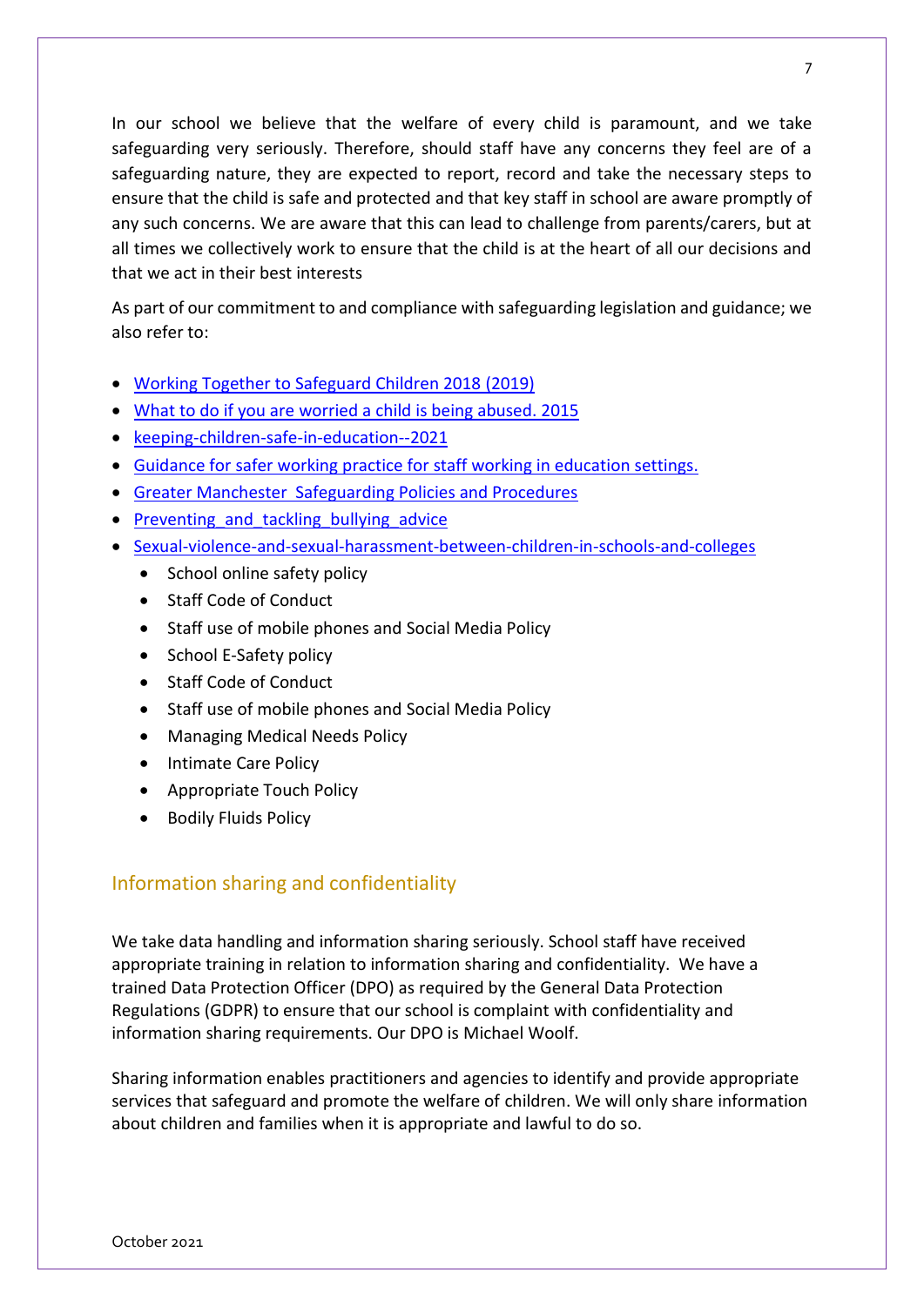In our school we believe that the welfare of every child is paramount, and we take safeguarding very seriously. Therefore, should staff have any concerns they feel are of a safeguarding nature, they are expected to report, record and take the necessary steps to ensure that the child is safe and protected and that key staff in school are aware promptly of any such concerns. We are aware that this can lead to challenge from parents/carers, but at all times we collectively work to ensure that the child is at the heart of all our decisions and that we act in their best interests

As part of our commitment to and compliance with safeguarding legislation and guidance; we also refer to:

- Working Together to Safeguard Children 2018 (2019)
- What to do if you are worried a child is being abused. 2015
- keeping-children-safe-in-education--2021
- Guidance for safer working practice for staff working in education settings.
- Greater Manchester  Safeguarding Policies and Procedures
- Preventing_and_tackling_bullying_advice
- Sexual-violence-and-sexual-harassment-between-children-in-schools-and-colleges
  - School online safety policy
  - Staff Code of Conduct
  - Staff use of mobile phones and Social Media Policy
  - School E-Safety policy
  - Staff Code of Conduct
  - Staff use of mobile phones and Social Media Policy
  - Managing Medical Needs Policy
  - Intimate Care Policy
  - Appropriate Touch Policy
  - Bodily Fluids Policy

## Information sharing and confidentiality

We take data handling and information sharing seriously. School staff have received appropriate training in relation to information sharing and confidentiality. We have a trained Data Protection Officer (DPO) as required by the General Data Protection Regulations (GDPR) to ensure that our school is complaint with confidentiality and information sharing requirements. Our DPO is Michael Woolf.

Sharing information enables practitioners and agencies to identify and provide appropriate services that safeguard and promote the welfare of children. We will only share information about children and families when it is appropriate and lawful to do so.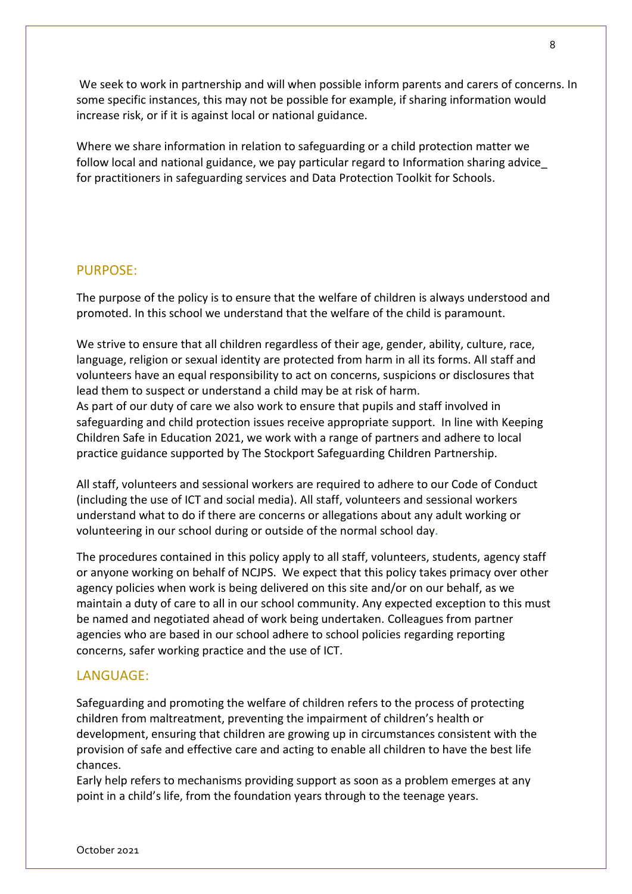We seek to work in partnership and will when possible inform parents and carers of concerns. In some specific instances, this may not be possible for example, if sharing information would increase risk, or if it is against local or national guidance.

Where we share information in relation to safeguarding or a child protection matter we follow local and national guidance, we pay particular regard to Information sharing advice_ for practitioners in safeguarding services and Data Protection Toolkit for Schools.

## PURPOSE:

The purpose of the policy is to ensure that the welfare of children is always understood and promoted. In this school we understand that the welfare of the child is paramount.

We strive to ensure that all children regardless of their age, gender, ability, culture, race, language, religion or sexual identity are protected from harm in all its forms. All staff and volunteers have an equal responsibility to act on concerns, suspicions or disclosures that lead them to suspect or understand a child may be at risk of harm.
As part of our duty of care we also work to ensure that pupils and staff involved in safeguarding and child protection issues receive appropriate support. In line with Keeping Children Safe in Education 2021, we work with a range of partners and adhere to local practice guidance supported by The Stockport Safeguarding Children Partnership.

All staff, volunteers and sessional workers are required to adhere to our Code of Conduct (including the use of ICT and social media). All staff, volunteers and sessional workers understand what to do if there are concerns or allegations about any adult working or volunteering in our school during or outside of the normal school day.

The procedures contained in this policy apply to all staff, volunteers, students, agency staff or anyone working on behalf of NCJPS. We expect that this policy takes primacy over other agency policies when work is being delivered on this site and/or on our behalf, as we maintain a duty of care to all in our school community. Any expected exception to this must be named and negotiated ahead of work being undertaken. Colleagues from partner agencies who are based in our school adhere to school policies regarding reporting concerns, safer working practice and the use of ICT.

## LANGUAGE:

Safeguarding and promoting the welfare of children refers to the process of protecting children from maltreatment, preventing the impairment of children's health or development, ensuring that children are growing up in circumstances consistent with the provision of safe and effective care and acting to enable all children to have the best life chances.
Early help refers to mechanisms providing support as soon as a problem emerges at any point in a child's life, from the foundation years through to the teenage years.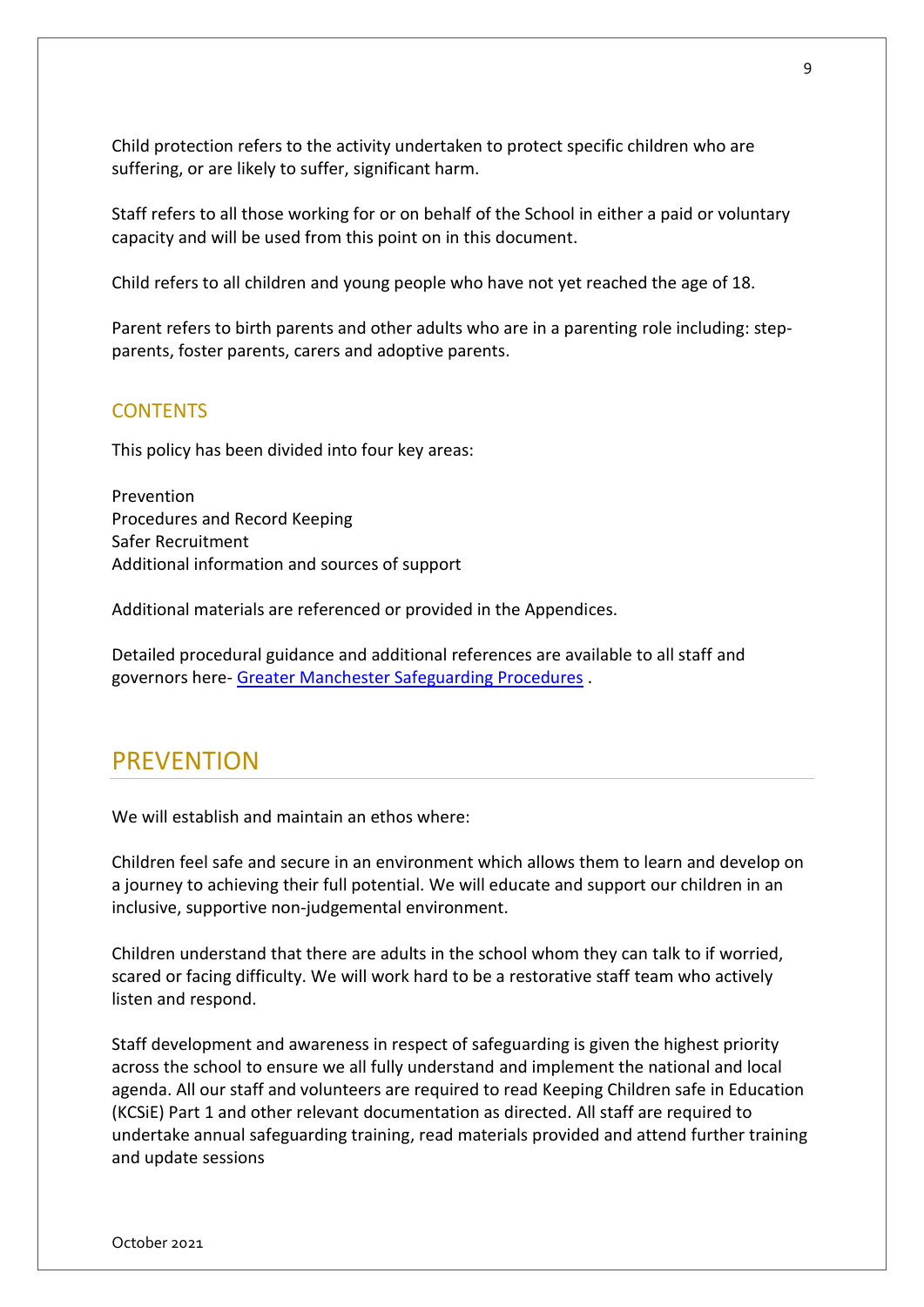Child protection refers to the activity undertaken to protect specific children who are suffering, or are likely to suffer, significant harm.

Staff refers to all those working for or on behalf of the School in either a paid or voluntary capacity and will be used from this point on in this document.

Child refers to all children and young people who have not yet reached the age of 18.

Parent refers to birth parents and other adults who are in a parenting role including: step-parents, foster parents, carers and adoptive parents.

### CONTENTS

This policy has been divided into four key areas:

Prevention
Procedures and Record Keeping
Safer Recruitment
Additional information and sources of support

Additional materials are referenced or provided in the Appendices.

Detailed procedural guidance and additional references are available to all staff and governors here- [Greater Manchester Safeguarding Procedures](Greater Manchester Safeguarding Procedures) .

## PREVENTION

We will establish and maintain an ethos where:

Children feel safe and secure in an environment which allows them to learn and develop on a journey to achieving their full potential. We will educate and support our children in an inclusive, supportive non-judgemental environment.

Children understand that there are adults in the school whom they can talk to if worried, scared or facing difficulty. We will work hard to be a restorative staff team who actively listen and respond.

Staff development and awareness in respect of safeguarding is given the highest priority across the school to ensure we all fully understand and implement the national and local agenda. All our staff and volunteers are required to read Keeping Children safe in Education (KCSiE) Part 1 and other relevant documentation as directed. All staff are required to undertake annual safeguarding training, read materials provided and attend further training and update sessions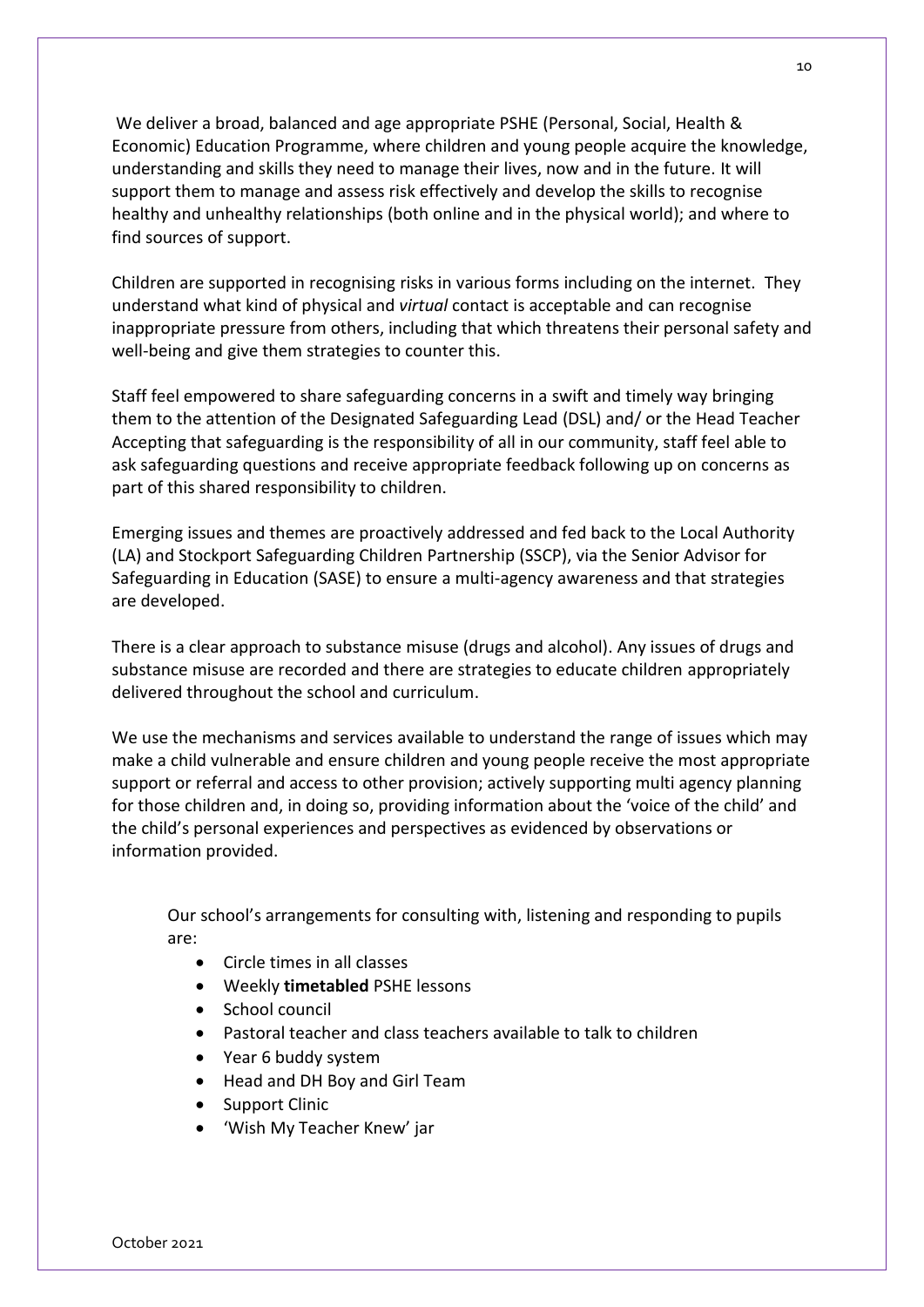We deliver a broad, balanced and age appropriate PSHE (Personal, Social, Health & Economic) Education Programme, where children and young people acquire the knowledge, understanding and skills they need to manage their lives, now and in the future. It will support them to manage and assess risk effectively and develop the skills to recognise healthy and unhealthy relationships (both online and in the physical world); and where to find sources of support.

Children are supported in recognising risks in various forms including on the internet. They understand what kind of physical and *virtual* contact is acceptable and can recognise inappropriate pressure from others, including that which threatens their personal safety and well-being and give them strategies to counter this.

Staff feel empowered to share safeguarding concerns in a swift and timely way bringing them to the attention of the Designated Safeguarding Lead (DSL) and/ or the Head Teacher Accepting that safeguarding is the responsibility of all in our community, staff feel able to ask safeguarding questions and receive appropriate feedback following up on concerns as part of this shared responsibility to children.

Emerging issues and themes are proactively addressed and fed back to the Local Authority (LA) and Stockport Safeguarding Children Partnership (SSCP), via the Senior Advisor for Safeguarding in Education (SASE) to ensure a multi-agency awareness and that strategies are developed.

There is a clear approach to substance misuse (drugs and alcohol). Any issues of drugs and substance misuse are recorded and there are strategies to educate children appropriately delivered throughout the school and curriculum.

We use the mechanisms and services available to understand the range of issues which may make a child vulnerable and ensure children and young people receive the most appropriate support or referral and access to other provision; actively supporting multi agency planning for those children and, in doing so, providing information about the 'voice of the child' and the child's personal experiences and perspectives as evidenced by observations or information provided.

Our school's arrangements for consulting with, listening and responding to pupils are:

- Circle times in all classes
- Weekly **timetabled** PSHE lessons
- School council
- Pastoral teacher and class teachers available to talk to children
- Year 6 buddy system
- Head and DH Boy and Girl Team
- Support Clinic
- 'Wish My Teacher Knew' jar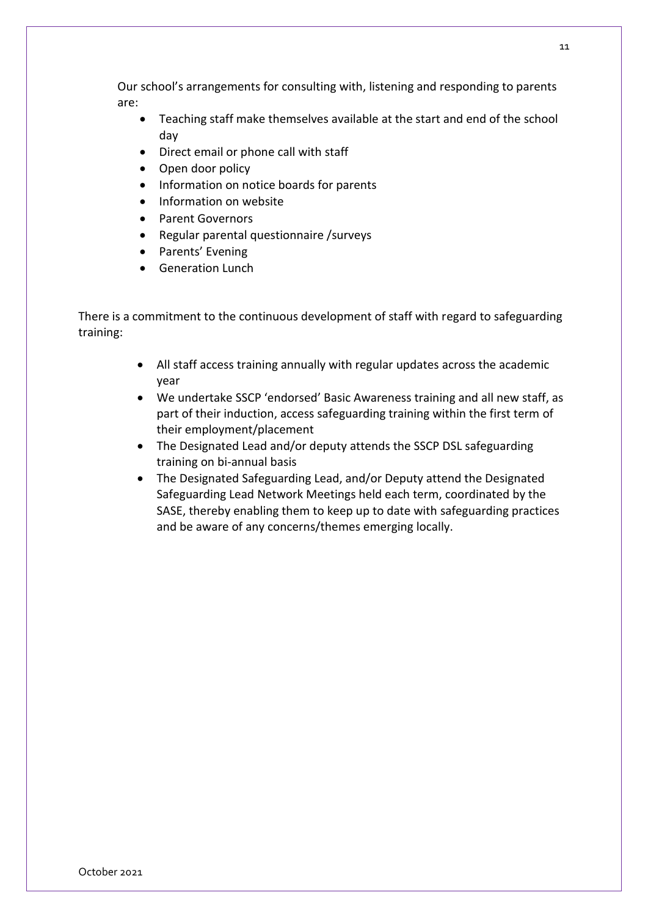Our school's arrangements for consulting with, listening and responding to parents are:

- Teaching staff make themselves available at the start and end of the school day
- Direct email or phone call with staff
- Open door policy
- Information on notice boards for parents
- Information on website
- Parent Governors
- Regular parental questionnaire /surveys
- Parents' Evening
- Generation Lunch

There is a commitment to the continuous development of staff with regard to safeguarding training:

- All staff access training annually with regular updates across the academic year
- We undertake SSCP 'endorsed' Basic Awareness training and all new staff, as part of their induction, access safeguarding training within the first term of their employment/placement
- The Designated Lead and/or deputy attends the SSCP DSL safeguarding training on bi-annual basis
- The Designated Safeguarding Lead, and/or Deputy attend the Designated Safeguarding Lead Network Meetings held each term, coordinated by the SASE, thereby enabling them to keep up to date with safeguarding practices and be aware of any concerns/themes emerging locally.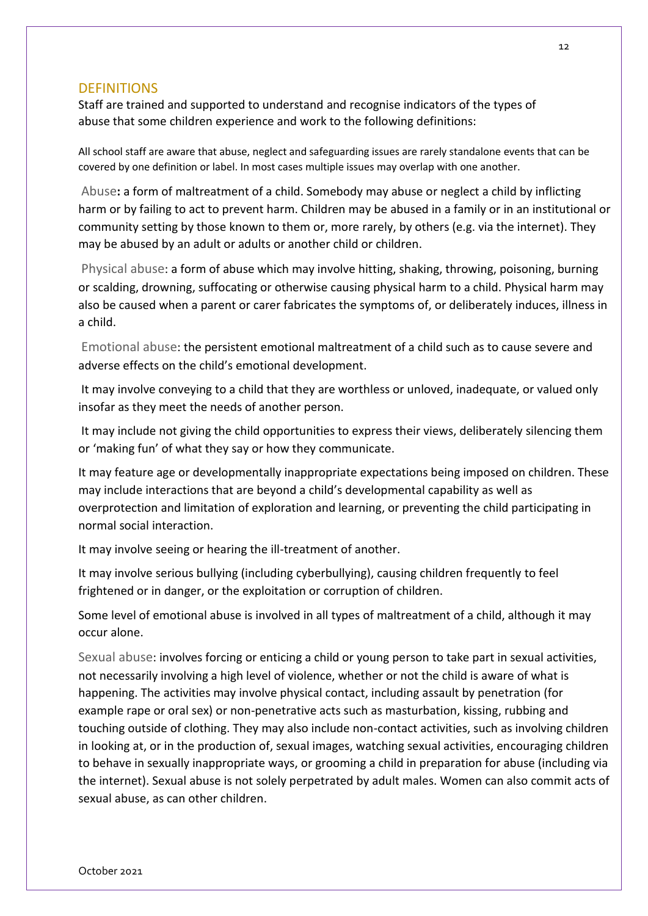## DEFINITIONS

Staff are trained and supported to understand and recognise indicators of the types of abuse that some children experience and work to the following definitions:

All school staff are aware that abuse, neglect and safeguarding issues are rarely standalone events that can be covered by one definition or label. In most cases multiple issues may overlap with one another.

Abuse**:** a form of maltreatment of a child. Somebody may abuse or neglect a child by inflicting harm or by failing to act to prevent harm. Children may be abused in a family or in an institutional or community setting by those known to them or, more rarely, by others (e.g. via the internet). They may be abused by an adult or adults or another child or children.

Physical abuse: a form of abuse which may involve hitting, shaking, throwing, poisoning, burning or scalding, drowning, suffocating or otherwise causing physical harm to a child. Physical harm may also be caused when a parent or carer fabricates the symptoms of, or deliberately induces, illness in a child.

Emotional abuse: the persistent emotional maltreatment of a child such as to cause severe and adverse effects on the child's emotional development.

It may involve conveying to a child that they are worthless or unloved, inadequate, or valued only insofar as they meet the needs of another person.

It may include not giving the child opportunities to express their views, deliberately silencing them or 'making fun' of what they say or how they communicate.

It may feature age or developmentally inappropriate expectations being imposed on children. These may include interactions that are beyond a child's developmental capability as well as overprotection and limitation of exploration and learning, or preventing the child participating in normal social interaction.

It may involve seeing or hearing the ill-treatment of another.

It may involve serious bullying (including cyberbullying), causing children frequently to feel frightened or in danger, or the exploitation or corruption of children.

Some level of emotional abuse is involved in all types of maltreatment of a child, although it may occur alone.

Sexual abuse: involves forcing or enticing a child or young person to take part in sexual activities, not necessarily involving a high level of violence, whether or not the child is aware of what is happening. The activities may involve physical contact, including assault by penetration (for example rape or oral sex) or non-penetrative acts such as masturbation, kissing, rubbing and touching outside of clothing. They may also include non-contact activities, such as involving children in looking at, or in the production of, sexual images, watching sexual activities, encouraging children to behave in sexually inappropriate ways, or grooming a child in preparation for abuse (including via the internet). Sexual abuse is not solely perpetrated by adult males. Women can also commit acts of sexual abuse, as can other children.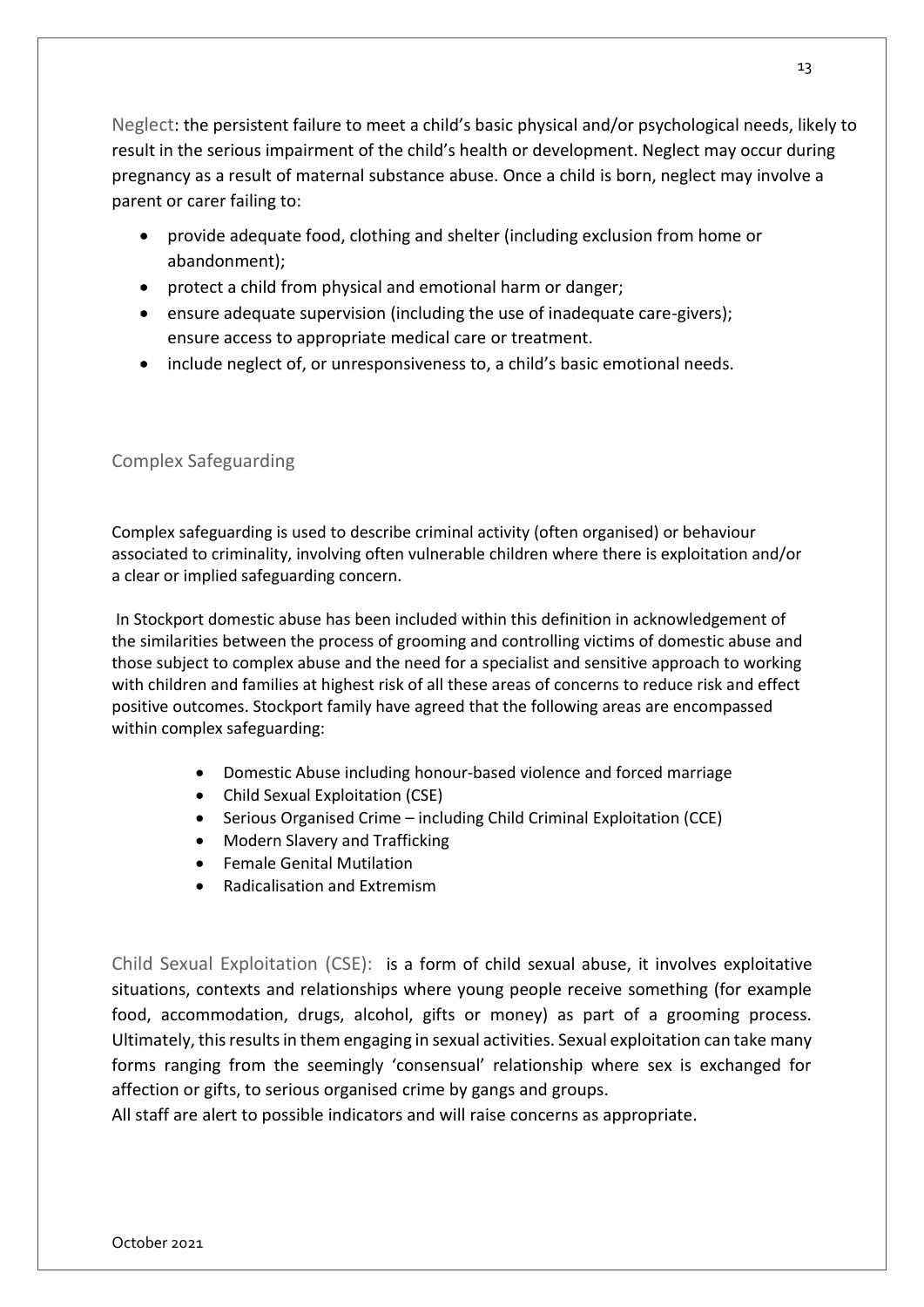Neglect: the persistent failure to meet a child's basic physical and/or psychological needs, likely to result in the serious impairment of the child's health or development. Neglect may occur during pregnancy as a result of maternal substance abuse. Once a child is born, neglect may involve a parent or carer failing to:

- provide adequate food, clothing and shelter (including exclusion from home or abandonment);
- protect a child from physical and emotional harm or danger;
- ensure adequate supervision (including the use of inadequate care-givers); ensure access to appropriate medical care or treatment.
- include neglect of, or unresponsiveness to, a child's basic emotional needs.

## Complex Safeguarding

Complex safeguarding is used to describe criminal activity (often organised) or behaviour associated to criminality, involving often vulnerable children where there is exploitation and/or a clear or implied safeguarding concern.

In Stockport domestic abuse has been included within this definition in acknowledgement of the similarities between the process of grooming and controlling victims of domestic abuse and those subject to complex abuse and the need for a specialist and sensitive approach to working with children and families at highest risk of all these areas of concerns to reduce risk and effect positive outcomes. Stockport family have agreed that the following areas are encompassed within complex safeguarding:

- Domestic Abuse including honour-based violence and forced marriage
- Child Sexual Exploitation (CSE)
- Serious Organised Crime – including Child Criminal Exploitation (CCE)
- Modern Slavery and Trafficking
- Female Genital Mutilation
- Radicalisation and Extremism

Child Sexual Exploitation (CSE): is a form of child sexual abuse, it involves exploitative situations, contexts and relationships where young people receive something (for example food, accommodation, drugs, alcohol, gifts or money) as part of a grooming process. Ultimately, this results in them engaging in sexual activities. Sexual exploitation can take many forms ranging from the seemingly 'consensual' relationship where sex is exchanged for affection or gifts, to serious organised crime by gangs and groups.
All staff are alert to possible indicators and will raise concerns as appropriate.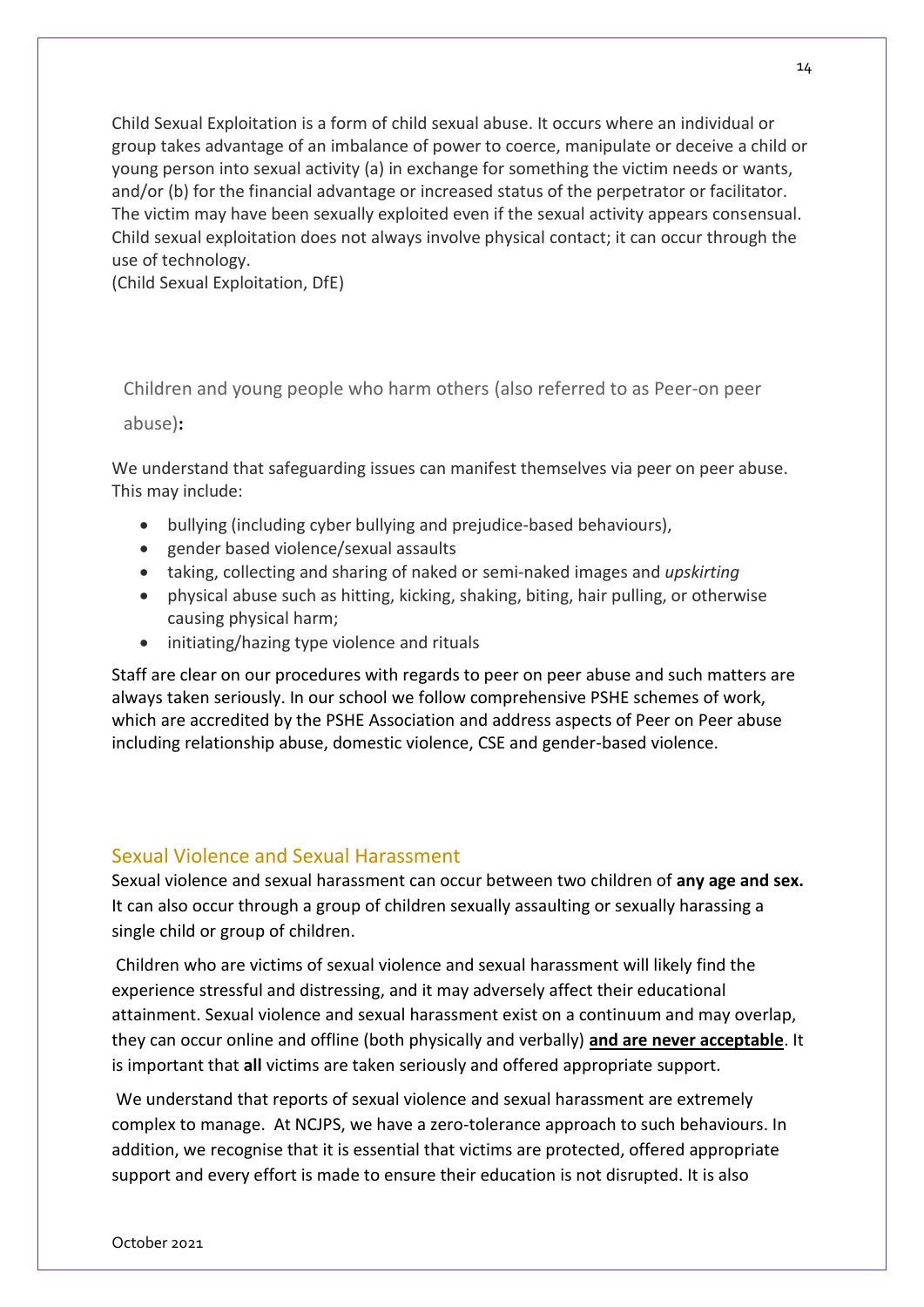Child Sexual Exploitation is a form of child sexual abuse. It occurs where an individual or group takes advantage of an imbalance of power to coerce, manipulate or deceive a child or young person into sexual activity (a) in exchange for something the victim needs or wants, and/or (b) for the financial advantage or increased status of the perpetrator or facilitator. The victim may have been sexually exploited even if the sexual activity appears consensual. Child sexual exploitation does not always involve physical contact; it can occur through the use of technology.
(Child Sexual Exploitation, DfE)

### Children and young people who harm others (also referred to as Peer-on peer abuse)**:**

We understand that safeguarding issues can manifest themselves via peer on peer abuse. This may include:

- bullying (including cyber bullying and prejudice-based behaviours),
- gender based violence/sexual assaults
- taking, collecting and sharing of naked or semi-naked images and *upskirting*
- physical abuse such as hitting, kicking, shaking, biting, hair pulling, or otherwise causing physical harm;
- initiating/hazing type violence and rituals

Staff are clear on our procedures with regards to peer on peer abuse and such matters are always taken seriously. In our school we follow comprehensive PSHE schemes of work, which are accredited by the PSHE Association and address aspects of Peer on Peer abuse including relationship abuse, domestic violence, CSE and gender-based violence.

## Sexual Violence and Sexual Harassment

Sexual violence and sexual harassment can occur between two children of **any age and sex.** It can also occur through a group of children sexually assaulting or sexually harassing a single child or group of children.

Children who are victims of sexual violence and sexual harassment will likely find the experience stressful and distressing, and it may adversely affect their educational attainment. Sexual violence and sexual harassment exist on a continuum and may overlap, they can occur online and offline (both physically and verbally) **and are never acceptable**. It is important that **all** victims are taken seriously and offered appropriate support.

We understand that reports of sexual violence and sexual harassment are extremely complex to manage. At NCJPS, we have a zero-tolerance approach to such behaviours. In addition, we recognise that it is essential that victims are protected, offered appropriate support and every effort is made to ensure their education is not disrupted. It is also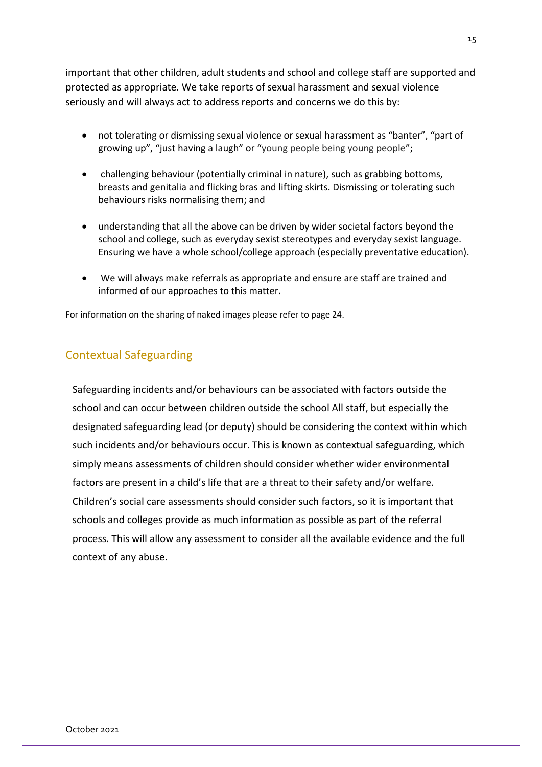important that other children, adult students and school and college staff are supported and protected as appropriate. We take reports of sexual harassment and sexual violence seriously and will always act to address reports and concerns we do this by:

- not tolerating or dismissing sexual violence or sexual harassment as "banter", "part of growing up", "just having a laugh" or "young people being young people";
- challenging behaviour (potentially criminal in nature), such as grabbing bottoms, breasts and genitalia and flicking bras and lifting skirts. Dismissing or tolerating such behaviours risks normalising them; and
- understanding that all the above can be driven by wider societal factors beyond the school and college, such as everyday sexist stereotypes and everyday sexist language. Ensuring we have a whole school/college approach (especially preventative education).
- We will always make referrals as appropriate and ensure are staff are trained and informed of our approaches to this matter.

For information on the sharing of naked images please refer to page 24.

## Contextual Safeguarding

Safeguarding incidents and/or behaviours can be associated with factors outside the school and can occur between children outside the school All staff, but especially the designated safeguarding lead (or deputy) should be considering the context within which such incidents and/or behaviours occur. This is known as contextual safeguarding, which simply means assessments of children should consider whether wider environmental factors are present in a child's life that are a threat to their safety and/or welfare. Children's social care assessments should consider such factors, so it is important that schools and colleges provide as much information as possible as part of the referral process. This will allow any assessment to consider all the available evidence and the full context of any abuse.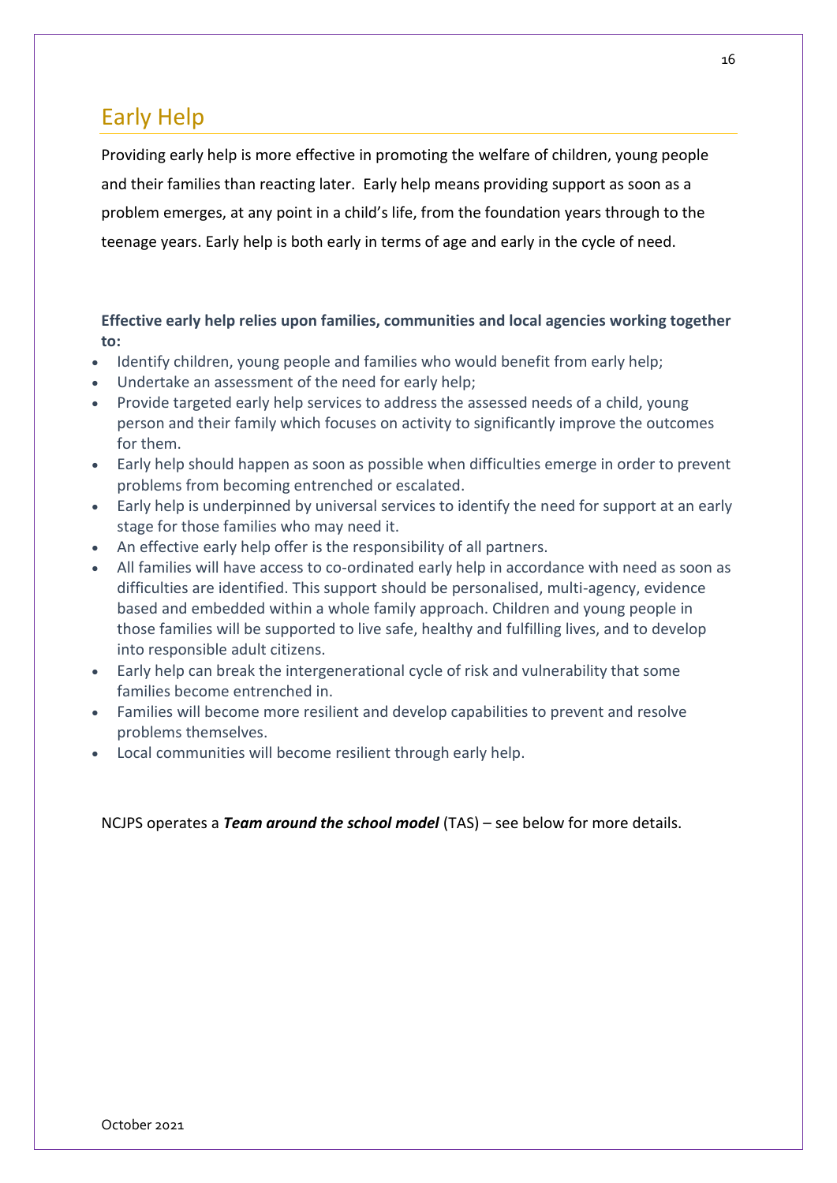## Early Help

Providing early help is more effective in promoting the welfare of children, young people and their families than reacting later. Early help means providing support as soon as a problem emerges, at any point in a child's life, from the foundation years through to the teenage years. Early help is both early in terms of age and early in the cycle of need.

**Effective early help relies upon families, communities and local agencies working together to:**

- Identify children, young people and families who would benefit from early help;
- Undertake an assessment of the need for early help;
- Provide targeted early help services to address the assessed needs of a child, young person and their family which focuses on activity to significantly improve the outcomes for them.
- Early help should happen as soon as possible when difficulties emerge in order to prevent problems from becoming entrenched or escalated.
- Early help is underpinned by universal services to identify the need for support at an early stage for those families who may need it.
- An effective early help offer is the responsibility of all partners.
- All families will have access to co-ordinated early help in accordance with need as soon as difficulties are identified. This support should be personalised, multi-agency, evidence based and embedded within a whole family approach. Children and young people in those families will be supported to live safe, healthy and fulfilling lives, and to develop into responsible adult citizens.
- Early help can break the intergenerational cycle of risk and vulnerability that some families become entrenched in.
- Families will become more resilient and develop capabilities to prevent and resolve problems themselves.
- Local communities will become resilient through early help.

NCJPS operates a ***Team around the school model*** (TAS) – see below for more details.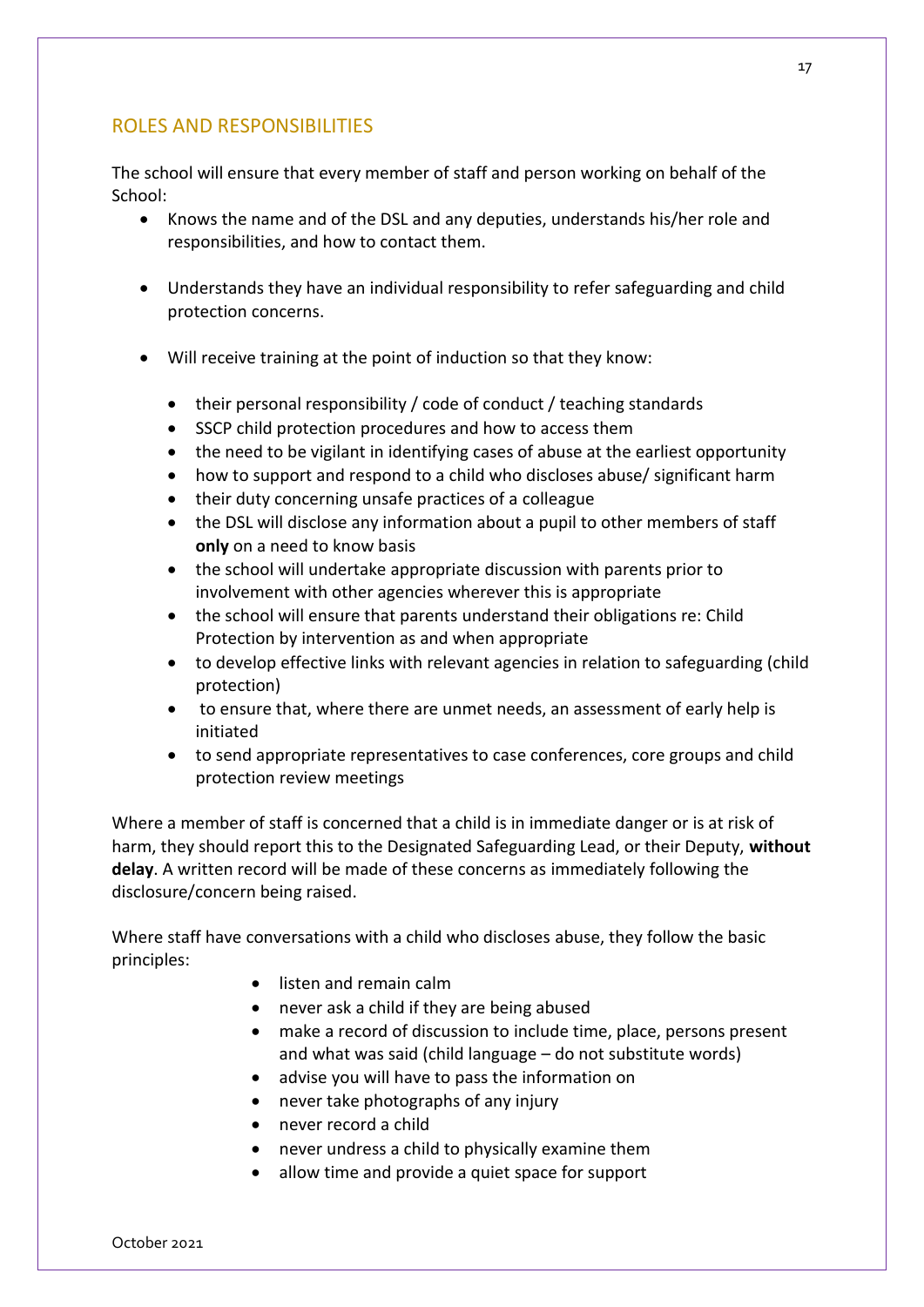## ROLES AND RESPONSIBILITIES

The school will ensure that every member of staff and person working on behalf of the School:

- Knows the name and of the DSL and any deputies, understands his/her role and responsibilities, and how to contact them.

- Understands they have an individual responsibility to refer safeguarding and child protection concerns.

- Will receive training at the point of induction so that they know:

    - their personal responsibility / code of conduct / teaching standards
    - SSCP child protection procedures and how to access them
    - the need to be vigilant in identifying cases of abuse at the earliest opportunity
    - how to support and respond to a child who discloses abuse/ significant harm
    - their duty concerning unsafe practices of a colleague
    - the DSL will disclose any information about a pupil to other members of staff **only** on a need to know basis
    - the school will undertake appropriate discussion with parents prior to involvement with other agencies wherever this is appropriate
    - the school will ensure that parents understand their obligations re: Child Protection by intervention as and when appropriate
    - to develop effective links with relevant agencies in relation to safeguarding (child protection)
    - to ensure that, where there are unmet needs, an assessment of early help is initiated
    - to send appropriate representatives to case conferences, core groups and child protection review meetings

Where a member of staff is concerned that a child is in immediate danger or is at risk of harm, they should report this to the Designated Safeguarding Lead, or their Deputy, **without delay**. A written record will be made of these concerns as immediately following the disclosure/concern being raised.

Where staff have conversations with a child who discloses abuse, they follow the basic principles:

- listen and remain calm
- never ask a child if they are being abused
- make a record of discussion to include time, place, persons present and what was said (child language – do not substitute words)
- advise you will have to pass the information on
- never take photographs of any injury
- never record a child
- never undress a child to physically examine them
- allow time and provide a quiet space for support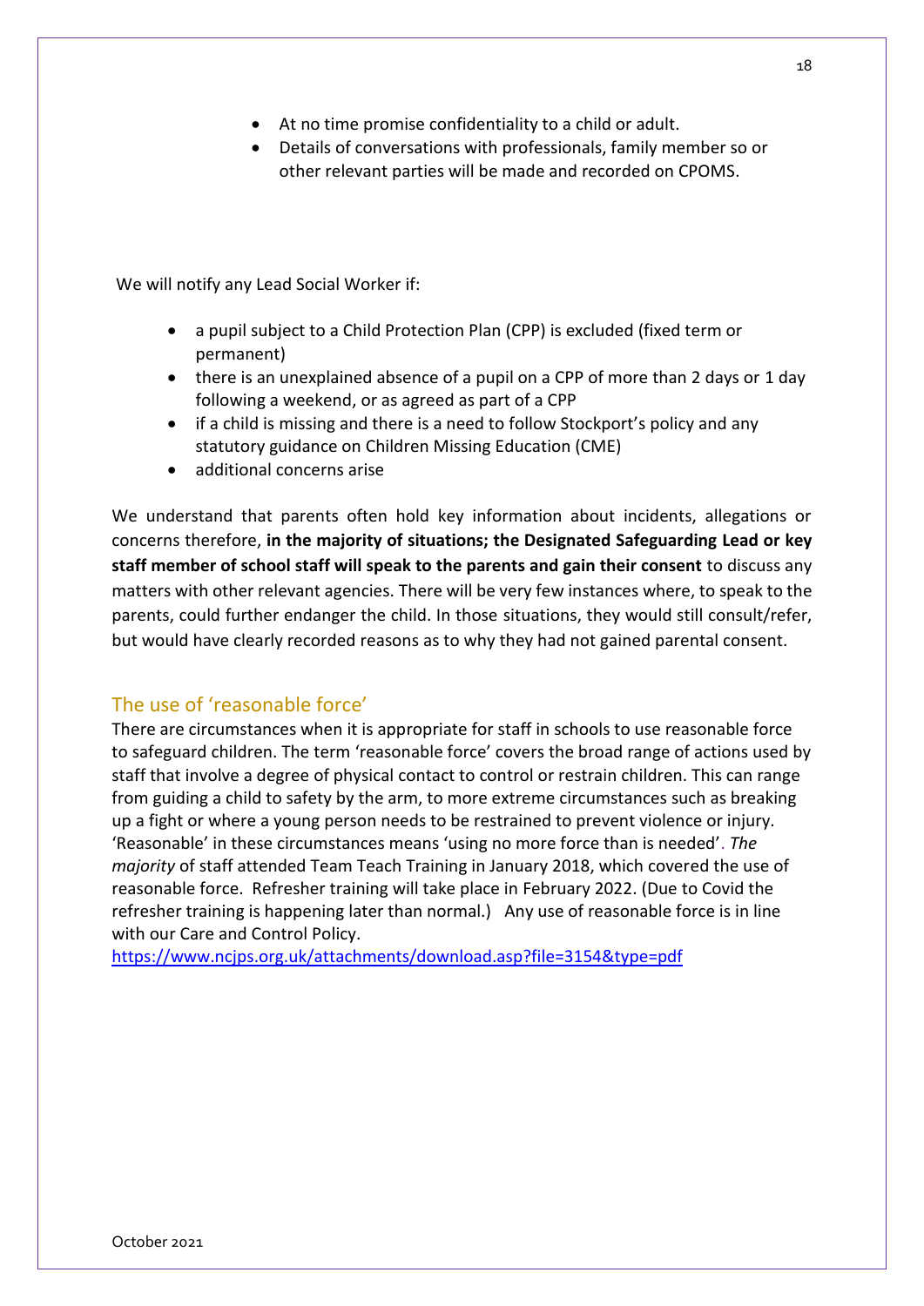- At no time promise confidentiality to a child or adult.
- Details of conversations with professionals, family member so or other relevant parties will be made and recorded on CPOMS.

We will notify any Lead Social Worker if:

- a pupil subject to a Child Protection Plan (CPP) is excluded (fixed term or permanent)
- there is an unexplained absence of a pupil on a CPP of more than 2 days or 1 day following a weekend, or as agreed as part of a CPP
- if a child is missing and there is a need to follow Stockport's policy and any statutory guidance on Children Missing Education (CME)
- additional concerns arise

We understand that parents often hold key information about incidents, allegations or concerns therefore, **in the majority of situations; the Designated Safeguarding Lead or key staff member of school staff will speak to the parents and gain their consent** to discuss any matters with other relevant agencies. There will be very few instances where, to speak to the parents, could further endanger the child. In those situations, they would still consult/refer, but would have clearly recorded reasons as to why they had not gained parental consent.

## The use of 'reasonable force'

There are circumstances when it is appropriate for staff in schools to use reasonable force to safeguard children. The term 'reasonable force' covers the broad range of actions used by staff that involve a degree of physical contact to control or restrain children. This can range from guiding a child to safety by the arm, to more extreme circumstances such as breaking up a fight or where a young person needs to be restrained to prevent violence or injury. 'Reasonable' in these circumstances means 'using no more force than is needed'. *The majority* of staff attended Team Teach Training in January 2018, which covered the use of reasonable force. Refresher training will take place in February 2022. (Due to Covid the refresher training is happening later than normal.) Any use of reasonable force is in line with our Care and Control Policy.
https://www.ncjps.org.uk/attachments/download.asp?file=3154&type=pdf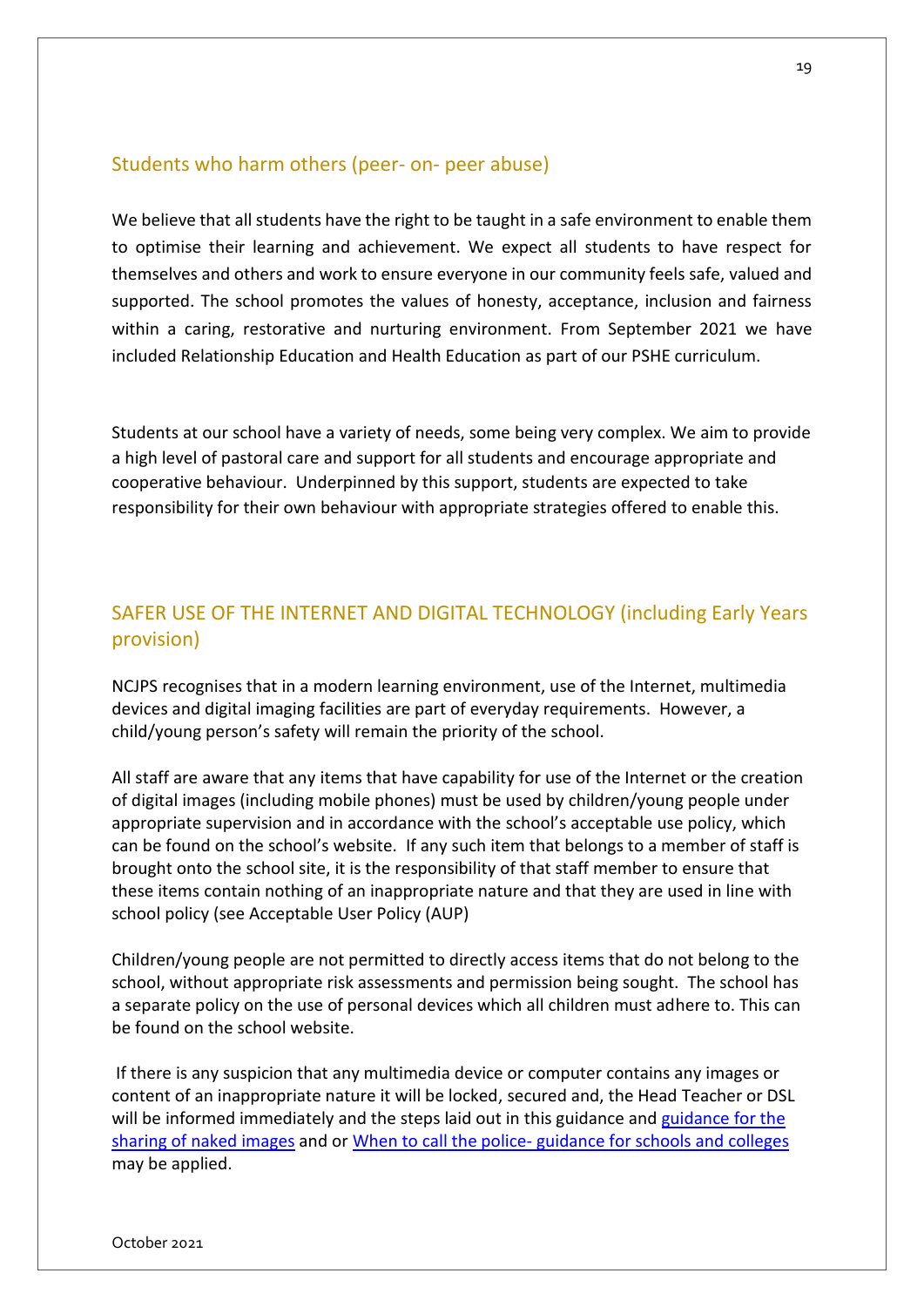## Students who harm others (peer- on- peer abuse)

We believe that all students have the right to be taught in a safe environment to enable them to optimise their learning and achievement. We expect all students to have respect for themselves and others and work to ensure everyone in our community feels safe, valued and supported. The school promotes the values of honesty, acceptance, inclusion and fairness within a caring, restorative and nurturing environment. From September 2021 we have included Relationship Education and Health Education as part of our PSHE curriculum.

Students at our school have a variety of needs, some being very complex. We aim to provide a high level of pastoral care and support for all students and encourage appropriate and cooperative behaviour. Underpinned by this support, students are expected to take responsibility for their own behaviour with appropriate strategies offered to enable this.

## SAFER USE OF THE INTERNET AND DIGITAL TECHNOLOGY (including Early Years provision)

NCJPS recognises that in a modern learning environment, use of the Internet, multimedia devices and digital imaging facilities are part of everyday requirements. However, a child/young person's safety will remain the priority of the school.

All staff are aware that any items that have capability for use of the Internet or the creation of digital images (including mobile phones) must be used by children/young people under appropriate supervision and in accordance with the school's acceptable use policy, which can be found on the school's website. If any such item that belongs to a member of staff is brought onto the school site, it is the responsibility of that staff member to ensure that these items contain nothing of an inappropriate nature and that they are used in line with school policy (see Acceptable User Policy (AUP)

Children/young people are not permitted to directly access items that do not belong to the school, without appropriate risk assessments and permission being sought. The school has a separate policy on the use of personal devices which all children must adhere to. This can be found on the school website.

If there is any suspicion that any multimedia device or computer contains any images or content of an inappropriate nature it will be locked, secured and, the Head Teacher or DSL will be informed immediately and the steps laid out in this guidance and guidance for the sharing of naked images and or When to call the police- guidance for schools and colleges may be applied.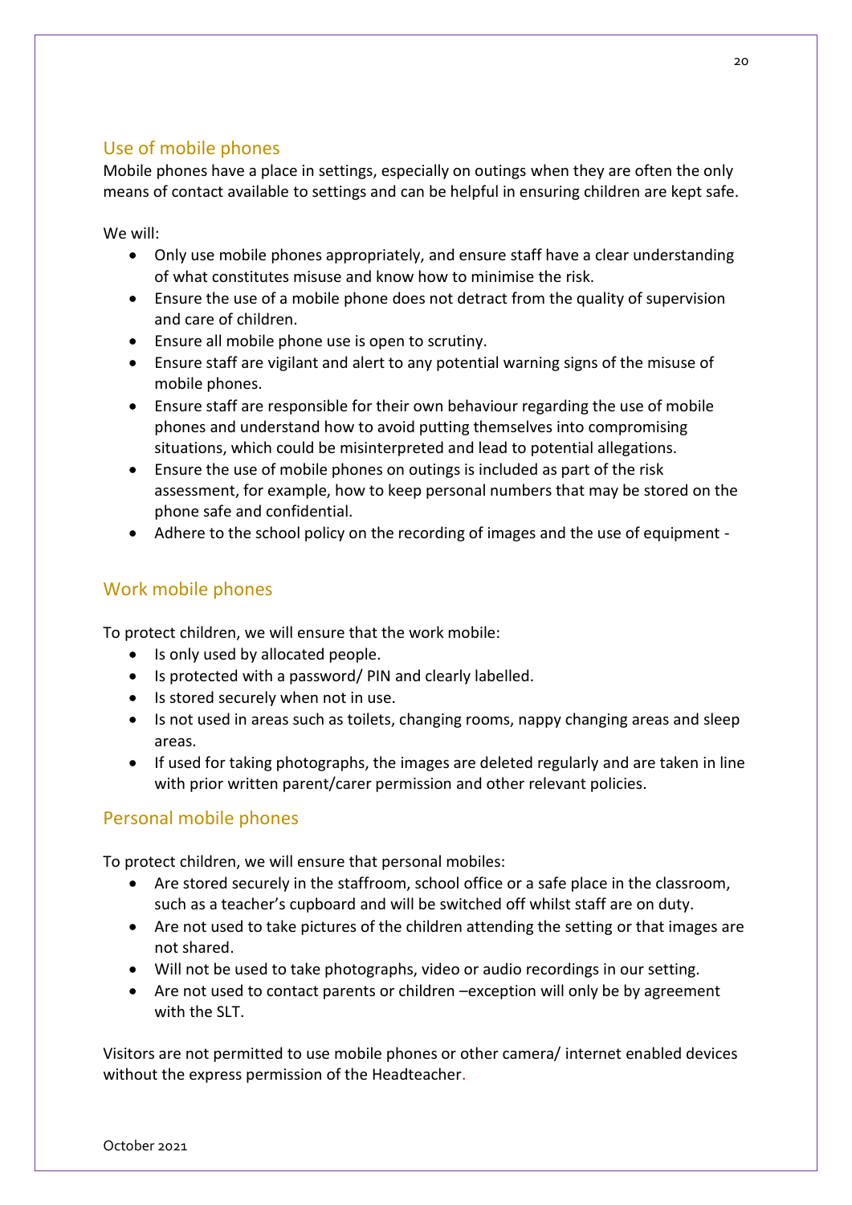## Use of mobile phones

Mobile phones have a place in settings, especially on outings when they are often the only means of contact available to settings and can be helpful in ensuring children are kept safe.

We will:

- Only use mobile phones appropriately, and ensure staff have a clear understanding of what constitutes misuse and know how to minimise the risk.
- Ensure the use of a mobile phone does not detract from the quality of supervision and care of children.
- Ensure all mobile phone use is open to scrutiny.
- Ensure staff are vigilant and alert to any potential warning signs of the misuse of mobile phones.
- Ensure staff are responsible for their own behaviour regarding the use of mobile phones and understand how to avoid putting themselves into compromising situations, which could be misinterpreted and lead to potential allegations.
- Ensure the use of mobile phones on outings is included as part of the risk assessment, for example, how to keep personal numbers that may be stored on the phone safe and confidential.
- Adhere to the school policy on the recording of images and the use of equipment -

## Work mobile phones

To protect children, we will ensure that the work mobile:

- Is only used by allocated people.
- Is protected with a password/ PIN and clearly labelled.
- Is stored securely when not in use.
- Is not used in areas such as toilets, changing rooms, nappy changing areas and sleep areas.
- If used for taking photographs, the images are deleted regularly and are taken in line with prior written parent/carer permission and other relevant policies.

## Personal mobile phones

To protect children, we will ensure that personal mobiles:

- Are stored securely in the staffroom, school office or a safe place in the classroom, such as a teacher's cupboard and will be switched off whilst staff are on duty.
- Are not used to take pictures of the children attending the setting or that images are not shared.
- Will not be used to take photographs, video or audio recordings in our setting.
- Are not used to contact parents or children –exception will only be by agreement with the SLT.

Visitors are not permitted to use mobile phones or other camera/ internet enabled devices without the express permission of the Headteacher.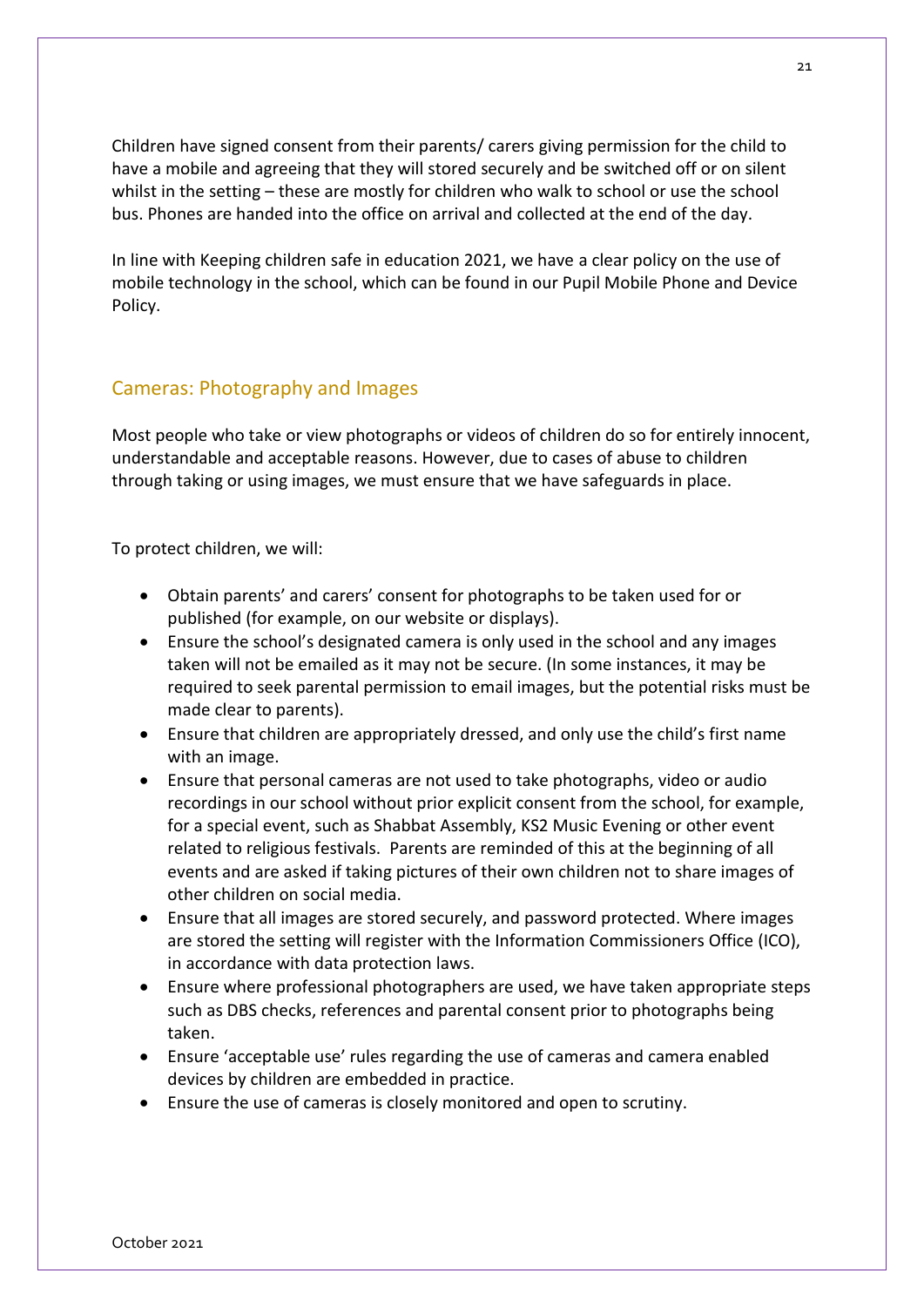Children have signed consent from their parents/ carers giving permission for the child to have a mobile and agreeing that they will stored securely and be switched off or on silent whilst in the setting – these are mostly for children who walk to school or use the school bus. Phones are handed into the office on arrival and collected at the end of the day.

In line with Keeping children safe in education 2021, we have a clear policy on the use of mobile technology in the school, which can be found in our Pupil Mobile Phone and Device Policy.

## Cameras: Photography and Images

Most people who take or view photographs or videos of children do so for entirely innocent, understandable and acceptable reasons. However, due to cases of abuse to children through taking or using images, we must ensure that we have safeguards in place.

To protect children, we will:

- Obtain parents' and carers' consent for photographs to be taken used for or published (for example, on our website or displays).
- Ensure the school's designated camera is only used in the school and any images taken will not be emailed as it may not be secure. (In some instances, it may be required to seek parental permission to email images, but the potential risks must be made clear to parents).
- Ensure that children are appropriately dressed, and only use the child's first name with an image.
- Ensure that personal cameras are not used to take photographs, video or audio recordings in our school without prior explicit consent from the school, for example, for a special event, such as Shabbat Assembly, KS2 Music Evening or other event related to religious festivals. Parents are reminded of this at the beginning of all events and are asked if taking pictures of their own children not to share images of other children on social media.
- Ensure that all images are stored securely, and password protected. Where images are stored the setting will register with the Information Commissioners Office (ICO), in accordance with data protection laws.
- Ensure where professional photographers are used, we have taken appropriate steps such as DBS checks, references and parental consent prior to photographs being taken.
- Ensure 'acceptable use' rules regarding the use of cameras and camera enabled devices by children are embedded in practice.
- Ensure the use of cameras is closely monitored and open to scrutiny.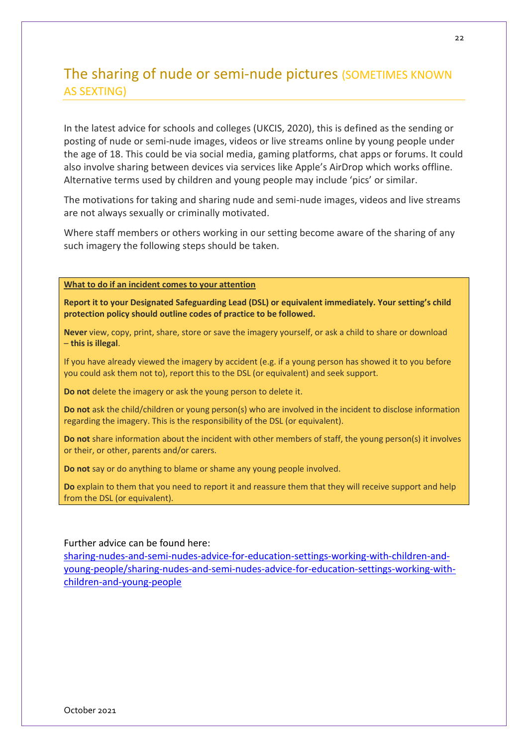## The sharing of nude or semi-nude pictures (SOMETIMES KNOWN AS SEXTING)

In the latest advice for schools and colleges (UKCIS, 2020), this is defined as the sending or posting of nude or semi-nude images, videos or live streams online by young people under the age of 18. This could be via social media, gaming platforms, chat apps or forums. It could also involve sharing between devices via services like Apple's AirDrop which works offline. Alternative terms used by children and young people may include 'pics' or similar.

The motivations for taking and sharing nude and semi-nude images, videos and live streams are not always sexually or criminally motivated.

Where staff members or others working in our setting become aware of the sharing of any such imagery the following steps should be taken.

**What to do if an incident comes to your attention**

**Report it to your Designated Safeguarding Lead (DSL) or equivalent immediately. Your setting's child protection policy should outline codes of practice to be followed.**

**Never** view, copy, print, share, store or save the imagery yourself, or ask a child to share or download – **this is illegal**.

If you have already viewed the imagery by accident (e.g. if a young person has showed it to you before you could ask them not to), report this to the DSL (or equivalent) and seek support.

**Do not** delete the imagery or ask the young person to delete it.

**Do not** ask the child/children or young person(s) who are involved in the incident to disclose information regarding the imagery. This is the responsibility of the DSL (or equivalent).

**Do not** share information about the incident with other members of staff, the young person(s) it involves or their, or other, parents and/or carers.

**Do not** say or do anything to blame or shame any young people involved.

**Do** explain to them that you need to report it and reassure them that they will receive support and help from the DSL (or equivalent).

Further advice can be found here:
sharing-nudes-and-semi-nudes-advice-for-education-settings-working-with-children-and-young-people/sharing-nudes-and-semi-nudes-advice-for-education-settings-working-with-children-and-young-people

October 2021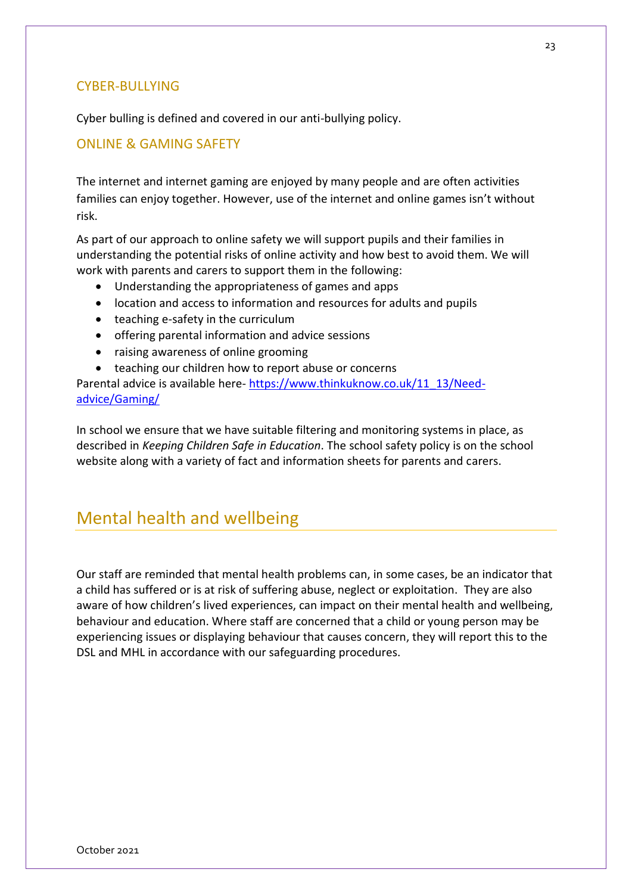### CYBER-BULLYING

Cyber bulling is defined and covered in our anti-bullying policy.

### ONLINE & GAMING SAFETY

The internet and internet gaming are enjoyed by many people and are often activities families can enjoy together. However, use of the internet and online games isn't without risk.

As part of our approach to online safety we will support pupils and their families in understanding the potential risks of online activity and how best to avoid them. We will work with parents and carers to support them in the following:

- Understanding the appropriateness of games and apps
- location and access to information and resources for adults and pupils
- teaching e-safety in the curriculum
- offering parental information and advice sessions
- raising awareness of online grooming
- teaching our children how to report abuse or concerns

Parental advice is available here- [https://www.thinkuknow.co.uk/11_13/Need-advice/Gaming/](https://www.thinkuknow.co.uk/11_13/Need-advice/Gaming/)

In school we ensure that we have suitable filtering and monitoring systems in place, as described in *Keeping Children Safe in Education*. The school safety policy is on the school website along with a variety of fact and information sheets for parents and carers.

## Mental health and wellbeing

Our staff are reminded that mental health problems can, in some cases, be an indicator that a child has suffered or is at risk of suffering abuse, neglect or exploitation. They are also aware of how children's lived experiences, can impact on their mental health and wellbeing, behaviour and education. Where staff are concerned that a child or young person may be experiencing issues or displaying behaviour that causes concern, they will report this to the DSL and MHL in accordance with our safeguarding procedures.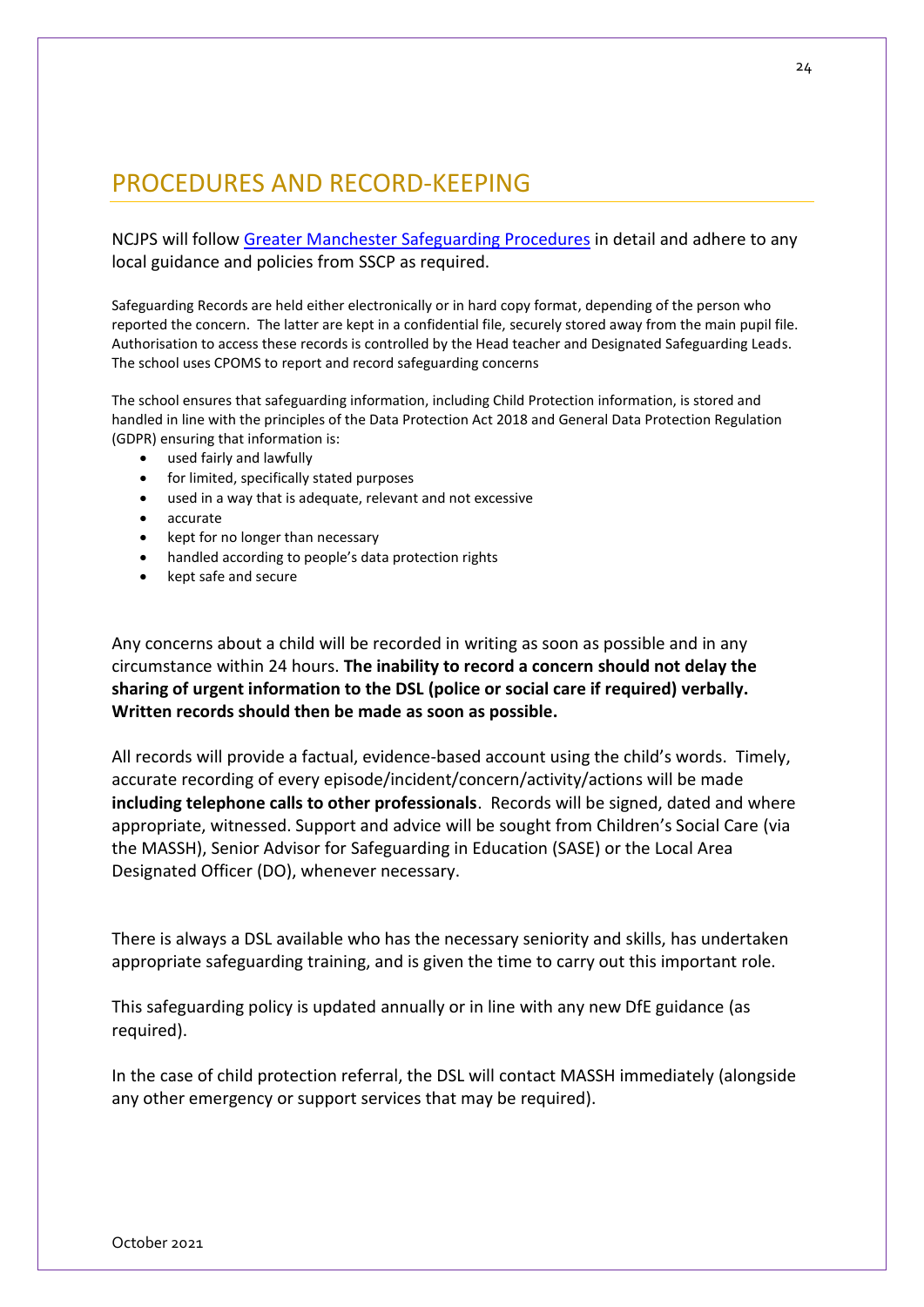# PROCEDURES AND RECORD-KEEPING

NCJPS will follow [Greater Manchester Safeguarding Procedures]() in detail and adhere to any local guidance and policies from SSCP as required.

Safeguarding Records are held either electronically or in hard copy format, depending of the person who reported the concern. The latter are kept in a confidential file, securely stored away from the main pupil file. Authorisation to access these records is controlled by the Head teacher and Designated Safeguarding Leads. The school uses CPOMS to report and record safeguarding concerns

The school ensures that safeguarding information, including Child Protection information, is stored and handled in line with the principles of the Data Protection Act 2018 and General Data Protection Regulation (GDPR) ensuring that information is:

- used fairly and lawfully
- for limited, specifically stated purposes
- used in a way that is adequate, relevant and not excessive
- accurate
- kept for no longer than necessary
- handled according to people's data protection rights
- kept safe and secure

Any concerns about a child will be recorded in writing as soon as possible and in any circumstance within 24 hours. **The inability to record a concern should not delay the sharing of urgent information to the DSL (police or social care if required) verbally. Written records should then be made as soon as possible.**

All records will provide a factual, evidence-based account using the child's words. Timely, accurate recording of every episode/incident/concern/activity/actions will be made **including telephone calls to other professionals**. Records will be signed, dated and where appropriate, witnessed. Support and advice will be sought from Children's Social Care (via the MASSH), Senior Advisor for Safeguarding in Education (SASE) or the Local Area Designated Officer (DO), whenever necessary.

There is always a DSL available who has the necessary seniority and skills, has undertaken appropriate safeguarding training, and is given the time to carry out this important role.

This safeguarding policy is updated annually or in line with any new DfE guidance (as required).

In the case of child protection referral, the DSL will contact MASSH immediately (alongside any other emergency or support services that may be required).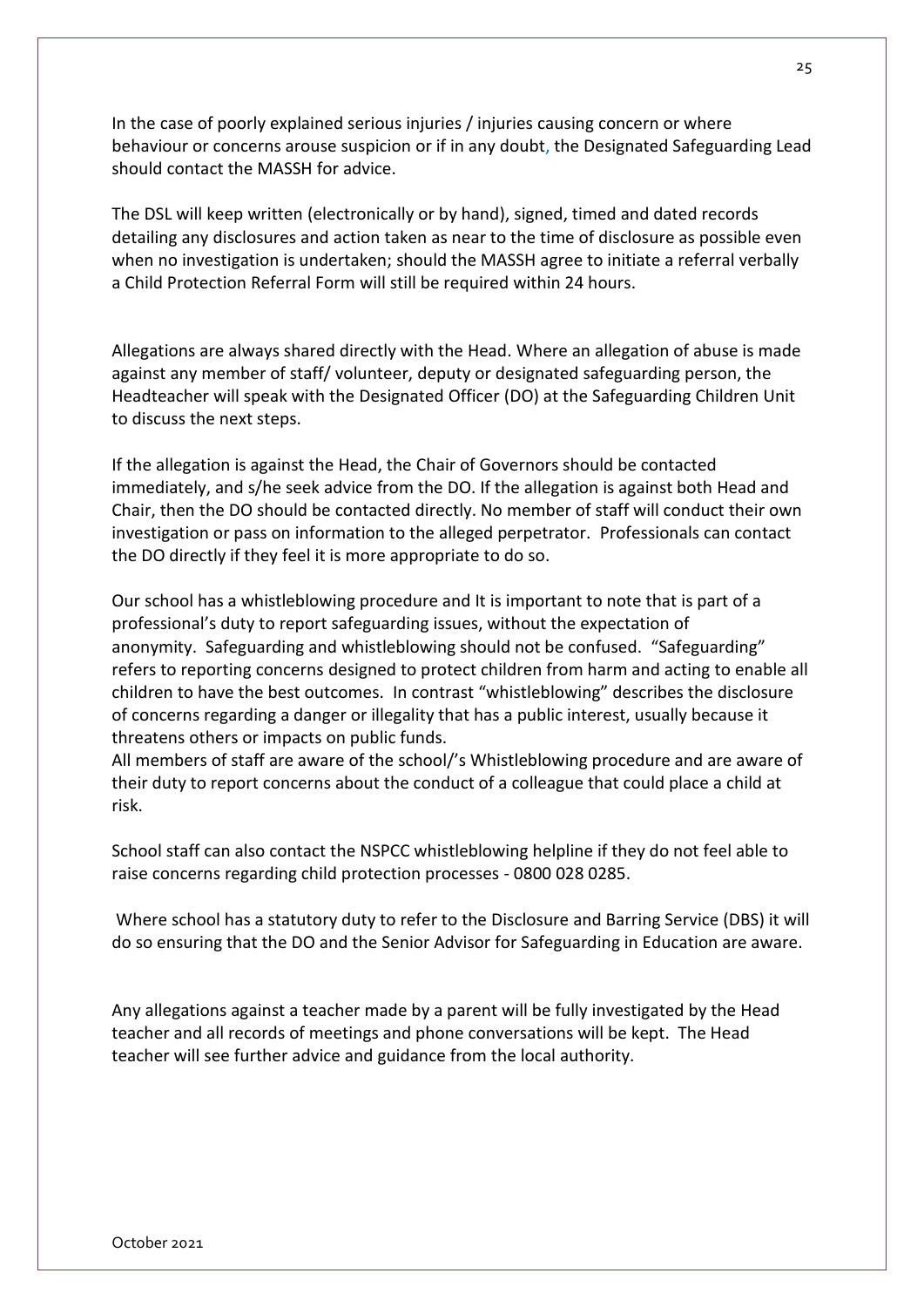In the case of poorly explained serious injuries / injuries causing concern or where behaviour or concerns arouse suspicion or if in any doubt, the Designated Safeguarding Lead should contact the MASSH for advice.

The DSL will keep written (electronically or by hand), signed, timed and dated records detailing any disclosures and action taken as near to the time of disclosure as possible even when no investigation is undertaken; should the MASSH agree to initiate a referral verbally a Child Protection Referral Form will still be required within 24 hours.

Allegations are always shared directly with the Head. Where an allegation of abuse is made against any member of staff/ volunteer, deputy or designated safeguarding person, the Headteacher will speak with the Designated Officer (DO) at the Safeguarding Children Unit to discuss the next steps.

If the allegation is against the Head, the Chair of Governors should be contacted immediately, and s/he seek advice from the DO. If the allegation is against both Head and Chair, then the DO should be contacted directly. No member of staff will conduct their own investigation or pass on information to the alleged perpetrator. Professionals can contact the DO directly if they feel it is more appropriate to do so.

Our school has a whistleblowing procedure and It is important to note that is part of a professional's duty to report safeguarding issues, without the expectation of anonymity. Safeguarding and whistleblowing should not be confused. "Safeguarding" refers to reporting concerns designed to protect children from harm and acting to enable all children to have the best outcomes. In contrast "whistleblowing" describes the disclosure of concerns regarding a danger or illegality that has a public interest, usually because it threatens others or impacts on public funds.
All members of staff are aware of the school/'s Whistleblowing procedure and are aware of their duty to report concerns about the conduct of a colleague that could place a child at risk.

School staff can also contact the NSPCC whistleblowing helpline if they do not feel able to raise concerns regarding child protection processes - 0800 028 0285.

Where school has a statutory duty to refer to the Disclosure and Barring Service (DBS) it will do so ensuring that the DO and the Senior Advisor for Safeguarding in Education are aware.

Any allegations against a teacher made by a parent will be fully investigated by the Head teacher and all records of meetings and phone conversations will be kept. The Head teacher will see further advice and guidance from the local authority.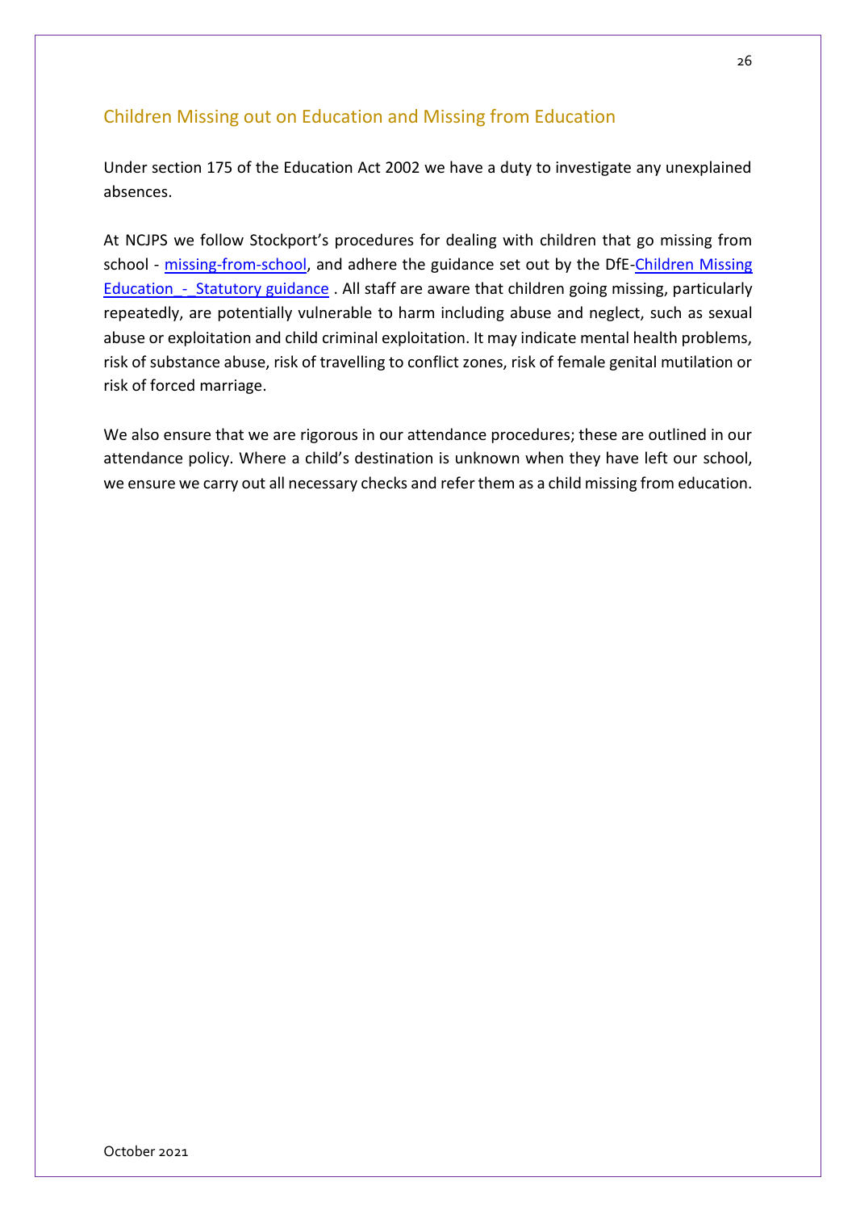## Children Missing out on Education and Missing from Education

Under section 175 of the Education Act 2002 we have a duty to investigate any unexplained absences.

At NCJPS we follow Stockport's procedures for dealing with children that go missing from school - missing-from-school, and adhere the guidance set out by the DfE-Children Missing Education_-_Statutory guidance . All staff are aware that children going missing, particularly repeatedly, are potentially vulnerable to harm including abuse and neglect, such as sexual abuse or exploitation and child criminal exploitation. It may indicate mental health problems, risk of substance abuse, risk of travelling to conflict zones, risk of female genital mutilation or risk of forced marriage.

We also ensure that we are rigorous in our attendance procedures; these are outlined in our attendance policy. Where a child's destination is unknown when they have left our school, we ensure we carry out all necessary checks and refer them as a child missing from education.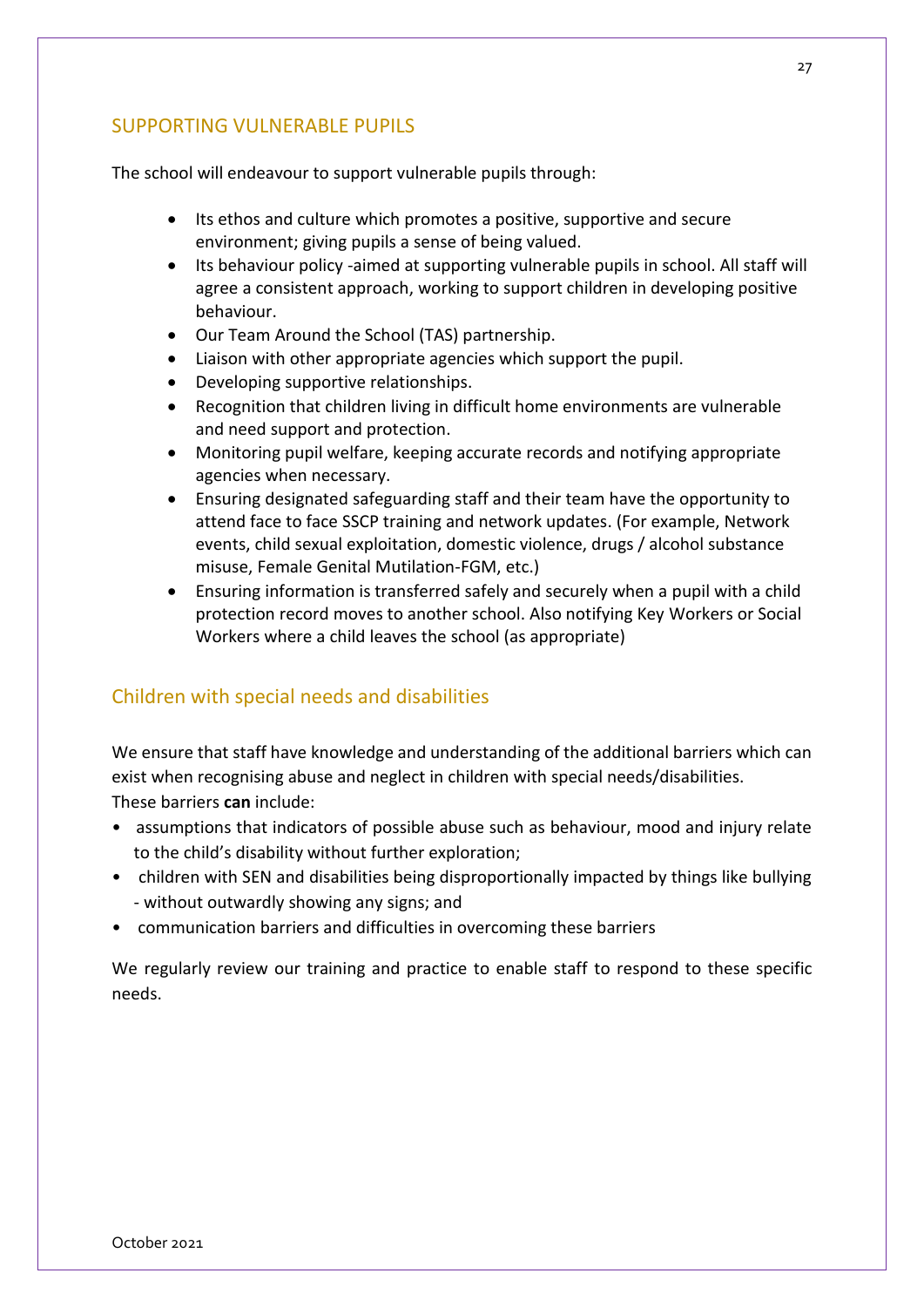## SUPPORTING VULNERABLE PUPILS

The school will endeavour to support vulnerable pupils through:

- Its ethos and culture which promotes a positive, supportive and secure environment; giving pupils a sense of being valued.
- Its behaviour policy -aimed at supporting vulnerable pupils in school. All staff will agree a consistent approach, working to support children in developing positive behaviour.
- Our Team Around the School (TAS) partnership.
- Liaison with other appropriate agencies which support the pupil.
- Developing supportive relationships.
- Recognition that children living in difficult home environments are vulnerable and need support and protection.
- Monitoring pupil welfare, keeping accurate records and notifying appropriate agencies when necessary.
- Ensuring designated safeguarding staff and their team have the opportunity to attend face to face SSCP training and network updates. (For example, Network events, child sexual exploitation, domestic violence, drugs / alcohol substance misuse, Female Genital Mutilation-FGM, etc.)
- Ensuring information is transferred safely and securely when a pupil with a child protection record moves to another school. Also notifying Key Workers or Social Workers where a child leaves the school (as appropriate)

## Children with special needs and disabilities

We ensure that staff have knowledge and understanding of the additional barriers which can exist when recognising abuse and neglect in children with special needs/disabilities. These barriers **can** include:

- assumptions that indicators of possible abuse such as behaviour, mood and injury relate to the child's disability without further exploration;
- children with SEN and disabilities being disproportionally impacted by things like bullying - without outwardly showing any signs; and
- communication barriers and difficulties in overcoming these barriers

We regularly review our training and practice to enable staff to respond to these specific needs.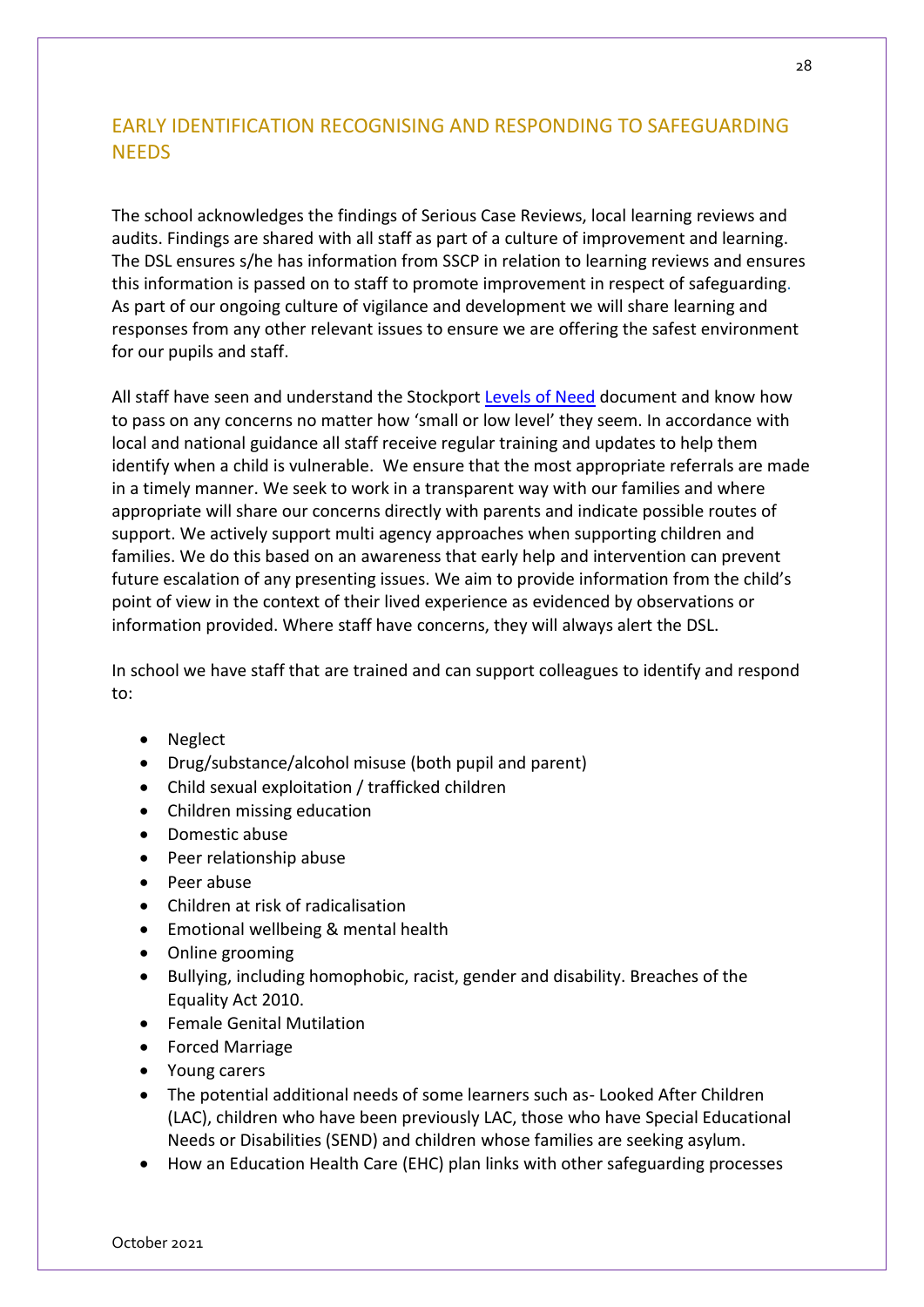## EARLY IDENTIFICATION RECOGNISING AND RESPONDING TO SAFEGUARDING NEEDS

The school acknowledges the findings of Serious Case Reviews, local learning reviews and audits. Findings are shared with all staff as part of a culture of improvement and learning. The DSL ensures s/he has information from SSCP in relation to learning reviews and ensures this information is passed on to staff to promote improvement in respect of safeguarding. As part of our ongoing culture of vigilance and development we will share learning and responses from any other relevant issues to ensure we are offering the safest environment for our pupils and staff.

All staff have seen and understand the Stockport Levels of Need document and know how to pass on any concerns no matter how 'small or low level' they seem. In accordance with local and national guidance all staff receive regular training and updates to help them identify when a child is vulnerable. We ensure that the most appropriate referrals are made in a timely manner. We seek to work in a transparent way with our families and where appropriate will share our concerns directly with parents and indicate possible routes of support. We actively support multi agency approaches when supporting children and families. We do this based on an awareness that early help and intervention can prevent future escalation of any presenting issues. We aim to provide information from the child's point of view in the context of their lived experience as evidenced by observations or information provided. Where staff have concerns, they will always alert the DSL.

In school we have staff that are trained and can support colleagues to identify and respond to:

- Neglect
- Drug/substance/alcohol misuse (both pupil and parent)
- Child sexual exploitation / trafficked children
- Children missing education
- Domestic abuse
- Peer relationship abuse
- Peer abuse
- Children at risk of radicalisation
- Emotional wellbeing & mental health
- Online grooming
- Bullying, including homophobic, racist, gender and disability. Breaches of the Equality Act 2010.
- Female Genital Mutilation
- Forced Marriage
- Young carers
- The potential additional needs of some learners such as- Looked After Children (LAC), children who have been previously LAC, those who have Special Educational Needs or Disabilities (SEND) and children whose families are seeking asylum.
- How an Education Health Care (EHC) plan links with other safeguarding processes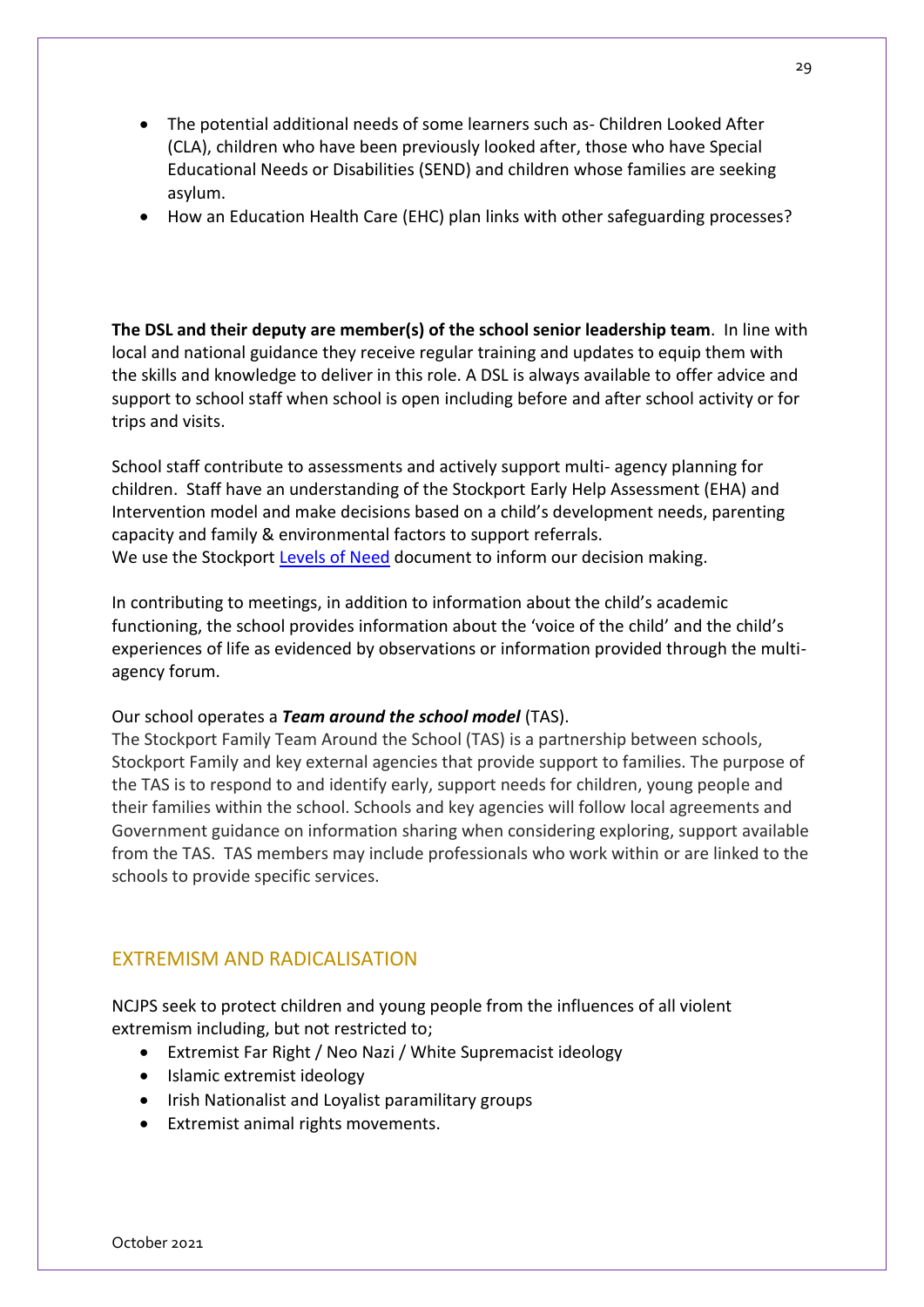- The potential additional needs of some learners such as- Children Looked After (CLA), children who have been previously looked after, those who have Special Educational Needs or Disabilities (SEND) and children whose families are seeking asylum.
- How an Education Health Care (EHC) plan links with other safeguarding processes?

**The DSL and their deputy are member(s) of the school senior leadership team**. In line with local and national guidance they receive regular training and updates to equip them with the skills and knowledge to deliver in this role. A DSL is always available to offer advice and support to school staff when school is open including before and after school activity or for trips and visits.

School staff contribute to assessments and actively support multi- agency planning for children. Staff have an understanding of the Stockport Early Help Assessment (EHA) and Intervention model and make decisions based on a child's development needs, parenting capacity and family & environmental factors to support referrals.
We use the Stockport Levels of Need document to inform our decision making.

In contributing to meetings, in addition to information about the child's academic functioning, the school provides information about the 'voice of the child' and the child's experiences of life as evidenced by observations or information provided through the multi-agency forum.

Our school operates a ***Team around the school model*** (TAS).
The Stockport Family Team Around the School (TAS) is a partnership between schools, Stockport Family and key external agencies that provide support to families. The purpose of the TAS is to respond to and identify early, support needs for children, young people and their families within the school. Schools and key agencies will follow local agreements and Government guidance on information sharing when considering exploring, support available from the TAS. TAS members may include professionals who work within or are linked to the schools to provide specific services.

## EXTREMISM AND RADICALISATION

NCJPS seek to protect children and young people from the influences of all violent extremism including, but not restricted to;

- Extremist Far Right / Neo Nazi / White Supremacist ideology
- Islamic extremist ideology
- Irish Nationalist and Loyalist paramilitary groups
- Extremist animal rights movements.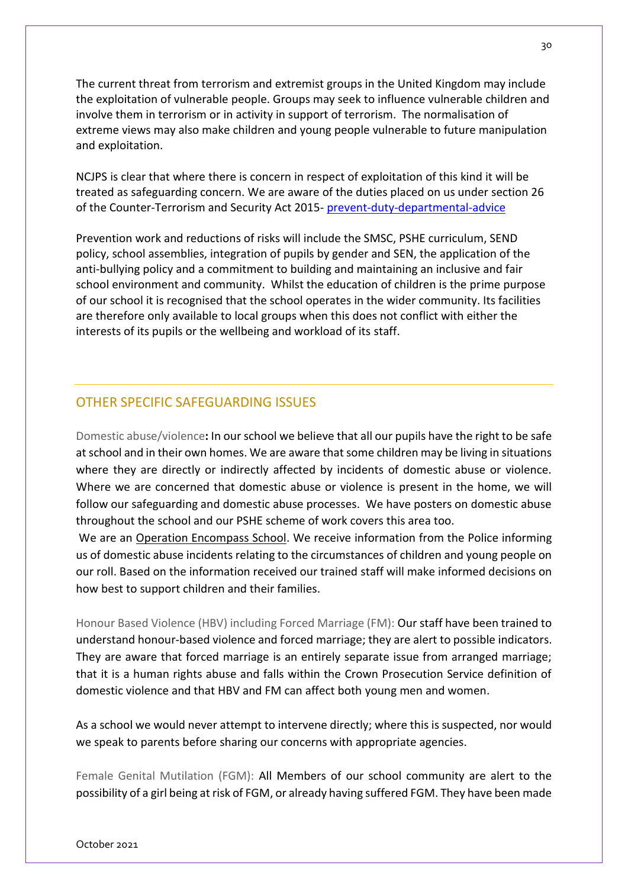The current threat from terrorism and extremist groups in the United Kingdom may include the exploitation of vulnerable people. Groups may seek to influence vulnerable children and involve them in terrorism or in activity in support of terrorism. The normalisation of extreme views may also make children and young people vulnerable to future manipulation and exploitation.

NCJPS is clear that where there is concern in respect of exploitation of this kind it will be treated as safeguarding concern. We are aware of the duties placed on us under section 26 of the Counter-Terrorism and Security Act 2015- prevent-duty-departmental-advice

Prevention work and reductions of risks will include the SMSC, PSHE curriculum, SEND policy, school assemblies, integration of pupils by gender and SEN, the application of the anti-bullying policy and a commitment to building and maintaining an inclusive and fair school environment and community. Whilst the education of children is the prime purpose of our school it is recognised that the school operates in the wider community. Its facilities are therefore only available to local groups when this does not conflict with either the interests of its pupils or the wellbeing and workload of its staff.

## OTHER SPECIFIC SAFEGUARDING ISSUES

Domestic abuse/violence**:** In our school we believe that all our pupils have the right to be safe at school and in their own homes. We are aware that some children may be living in situations where they are directly or indirectly affected by incidents of domestic abuse or violence. Where we are concerned that domestic abuse or violence is present in the home, we will follow our safeguarding and domestic abuse processes. We have posters on domestic abuse throughout the school and our PSHE scheme of work covers this area too.

We are an Operation Encompass School. We receive information from the Police informing us of domestic abuse incidents relating to the circumstances of children and young people on our roll. Based on the information received our trained staff will make informed decisions on how best to support children and their families.

Honour Based Violence (HBV) including Forced Marriage (FM): Our staff have been trained to understand honour-based violence and forced marriage; they are alert to possible indicators. They are aware that forced marriage is an entirely separate issue from arranged marriage; that it is a human rights abuse and falls within the Crown Prosecution Service definition of domestic violence and that HBV and FM can affect both young men and women.

As a school we would never attempt to intervene directly; where this is suspected, nor would we speak to parents before sharing our concerns with appropriate agencies.

Female Genital Mutilation (FGM): All Members of our school community are alert to the possibility of a girl being at risk of FGM, or already having suffered FGM. They have been made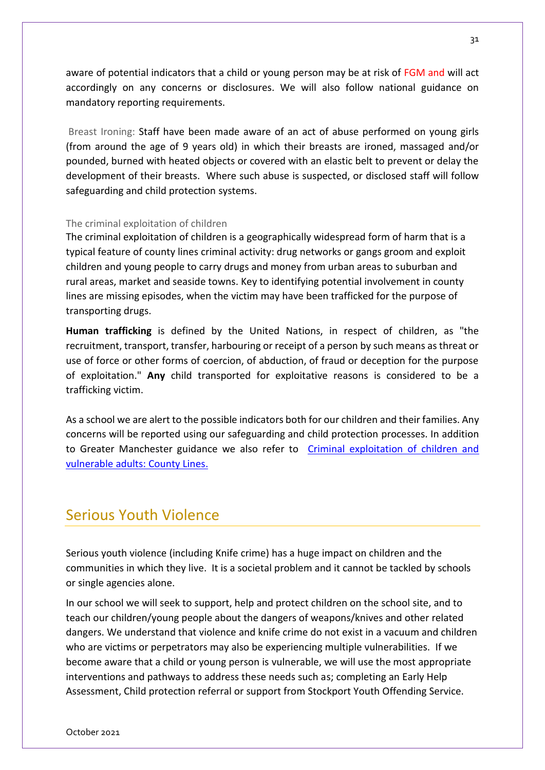aware of potential indicators that a child or young person may be at risk of FGM and will act accordingly on any concerns or disclosures. We will also follow national guidance on mandatory reporting requirements.

Breast Ironing: Staff have been made aware of an act of abuse performed on young girls (from around the age of 9 years old) in which their breasts are ironed, massaged and/or pounded, burned with heated objects or covered with an elastic belt to prevent or delay the development of their breasts. Where such abuse is suspected, or disclosed staff will follow safeguarding and child protection systems.

### The criminal exploitation of children

The criminal exploitation of children is a geographically widespread form of harm that is a typical feature of county lines criminal activity: drug networks or gangs groom and exploit children and young people to carry drugs and money from urban areas to suburban and rural areas, market and seaside towns. Key to identifying potential involvement in county lines are missing episodes, when the victim may have been trafficked for the purpose of transporting drugs.

**Human trafficking** is defined by the United Nations, in respect of children, as "the recruitment, transport, transfer, harbouring or receipt of a person by such means as threat or use of force or other forms of coercion, of abduction, of fraud or deception for the purpose of exploitation." **Any** child transported for exploitative reasons is considered to be a trafficking victim.

As a school we are alert to the possible indicators both for our children and their families. Any concerns will be reported using our safeguarding and child protection processes. In addition to Greater Manchester guidance we also refer to Criminal exploitation of children and vulnerable adults: County Lines.

## Serious Youth Violence

Serious youth violence (including Knife crime) has a huge impact on children and the communities in which they live. It is a societal problem and it cannot be tackled by schools or single agencies alone.

In our school we will seek to support, help and protect children on the school site, and to teach our children/young people about the dangers of weapons/knives and other related dangers. We understand that violence and knife crime do not exist in a vacuum and children who are victims or perpetrators may also be experiencing multiple vulnerabilities. If we become aware that a child or young person is vulnerable, we will use the most appropriate interventions and pathways to address these needs such as; completing an Early Help Assessment, Child protection referral or support from Stockport Youth Offending Service.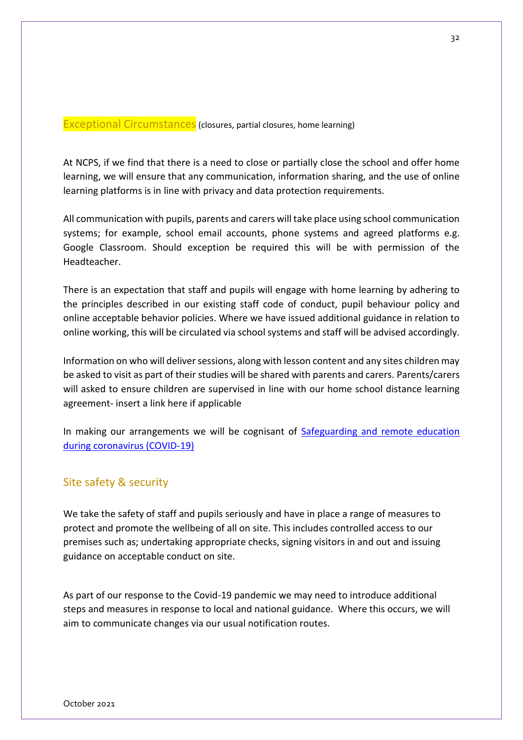## Exceptional Circumstances (closures, partial closures, home learning)

At NCPS, if we find that there is a need to close or partially close the school and offer home learning, we will ensure that any communication, information sharing, and the use of online learning platforms is in line with privacy and data protection requirements.

All communication with pupils, parents and carers will take place using school communication systems; for example, school email accounts, phone systems and agreed platforms e.g. Google Classroom. Should exception be required this will be with permission of the Headteacher.

There is an expectation that staff and pupils will engage with home learning by adhering to the principles described in our existing staff code of conduct, pupil behaviour policy and online acceptable behavior policies. Where we have issued additional guidance in relation to online working, this will be circulated via school systems and staff will be advised accordingly.

Information on who will deliver sessions, along with lesson content and any sites children may be asked to visit as part of their studies will be shared with parents and carers. Parents/carers will asked to ensure children are supervised in line with our home school distance learning agreement- insert a link here if applicable

In making our arrangements we will be cognisant of [Safeguarding and remote education during coronavirus (COVID-19)]

## Site safety & security

We take the safety of staff and pupils seriously and have in place a range of measures to protect and promote the wellbeing of all on site. This includes controlled access to our premises such as; undertaking appropriate checks, signing visitors in and out and issuing guidance on acceptable conduct on site.

As part of our response to the Covid-19 pandemic we may need to introduce additional steps and measures in response to local and national guidance. Where this occurs, we will aim to communicate changes via our usual notification routes.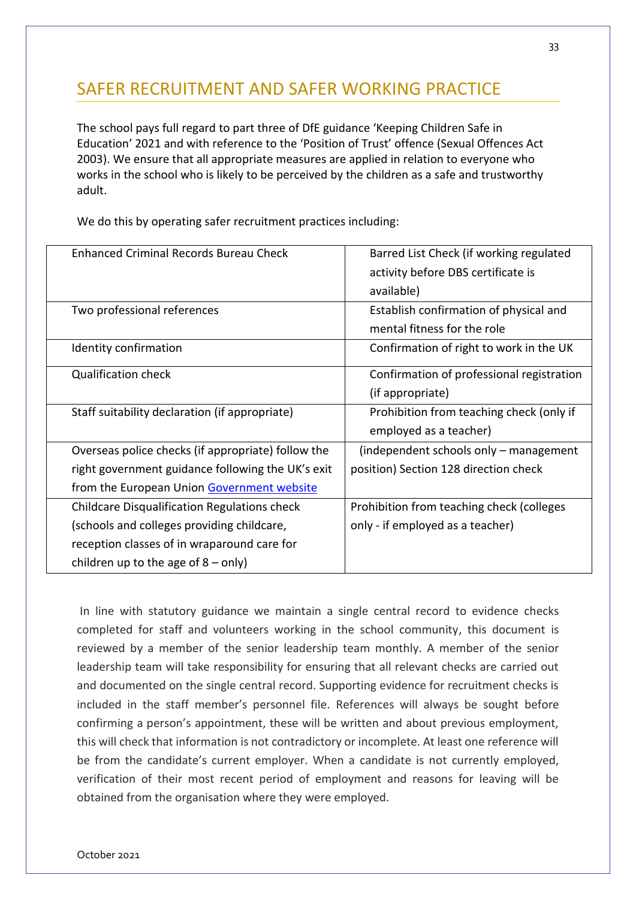# SAFER RECRUITMENT AND SAFER WORKING PRACTICE

The school pays full regard to part three of DfE guidance 'Keeping Children Safe in Education' 2021 and with reference to the 'Position of Trust' offence (Sexual Offences Act 2003). We ensure that all appropriate measures are applied in relation to everyone who works in the school who is likely to be perceived by the children as a safe and trustworthy adult.

We do this by operating safer recruitment practices including:

| | |
|---|---|
| Enhanced Criminal Records Bureau Check | Barred List Check (if working regulated activity before DBS certificate is available) |
| Two professional references | Establish confirmation of physical and mental fitness for the role |
| Identity confirmation | Confirmation of right to work in the UK |
| Qualification check | Confirmation of professional registration (if appropriate) |
| Staff suitability declaration (if appropriate) | Prohibition from teaching check (only if employed as a teacher) |
| Overseas police checks (if appropriate) follow the right government guidance following the UK's exit from the European Union [Government website] | (independent schools only – management position) Section 128 direction check |
| Childcare Disqualification Regulations check (schools and colleges providing childcare, reception classes of in wraparound care for children up to the age of 8 – only) | Prohibition from teaching check (colleges only - if employed as a teacher) |

In line with statutory guidance we maintain a single central record to evidence checks completed for staff and volunteers working in the school community, this document is reviewed by a member of the senior leadership team monthly. A member of the senior leadership team will take responsibility for ensuring that all relevant checks are carried out and documented on the single central record. Supporting evidence for recruitment checks is included in the staff member's personnel file. References will always be sought before confirming a person's appointment, these will be written and about previous employment, this will check that information is not contradictory or incomplete. At least one reference will be from the candidate's current employer. When a candidate is not currently employed, verification of their most recent period of employment and reasons for leaving will be obtained from the organisation where they were employed.

October 2021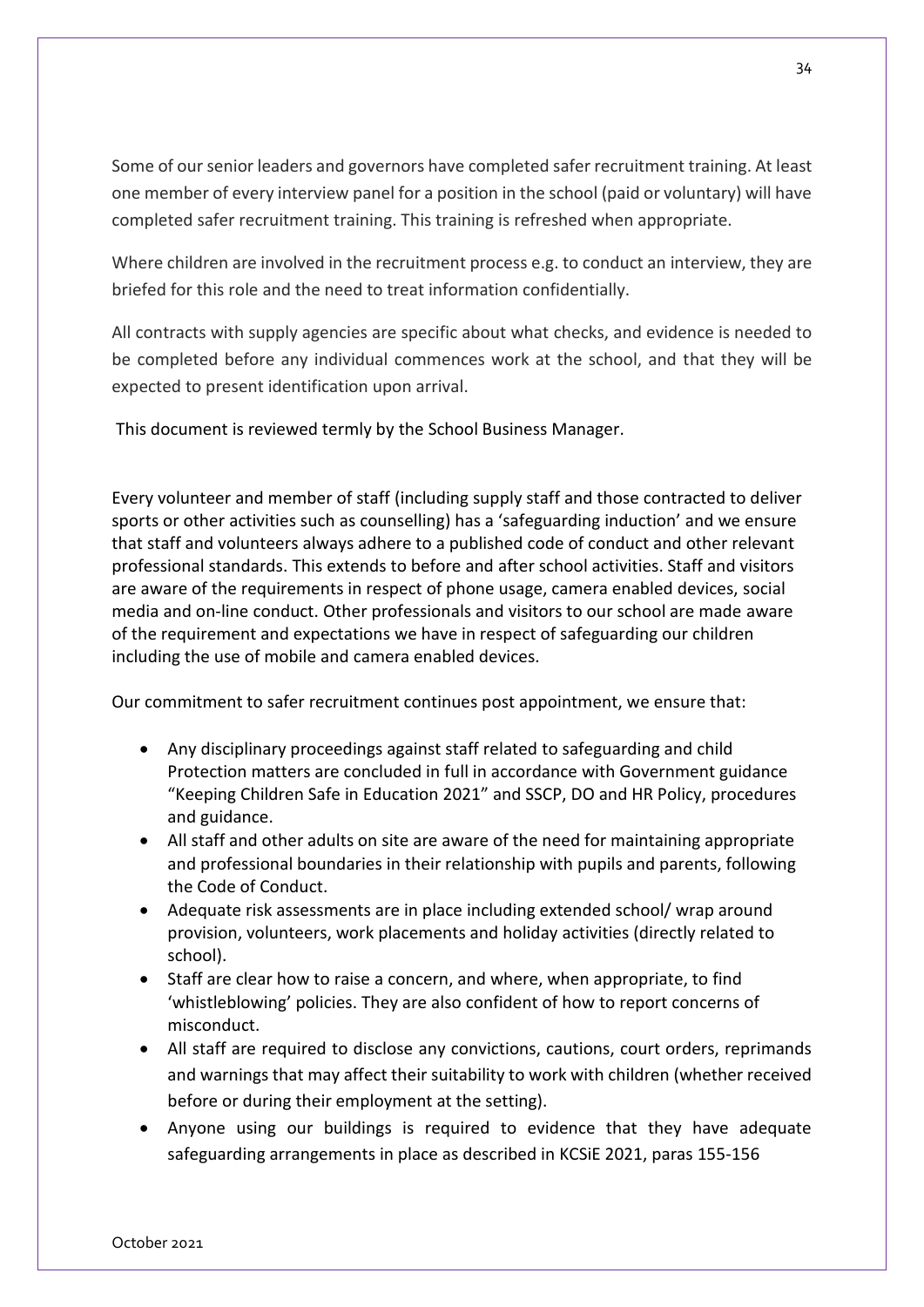Some of our senior leaders and governors have completed safer recruitment training. At least one member of every interview panel for a position in the school (paid or voluntary) will have completed safer recruitment training. This training is refreshed when appropriate.

Where children are involved in the recruitment process e.g. to conduct an interview, they are briefed for this role and the need to treat information confidentially.

All contracts with supply agencies are specific about what checks, and evidence is needed to be completed before any individual commences work at the school, and that they will be expected to present identification upon arrival.

This document is reviewed termly by the School Business Manager.

Every volunteer and member of staff (including supply staff and those contracted to deliver sports or other activities such as counselling) has a 'safeguarding induction' and we ensure that staff and volunteers always adhere to a published code of conduct and other relevant professional standards. This extends to before and after school activities. Staff and visitors are aware of the requirements in respect of phone usage, camera enabled devices, social media and on-line conduct. Other professionals and visitors to our school are made aware of the requirement and expectations we have in respect of safeguarding our children including the use of mobile and camera enabled devices.

Our commitment to safer recruitment continues post appointment, we ensure that:

- Any disciplinary proceedings against staff related to safeguarding and child Protection matters are concluded in full in accordance with Government guidance "Keeping Children Safe in Education 2021" and SSCP, DO and HR Policy, procedures and guidance.
- All staff and other adults on site are aware of the need for maintaining appropriate and professional boundaries in their relationship with pupils and parents, following the Code of Conduct.
- Adequate risk assessments are in place including extended school/ wrap around provision, volunteers, work placements and holiday activities (directly related to school).
- Staff are clear how to raise a concern, and where, when appropriate, to find 'whistleblowing' policies. They are also confident of how to report concerns of misconduct.
- All staff are required to disclose any convictions, cautions, court orders, reprimands and warnings that may affect their suitability to work with children (whether received before or during their employment at the setting).
- Anyone using our buildings is required to evidence that they have adequate safeguarding arrangements in place as described in KCSiE 2021, paras 155-156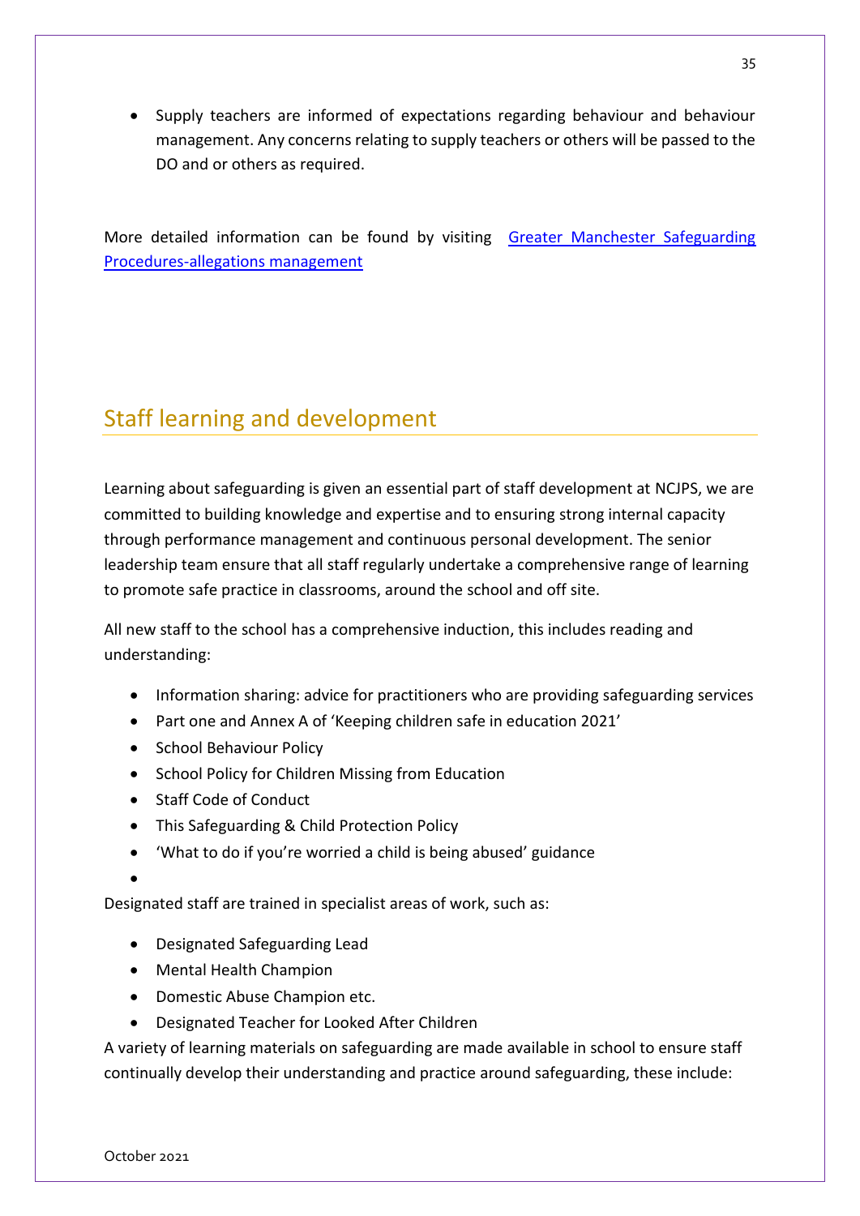- Supply teachers are informed of expectations regarding behaviour and behaviour management. Any concerns relating to supply teachers or others will be passed to the DO and or others as required.

More detailed information can be found by visiting [Greater Manchester Safeguarding Procedures-allegations management]

## Staff learning and development

Learning about safeguarding is given an essential part of staff development at NCJPS, we are committed to building knowledge and expertise and to ensuring strong internal capacity through performance management and continuous personal development. The senior leadership team ensure that all staff regularly undertake a comprehensive range of learning to promote safe practice in classrooms, around the school and off site.

All new staff to the school has a comprehensive induction, this includes reading and understanding:

- Information sharing: advice for practitioners who are providing safeguarding services
- Part one and Annex A of 'Keeping children safe in education 2021'
- School Behaviour Policy
- School Policy for Children Missing from Education
- Staff Code of Conduct
- This Safeguarding & Child Protection Policy
- 'What to do if you're worried a child is being abused' guidance

Designated staff are trained in specialist areas of work, such as:

- Designated Safeguarding Lead
- Mental Health Champion
- Domestic Abuse Champion etc.
- Designated Teacher for Looked After Children

A variety of learning materials on safeguarding are made available in school to ensure staff continually develop their understanding and practice around safeguarding, these include: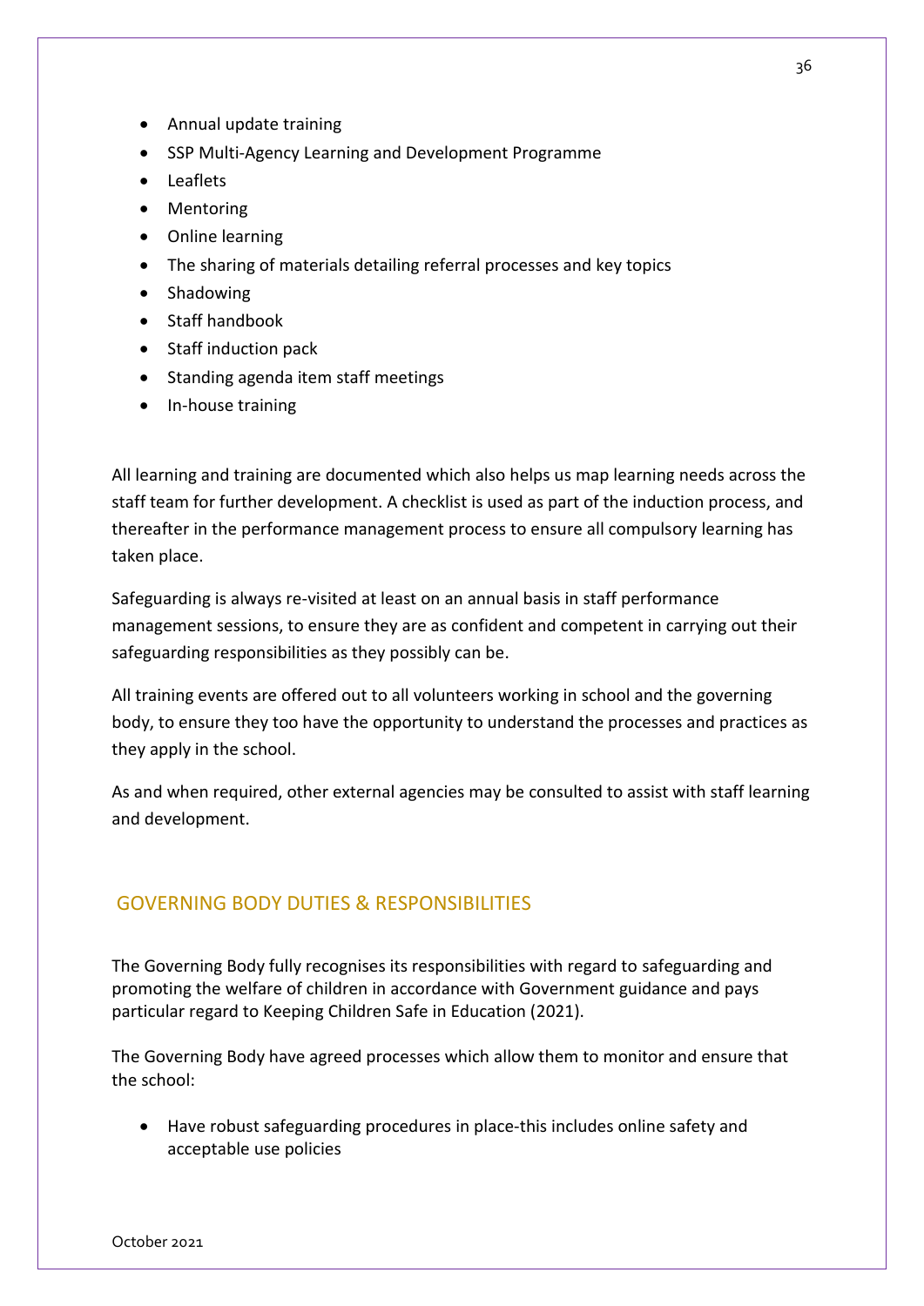- Annual update training
- SSP Multi-Agency Learning and Development Programme
- Leaflets
- Mentoring
- Online learning
- The sharing of materials detailing referral processes and key topics
- Shadowing
- Staff handbook
- Staff induction pack
- Standing agenda item staff meetings
- In-house training

All learning and training are documented which also helps us map learning needs across the staff team for further development. A checklist is used as part of the induction process, and thereafter in the performance management process to ensure all compulsory learning has taken place.

Safeguarding is always re-visited at least on an annual basis in staff performance management sessions, to ensure they are as confident and competent in carrying out their safeguarding responsibilities as they possibly can be.

All training events are offered out to all volunteers working in school and the governing body, to ensure they too have the opportunity to understand the processes and practices as they apply in the school.

As and when required, other external agencies may be consulted to assist with staff learning and development.

## GOVERNING BODY DUTIES & RESPONSIBILITIES

The Governing Body fully recognises its responsibilities with regard to safeguarding and promoting the welfare of children in accordance with Government guidance and pays particular regard to Keeping Children Safe in Education (2021).

The Governing Body have agreed processes which allow them to monitor and ensure that the school:

- Have robust safeguarding procedures in place-this includes online safety and acceptable use policies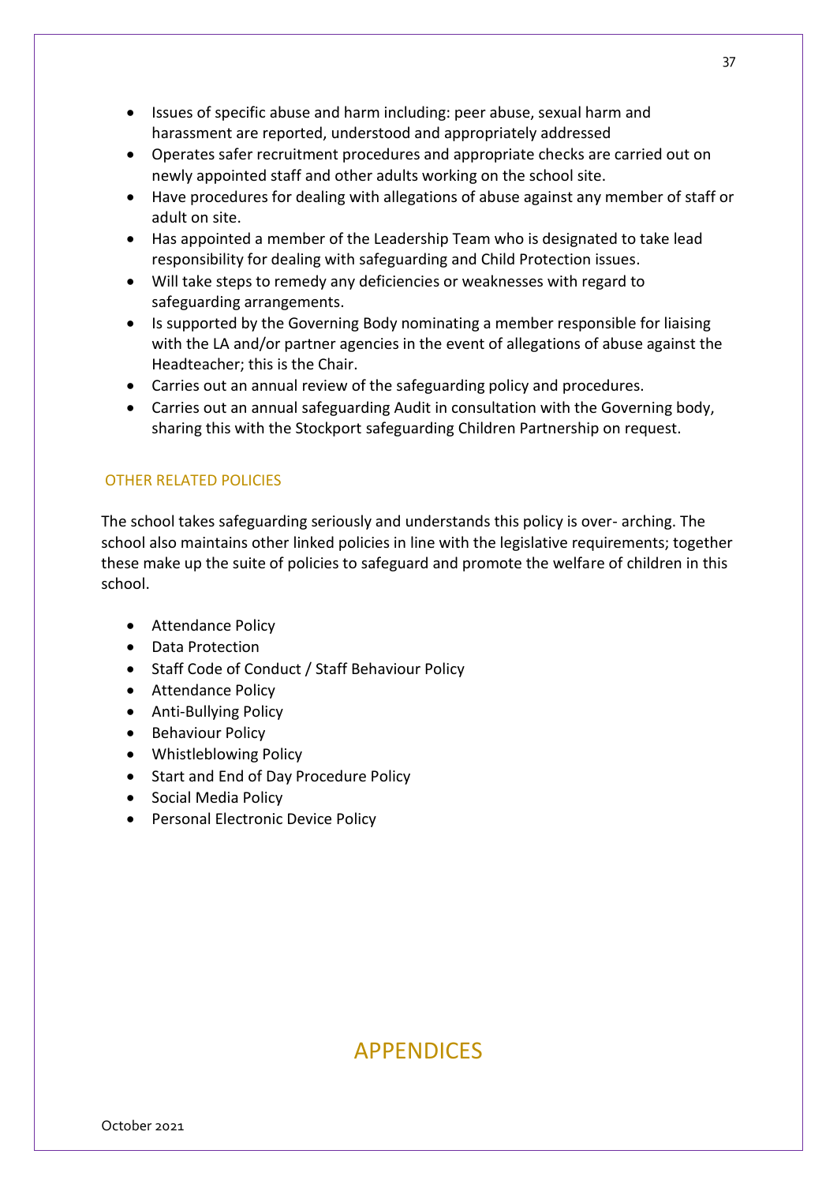- Issues of specific abuse and harm including: peer abuse, sexual harm and harassment are reported, understood and appropriately addressed
- Operates safer recruitment procedures and appropriate checks are carried out on newly appointed staff and other adults working on the school site.
- Have procedures for dealing with allegations of abuse against any member of staff or adult on site.
- Has appointed a member of the Leadership Team who is designated to take lead responsibility for dealing with safeguarding and Child Protection issues.
- Will take steps to remedy any deficiencies or weaknesses with regard to safeguarding arrangements.
- Is supported by the Governing Body nominating a member responsible for liaising with the LA and/or partner agencies in the event of allegations of abuse against the Headteacher; this is the Chair.
- Carries out an annual review of the safeguarding policy and procedures.
- Carries out an annual safeguarding Audit in consultation with the Governing body, sharing this with the Stockport safeguarding Children Partnership on request.

## OTHER RELATED POLICIES

The school takes safeguarding seriously and understands this policy is over- arching. The school also maintains other linked policies in line with the legislative requirements; together these make up the suite of policies to safeguard and promote the welfare of children in this school.

- Attendance Policy
- Data Protection
- Staff Code of Conduct / Staff Behaviour Policy
- Attendance Policy
- Anti-Bullying Policy
- Behaviour Policy
- Whistleblowing Policy
- Start and End of Day Procedure Policy
- Social Media Policy
- Personal Electronic Device Policy

# APPENDICES

October 2021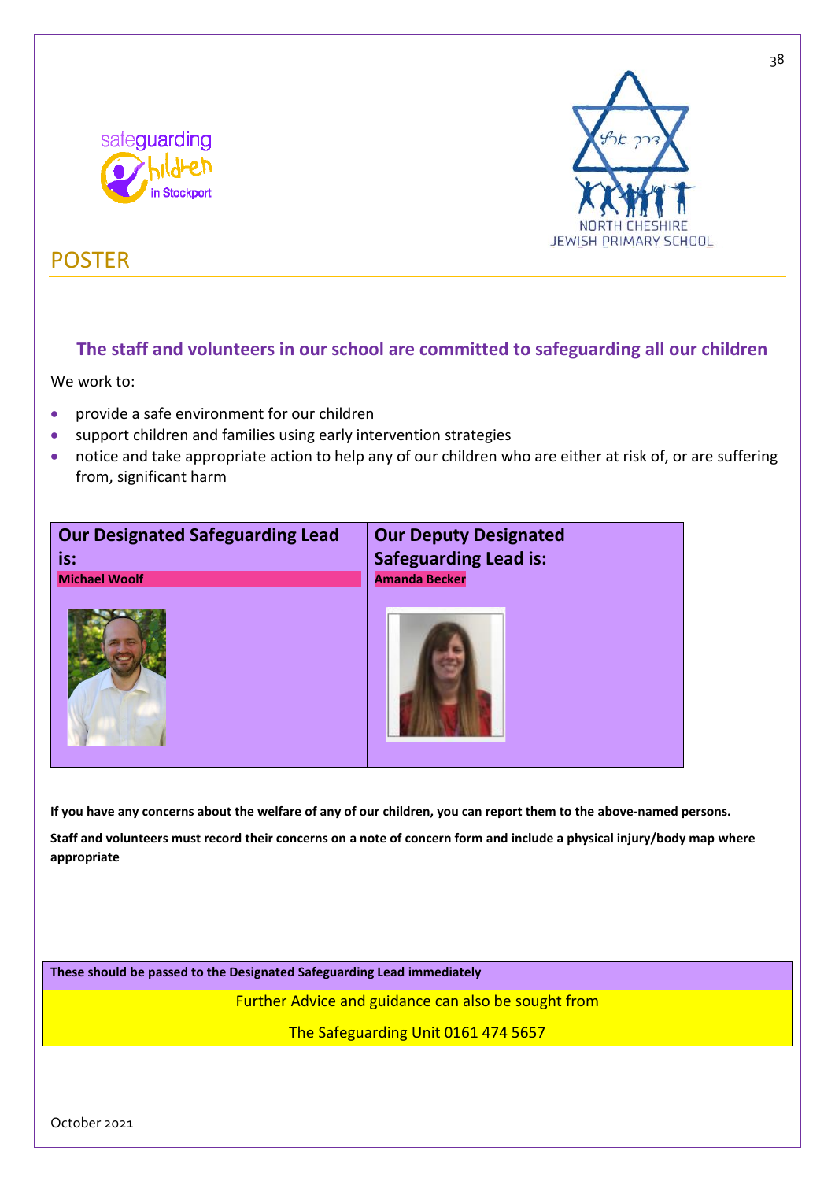# POSTER

### The staff and volunteers in our school are committed to safeguarding all our children

We work to:

- provide a safe environment for our children
- support children and families using early intervention strategies
- notice and take appropriate action to help any of our children who are either at risk of, or are suffering from, significant harm

| Our Designated Safeguarding Lead is: | Our Deputy Designated Safeguarding Lead is: |
| --- | --- |
| **Michael Woolf** | **Amanda Becker** |

**If you have any concerns about the welfare of any of our children, you can report them to the above-named persons.**

**Staff and volunteers must record their concerns on a note of concern form and include a physical injury/body map where appropriate**

**These should be passed to the Designated Safeguarding Lead immediately**

Further Advice and guidance can also be sought from

The Safeguarding Unit 0161 474 5657

October 2021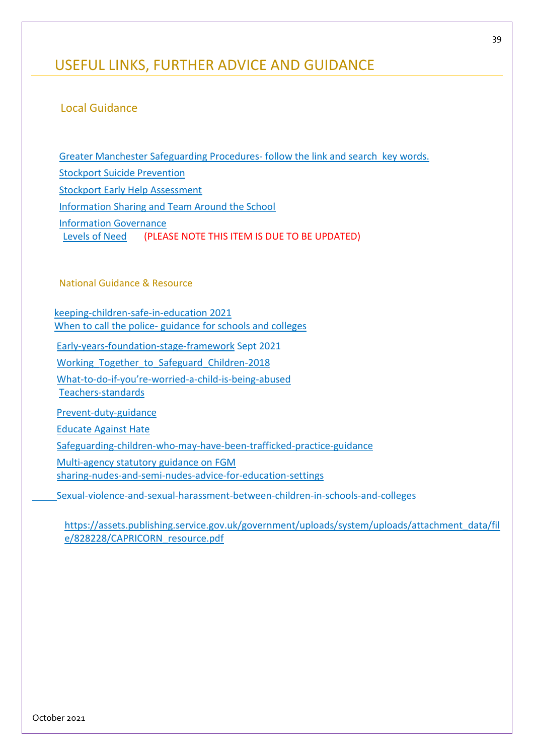# USEFUL LINKS, FURTHER ADVICE AND GUIDANCE

## Local Guidance

Greater Manchester Safeguarding Procedures- follow the link and search key words.

Stockport Suicide Prevention

Stockport Early Help Assessment

Information Sharing and Team Around the School

Information Governance

Levels of Need (PLEASE NOTE THIS ITEM IS DUE TO BE UPDATED)

### National Guidance & Resource

keeping-children-safe-in-education 2021

When to call the police- guidance for schools and colleges

Early-years-foundation-stage-framework Sept 2021

Working_Together_to_Safeguard_Children-2018

What-to-do-if-you're-worried-a-child-is-being-abused

Teachers-standards

Prevent-duty-guidance

Educate Against Hate

Safeguarding-children-who-may-have-been-trafficked-practice-guidance

Multi-agency statutory guidance on FGM

sharing-nudes-and-semi-nudes-advice-for-education-settings

Sexual-violence-and-sexual-harassment-between-children-in-schools-and-colleges

https://assets.publishing.service.gov.uk/government/uploads/system/uploads/attachment_data/file/828228/CAPRICORN_resource.pdf

October 2021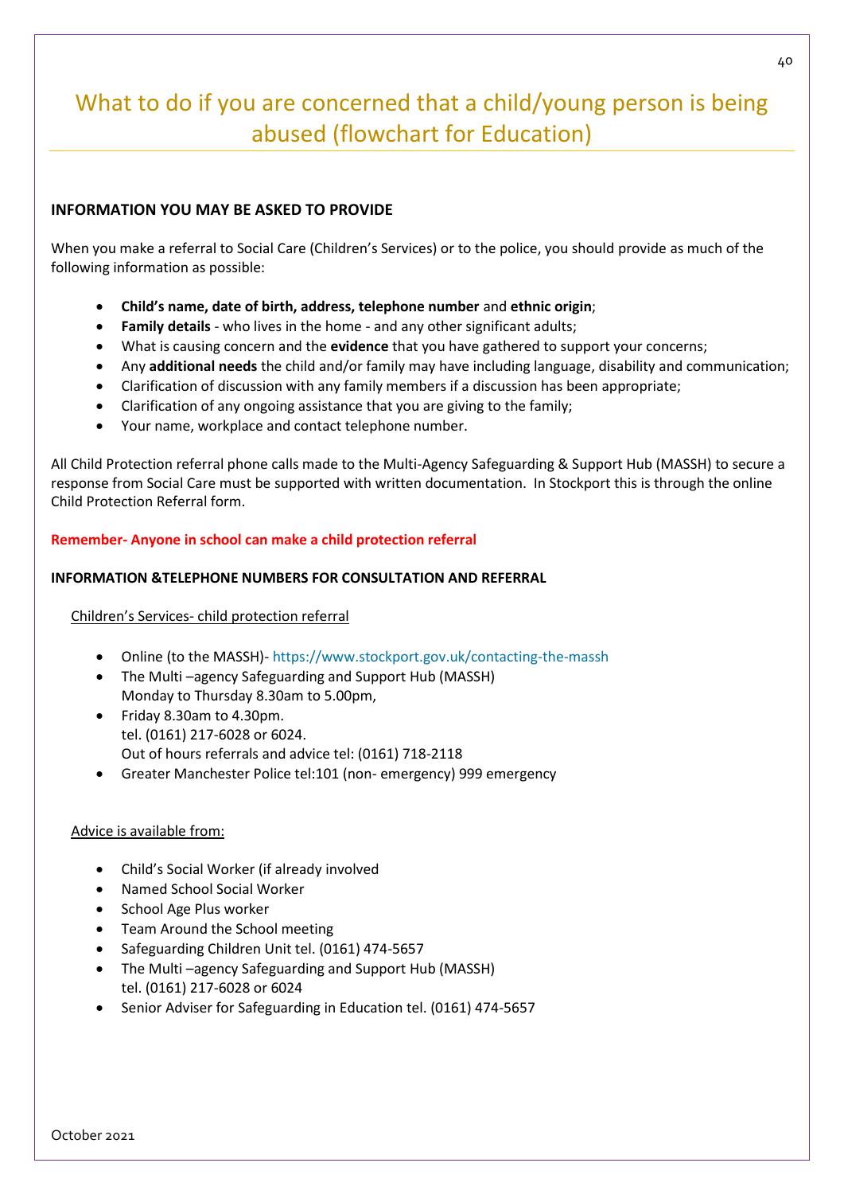# What to do if you are concerned that a child/young person is being abused (flowchart for Education)

**INFORMATION YOU MAY BE ASKED TO PROVIDE**

When you make a referral to Social Care (Children's Services) or to the police, you should provide as much of the following information as possible:

- **Child's name, date of birth, address, telephone number** and **ethnic origin**;
- **Family details** - who lives in the home - and any other significant adults;
- What is causing concern and the **evidence** that you have gathered to support your concerns;
- Any **additional needs** the child and/or family may have including language, disability and communication;
- Clarification of discussion with any family members if a discussion has been appropriate;
- Clarification of any ongoing assistance that you are giving to the family;
- Your name, workplace and contact telephone number.

All Child Protection referral phone calls made to the Multi-Agency Safeguarding & Support Hub (MASSH) to secure a response from Social Care must be supported with written documentation. In Stockport this is through the online Child Protection Referral form.

**Remember- Anyone in school can make a child protection referral**

**INFORMATION &TELEPHONE NUMBERS FOR CONSULTATION AND REFERRAL**

Children's Services- child protection referral

- Online (to the MASSH)- https://www.stockport.gov.uk/contacting-the-massh
- The Multi –agency Safeguarding and Support Hub (MASSH)
  Monday to Thursday 8.30am to 5.00pm,
- Friday 8.30am to 4.30pm.
  tel. (0161) 217-6028 or 6024.
  Out of hours referrals and advice tel: (0161) 718-2118
- Greater Manchester Police tel:101 (non- emergency) 999 emergency

Advice is available from:

- Child's Social Worker (if already involved
- Named School Social Worker
- School Age Plus worker
- Team Around the School meeting
- Safeguarding Children Unit tel. (0161) 474-5657
- The Multi –agency Safeguarding and Support Hub (MASSH)
  tel. (0161) 217-6028 or 6024
- Senior Adviser for Safeguarding in Education tel. (0161) 474-5657

October 2021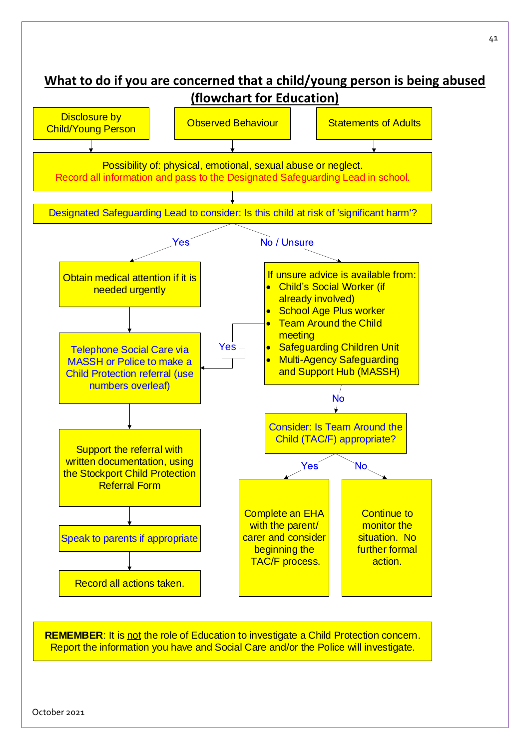# What to do if you are concerned that a child/young person is being abused (flowchart for Education)

Disclosure by Child/Young Person | Observed Behaviour | Statements of Adults

↓

Possibility of: physical, emotional, sexual abuse or neglect.
Record all information and pass to the Designated Safeguarding Lead in school.

↓

Designated Safeguarding Lead to consider: Is this child at risk of 'significant harm'?

**Yes** →

Obtain medical attention if it is needed urgently

↓

Telephone Social Care via MASSH or Police to make a Child Protection referral (use numbers overleaf)

↓

Support the referral with written documentation, using the Stockport Child Protection Referral Form

↓

Speak to parents if appropriate

↓

Record all actions taken.

**No / Unsure** →

If unsure advice is available from:

- Child's Social Worker (if already involved)
- School Age Plus worker
- Team Around the Child meeting
- Safeguarding Children Unit
- Multi-Agency Safeguarding and Support Hub (MASSH)

**Yes** → Telephone Social Care via MASSH or Police to make a Child Protection referral

**No** →

Consider: Is Team Around the Child (TAC/F) appropriate?

**Yes** → Complete an EHA with the parent/ carer and consider beginning the TAC/F process.

**No** → Continue to monitor the situation. No further formal action.

**REMEMBER**: It is not the role of Education to investigate a Child Protection concern. Report the information you have and Social Care and/or the Police will investigate.

October 2021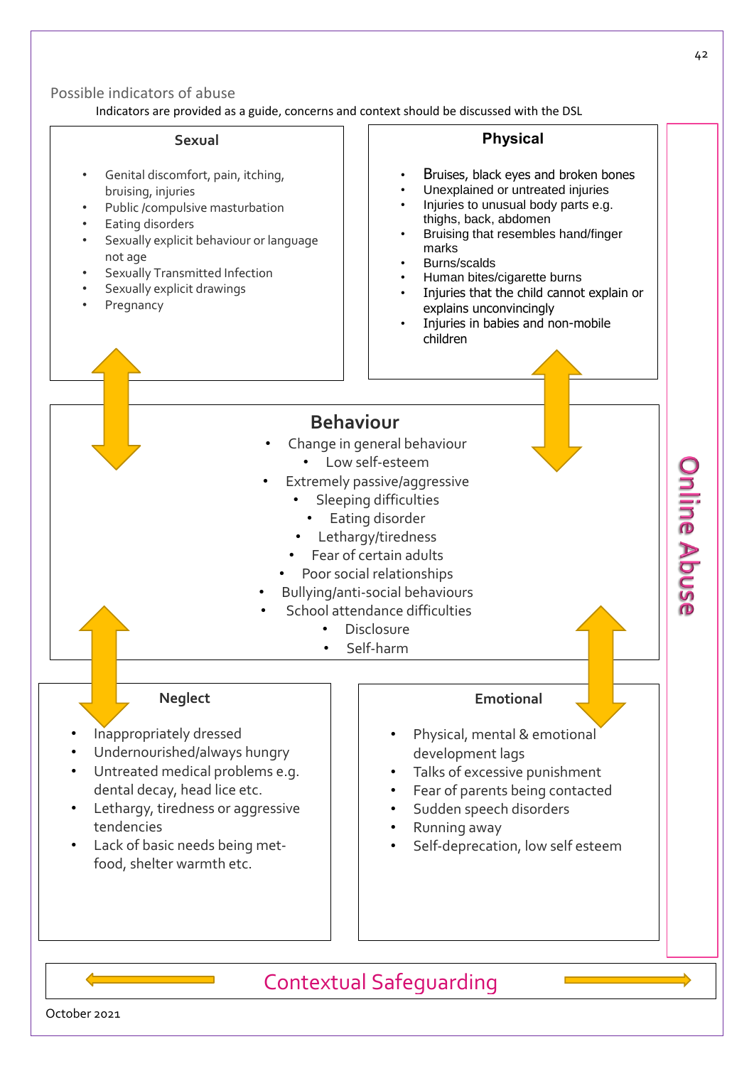## Possible indicators of abuse

Indicators are provided as a guide, concerns and context should be discussed with the DSL

### Sexual

- Genital discomfort, pain, itching, bruising, injuries
- Public /compulsive masturbation
- Eating disorders
- Sexually explicit behaviour or language not age
- Sexually Transmitted Infection
- Sexually explicit drawings
- Pregnancy

### Physical

- Bruises, black eyes and broken bones
- Unexplained or untreated injuries
- Injuries to unusual body parts e.g. thighs, back, abdomen
- Bruising that resembles hand/finger marks
- Burns/scalds
- Human bites/cigarette burns
- Injuries that the child cannot explain or explains unconvincingly
- Injuries in babies and non-mobile children

### Behaviour

- Change in general behaviour
- Low self-esteem
- Extremely passive/aggressive
- Sleeping difficulties
- Eating disorder
- Lethargy/tiredness
- Fear of certain adults
- Poor social relationships
- Bullying/anti-social behaviours
- School attendance difficulties
- Disclosure
- Self-harm

### Neglect

- Inappropriately dressed
- Undernourished/always hungry
- Untreated medical problems e.g. dental decay, head lice etc.
- Lethargy, tiredness or aggressive tendencies
- Lack of basic needs being met- food, shelter warmth etc.

### Emotional

- Physical, mental & emotional development lags
- Talks of excessive punishment
- Fear of parents being contacted
- Sudden speech disorders
- Running away
- Self-deprecation, low self esteem

Online Abuse

Contextual Safeguarding

October 2021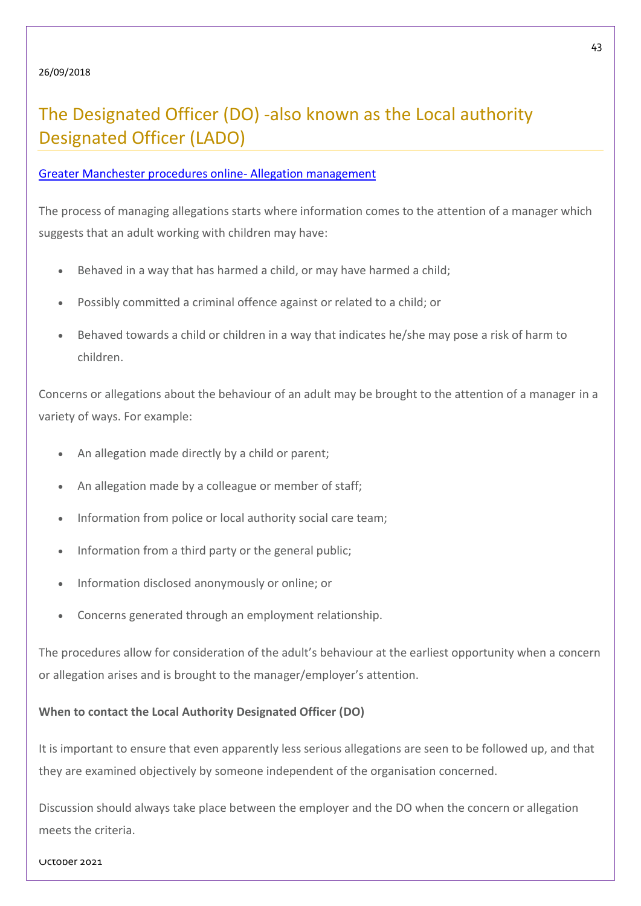# The Designated Officer (DO) -also known as the Local authority Designated Officer (LADO)

[Greater Manchester procedures online- Allegation management]

The process of managing allegations starts where information comes to the attention of a manager which suggests that an adult working with children may have:

- Behaved in a way that has harmed a child, or may have harmed a child;
- Possibly committed a criminal offence against or related to a child; or
- Behaved towards a child or children in a way that indicates he/she may pose a risk of harm to children.

Concerns or allegations about the behaviour of an adult may be brought to the attention of a manager in a variety of ways. For example:

- An allegation made directly by a child or parent;
- An allegation made by a colleague or member of staff;
- Information from police or local authority social care team;
- Information from a third party or the general public;
- Information disclosed anonymously or online; or
- Concerns generated through an employment relationship.

The procedures allow for consideration of the adult's behaviour at the earliest opportunity when a concern or allegation arises and is brought to the manager/employer's attention.

**When to contact the Local Authority Designated Officer (DO)**

It is important to ensure that even apparently less serious allegations are seen to be followed up, and that they are examined objectively by someone independent of the organisation concerned.

Discussion should always take place between the employer and the DO when the concern or allegation meets the criteria.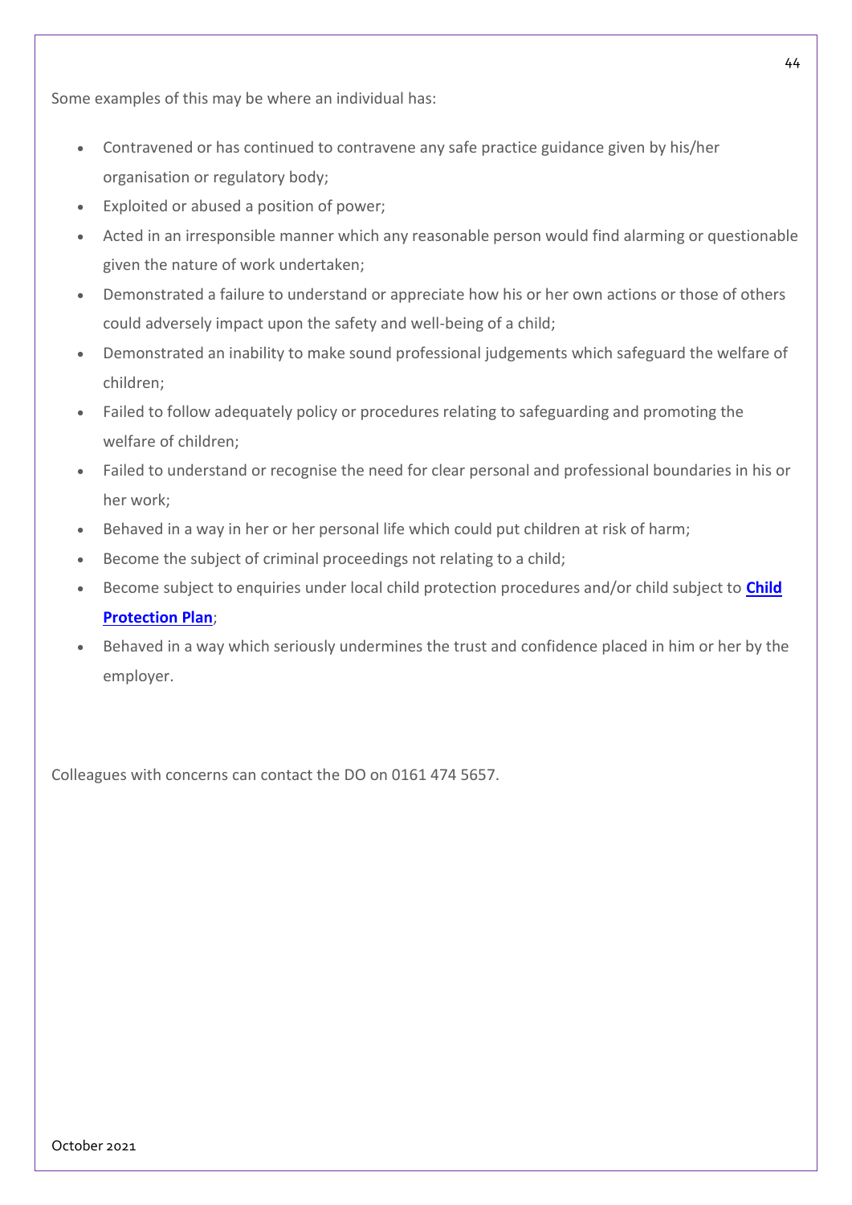Some examples of this may be where an individual has:

- Contravened or has continued to contravene any safe practice guidance given by his/her organisation or regulatory body;
- Exploited or abused a position of power;
- Acted in an irresponsible manner which any reasonable person would find alarming or questionable given the nature of work undertaken;
- Demonstrated a failure to understand or appreciate how his or her own actions or those of others could adversely impact upon the safety and well-being of a child;
- Demonstrated an inability to make sound professional judgements which safeguard the welfare of children;
- Failed to follow adequately policy or procedures relating to safeguarding and promoting the welfare of children;
- Failed to understand or recognise the need for clear personal and professional boundaries in his or her work;
- Behaved in a way in her or her personal life which could put children at risk of harm;
- Become the subject of criminal proceedings not relating to a child;
- Become subject to enquiries under local child protection procedures and/or child subject to **Child Protection Plan**;
- Behaved in a way which seriously undermines the trust and confidence placed in him or her by the employer.

Colleagues with concerns can contact the DO on 0161 474 5657.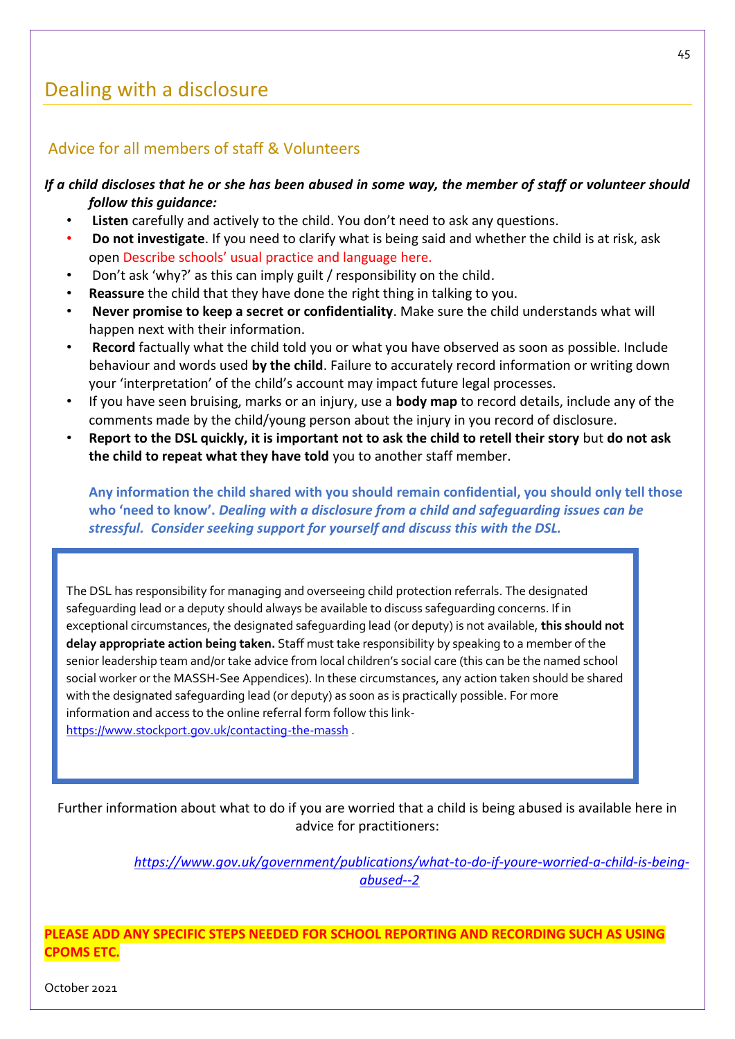## Dealing with a disclosure

### Advice for all members of staff & Volunteers

***If a child discloses that he or she has been abused in some way, the member of staff or volunteer should follow this guidance:***

- **Listen** carefully and actively to the child. You don't need to ask any questions.
- **Do not investigate**. If you need to clarify what is being said and whether the child is at risk, ask open Describe schools' usual practice and language here.
- Don't ask 'why?' as this can imply guilt / responsibility on the child.
- **Reassure** the child that they have done the right thing in talking to you.
- **Never promise to keep a secret or confidentiality**. Make sure the child understands what will happen next with their information.
- **Record** factually what the child told you or what you have observed as soon as possible. Include behaviour and words used **by the child**. Failure to accurately record information or writing down your 'interpretation' of the child's account may impact future legal processes.
- If you have seen bruising, marks or an injury, use a **body map** to record details, include any of the comments made by the child/young person about the injury in you record of disclosure.
- **Report to the DSL quickly, it is important not to ask the child to retell their story** but **do not ask the child to repeat what they have told** you to another staff member.

**Any information the child shared with you should remain confidential, you should only tell those who 'need to know'. *Dealing with a disclosure from a child and safeguarding issues can be stressful. Consider seeking support for yourself and discuss this with the DSL.***

The DSL has responsibility for managing and overseeing child protection referrals. The designated safeguarding lead or a deputy should always be available to discuss safeguarding concerns. If in exceptional circumstances, the designated safeguarding lead (or deputy) is not available, **this should not delay appropriate action being taken.** Staff must take responsibility by speaking to a member of the senior leadership team and/or take advice from local children's social care (this can be the named school social worker or the MASSH-See Appendices). In these circumstances, any action taken should be shared with the designated safeguarding lead (or deputy) as soon as is practically possible. For more information and access to the online referral form follow this link- https://www.stockport.gov.uk/contacting-the-massh .

Further information about what to do if you are worried that a child is being abused is available here in advice for practitioners:

*https://www.gov.uk/government/publications/what-to-do-if-youre-worried-a-child-is-being-abused--2*

**PLEASE ADD ANY SPECIFIC STEPS NEEDED FOR SCHOOL REPORTING AND RECORDING SUCH AS USING CPOMS ETC.**

October 2021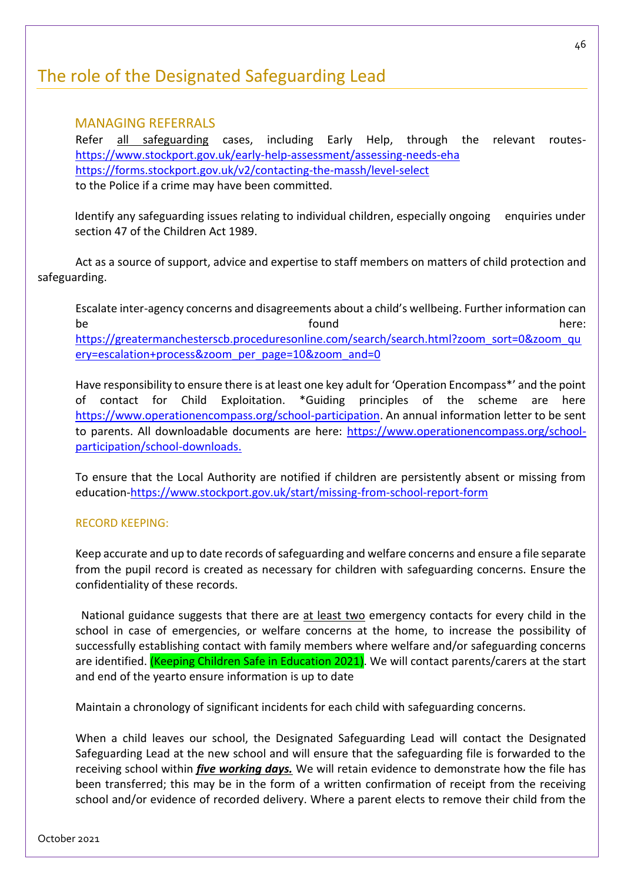# The role of the Designated Safeguarding Lead

## MANAGING REFERRALS

Refer all safeguarding cases, including Early Help, through the relevant routes- https://www.stockport.gov.uk/early-help-assessment/assessing-needs-eha https://forms.stockport.gov.uk/v2/contacting-the-massh/level-select to the Police if a crime may have been committed.

Identify any safeguarding issues relating to individual children, especially ongoing enquiries under section 47 of the Children Act 1989.

Act as a source of support, advice and expertise to staff members on matters of child protection and safeguarding.

Escalate inter-agency concerns and disagreements about a child's wellbeing. Further information can be found here: https://greatermanchesterscb.proceduresonline.com/search/search.html?zoom_sort=0&zoom_query=escalation+process&zoom_per_page=10&zoom_and=0

Have responsibility to ensure there is at least one key adult for 'Operation Encompass*' and the point of contact for Child Exploitation. *Guiding principles of the scheme are here https://www.operationencompass.org/school-participation. An annual information letter to be sent to parents. All downloadable documents are here: https://www.operationencompass.org/school-participation/school-downloads.

To ensure that the Local Authority are notified if children are persistently absent or missing from education-https://www.stockport.gov.uk/start/missing-from-school-report-form

### RECORD KEEPING:

Keep accurate and up to date records of safeguarding and welfare concerns and ensure a file separate from the pupil record is created as necessary for children with safeguarding concerns. Ensure the confidentiality of these records.

National guidance suggests that there are at least two emergency contacts for every child in the school in case of emergencies, or welfare concerns at the home, to increase the possibility of successfully establishing contact with family members where welfare and/or safeguarding concerns are identified. (Keeping Children Safe in Education 2021). We will contact parents/carers at the start and end of the yearto ensure information is up to date

Maintain a chronology of significant incidents for each child with safeguarding concerns.

When a child leaves our school, the Designated Safeguarding Lead will contact the Designated Safeguarding Lead at the new school and will ensure that the safeguarding file is forwarded to the receiving school within ***five working days.*** We will retain evidence to demonstrate how the file has been transferred; this may be in the form of a written confirmation of receipt from the receiving school and/or evidence of recorded delivery. Where a parent elects to remove their child from the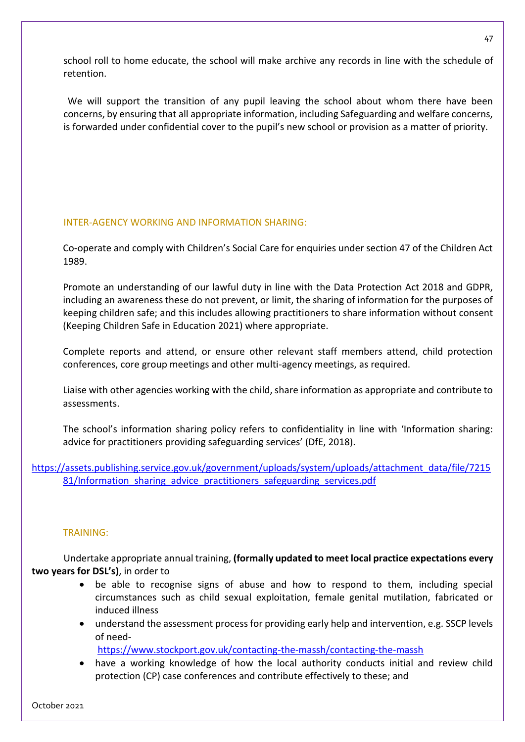school roll to home educate, the school will make archive any records in line with the schedule of retention.

We will support the transition of any pupil leaving the school about whom there have been concerns, by ensuring that all appropriate information, including Safeguarding and welfare concerns, is forwarded under confidential cover to the pupil's new school or provision as a matter of priority.

## INTER-AGENCY WORKING AND INFORMATION SHARING:

Co-operate and comply with Children's Social Care for enquiries under section 47 of the Children Act 1989.

Promote an understanding of our lawful duty in line with the Data Protection Act 2018 and GDPR, including an awareness these do not prevent, or limit, the sharing of information for the purposes of keeping children safe; and this includes allowing practitioners to share information without consent (Keeping Children Safe in Education 2021) where appropriate.

Complete reports and attend, or ensure other relevant staff members attend, child protection conferences, core group meetings and other multi-agency meetings, as required.

Liaise with other agencies working with the child, share information as appropriate and contribute to assessments.

The school's information sharing policy refers to confidentiality in line with 'Information sharing: advice for practitioners providing safeguarding services' (DfE, 2018).

https://assets.publishing.service.gov.uk/government/uploads/system/uploads/attachment_data/file/721581/Information_sharing_advice_practitioners_safeguarding_services.pdf

## TRAINING:

Undertake appropriate annual training, **(formally updated to meet local practice expectations every two years for DSL's)**, in order to

- be able to recognise signs of abuse and how to respond to them, including special circumstances such as child sexual exploitation, female genital mutilation, fabricated or induced illness
- understand the assessment process for providing early help and intervention, e.g. SSCP levels of need- https://www.stockport.gov.uk/contacting-the-massh/contacting-the-massh
- have a working knowledge of how the local authority conducts initial and review child protection (CP) case conferences and contribute effectively to these; and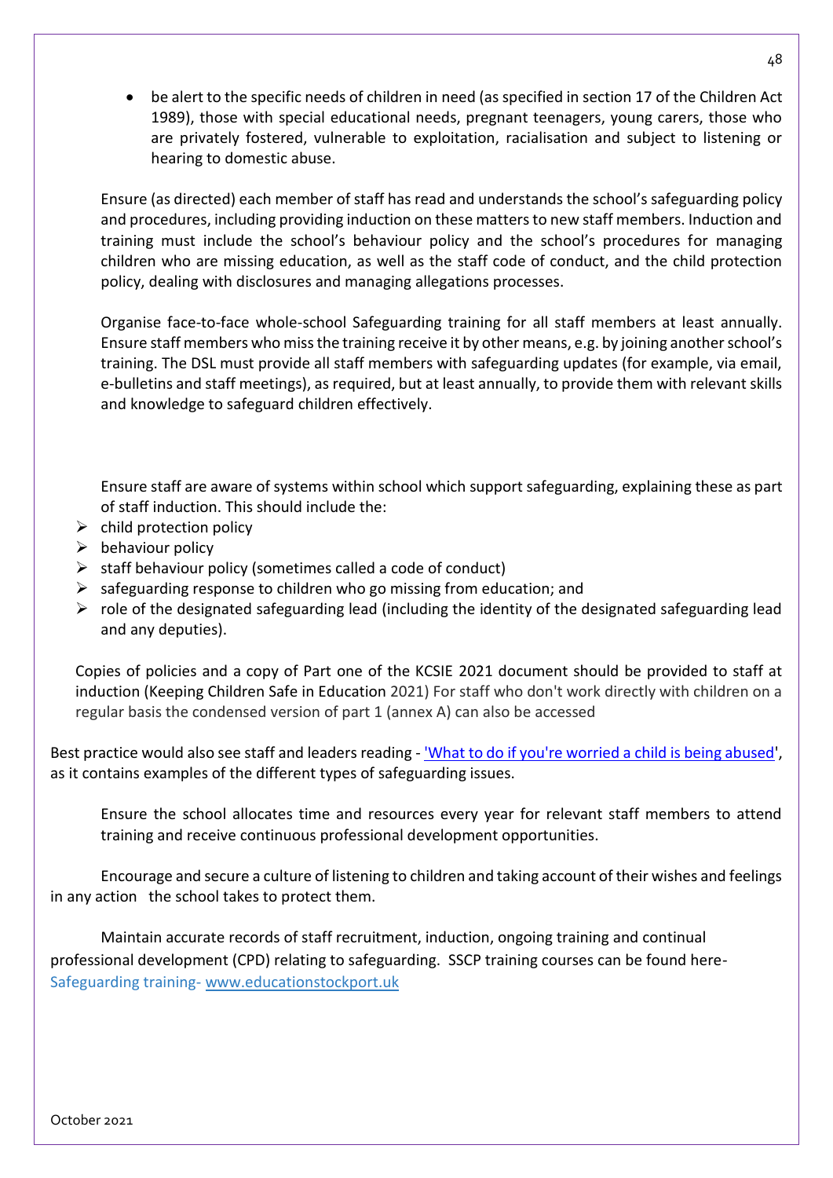- be alert to the specific needs of children in need (as specified in section 17 of the Children Act 1989), those with special educational needs, pregnant teenagers, young carers, those who are privately fostered, vulnerable to exploitation, racialisation and subject to listening or hearing to domestic abuse.

Ensure (as directed) each member of staff has read and understands the school's safeguarding policy and procedures, including providing induction on these matters to new staff members. Induction and training must include the school's behaviour policy and the school's procedures for managing children who are missing education, as well as the staff code of conduct, and the child protection policy, dealing with disclosures and managing allegations processes.

Organise face-to-face whole-school Safeguarding training for all staff members at least annually. Ensure staff members who miss the training receive it by other means, e.g. by joining another school's training. The DSL must provide all staff members with safeguarding updates (for example, via email, e-bulletins and staff meetings), as required, but at least annually, to provide them with relevant skills and knowledge to safeguard children effectively.

Ensure staff are aware of systems within school which support safeguarding, explaining these as part of staff induction. This should include the:

- child protection policy
- behaviour policy
- staff behaviour policy (sometimes called a code of conduct)
- safeguarding response to children who go missing from education; and
- role of the designated safeguarding lead (including the identity of the designated safeguarding lead and any deputies).

Copies of policies and a copy of Part one of the KCSIE 2021 document should be provided to staff at induction (Keeping Children Safe in Education 2021) For staff who don't work directly with children on a regular basis the condensed version of part 1 (annex A) can also be accessed

Best practice would also see staff and leaders reading - ['What to do if you're worried a child is being abused'](), as it contains examples of the different types of safeguarding issues.

Ensure the school allocates time and resources every year for relevant staff members to attend training and receive continuous professional development opportunities.

Encourage and secure a culture of listening to children and taking account of their wishes and feelings in any action the school takes to protect them.

Maintain accurate records of staff recruitment, induction, ongoing training and continual professional development (CPD) relating to safeguarding. SSCP training courses can be found here- Safeguarding training- [www.educationstockport.uk](www.educationstockport.uk)

October 2021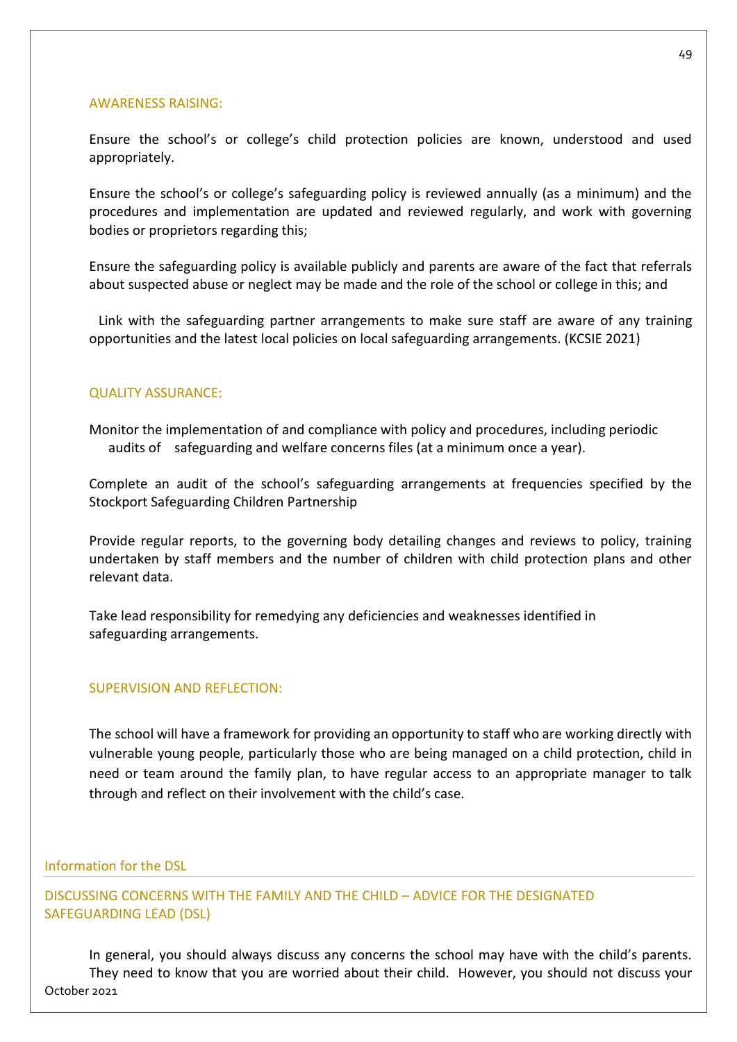### AWARENESS RAISING:

Ensure the school's or college's child protection policies are known, understood and used appropriately.

Ensure the school's or college's safeguarding policy is reviewed annually (as a minimum) and the procedures and implementation are updated and reviewed regularly, and work with governing bodies or proprietors regarding this;

Ensure the safeguarding policy is available publicly and parents are aware of the fact that referrals about suspected abuse or neglect may be made and the role of the school or college in this; and

Link with the safeguarding partner arrangements to make sure staff are aware of any training opportunities and the latest local policies on local safeguarding arrangements. (KCSIE 2021)

### QUALITY ASSURANCE:

Monitor the implementation of and compliance with policy and procedures, including periodic audits of safeguarding and welfare concerns files (at a minimum once a year).

Complete an audit of the school's safeguarding arrangements at frequencies specified by the Stockport Safeguarding Children Partnership

Provide regular reports, to the governing body detailing changes and reviews to policy, training undertaken by staff members and the number of children with child protection plans and other relevant data.

Take lead responsibility for remedying any deficiencies and weaknesses identified in safeguarding arrangements.

### SUPERVISION AND REFLECTION:

The school will have a framework for providing an opportunity to staff who are working directly with vulnerable young people, particularly those who are being managed on a child protection, child in need or team around the family plan, to have regular access to an appropriate manager to talk through and reflect on their involvement with the child's case.

## Information for the DSL

### DISCUSSING CONCERNS WITH THE FAMILY AND THE CHILD – ADVICE FOR THE DESIGNATED SAFEGUARDING LEAD (DSL)

In general, you should always discuss any concerns the school may have with the child's parents. They need to know that you are worried about their child. However, you should not discuss your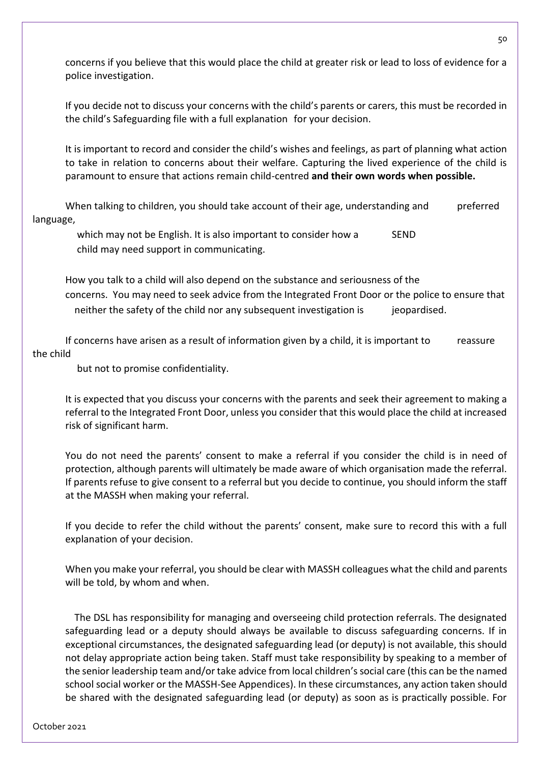concerns if you believe that this would place the child at greater risk or lead to loss of evidence for a police investigation.

If you decide not to discuss your concerns with the child's parents or carers, this must be recorded in the child's Safeguarding file with a full explanation for your decision.

It is important to record and consider the child's wishes and feelings, as part of planning what action to take in relation to concerns about their welfare. Capturing the lived experience of the child is paramount to ensure that actions remain child-centred **and their own words when possible.**

When talking to children, you should take account of their age, understanding and preferred language, which may not be English. It is also important to consider how a SEND child may need support in communicating.

How you talk to a child will also depend on the substance and seriousness of the concerns. You may need to seek advice from the Integrated Front Door or the police to ensure that neither the safety of the child nor any subsequent investigation is jeopardised.

If concerns have arisen as a result of information given by a child, it is important to reassure the child but not to promise confidentiality.

It is expected that you discuss your concerns with the parents and seek their agreement to making a referral to the Integrated Front Door, unless you consider that this would place the child at increased risk of significant harm.

You do not need the parents' consent to make a referral if you consider the child is in need of protection, although parents will ultimately be made aware of which organisation made the referral. If parents refuse to give consent to a referral but you decide to continue, you should inform the staff at the MASSH when making your referral.

If you decide to refer the child without the parents' consent, make sure to record this with a full explanation of your decision.

When you make your referral, you should be clear with MASSH colleagues what the child and parents will be told, by whom and when.

The DSL has responsibility for managing and overseeing child protection referrals. The designated safeguarding lead or a deputy should always be available to discuss safeguarding concerns. If in exceptional circumstances, the designated safeguarding lead (or deputy) is not available, this should not delay appropriate action being taken. Staff must take responsibility by speaking to a member of the senior leadership team and/or take advice from local children's social care (this can be the named school social worker or the MASSH-See Appendices). In these circumstances, any action taken should be shared with the designated safeguarding lead (or deputy) as soon as is practically possible. For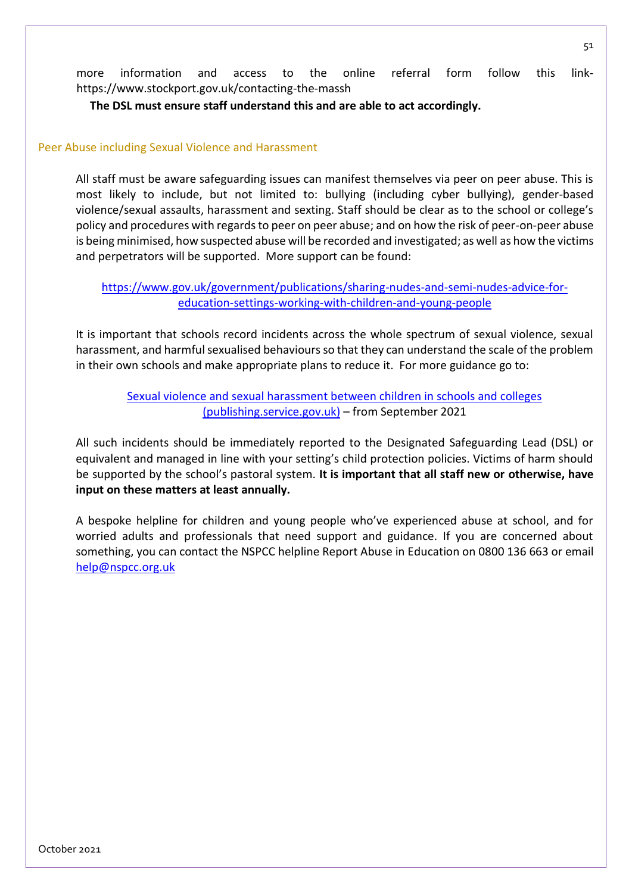more information and access to the online referral form follow this link- https://www.stockport.gov.uk/contacting-the-massh

**The DSL must ensure staff understand this and are able to act accordingly.**

## Peer Abuse including Sexual Violence and Harassment

All staff must be aware safeguarding issues can manifest themselves via peer on peer abuse. This is most likely to include, but not limited to: bullying (including cyber bullying), gender-based violence/sexual assaults, harassment and sexting. Staff should be clear as to the school or college's policy and procedures with regards to peer on peer abuse; and on how the risk of peer-on-peer abuse is being minimised, how suspected abuse will be recorded and investigated; as well as how the victims and perpetrators will be supported. More support can be found:

https://www.gov.uk/government/publications/sharing-nudes-and-semi-nudes-advice-for-education-settings-working-with-children-and-young-people

It is important that schools record incidents across the whole spectrum of sexual violence, sexual harassment, and harmful sexualised behaviours so that they can understand the scale of the problem in their own schools and make appropriate plans to reduce it. For more guidance go to:

Sexual violence and sexual harassment between children in schools and colleges (publishing.service.gov.uk) – from September 2021

All such incidents should be immediately reported to the Designated Safeguarding Lead (DSL) or equivalent and managed in line with your setting's child protection policies. Victims of harm should be supported by the school's pastoral system. **It is important that all staff new or otherwise, have input on these matters at least annually.**

A bespoke helpline for children and young people who've experienced abuse at school, and for worried adults and professionals that need support and guidance. If you are concerned about something, you can contact the NSPCC helpline Report Abuse in Education on 0800 136 663 or email help@nspcc.org.uk